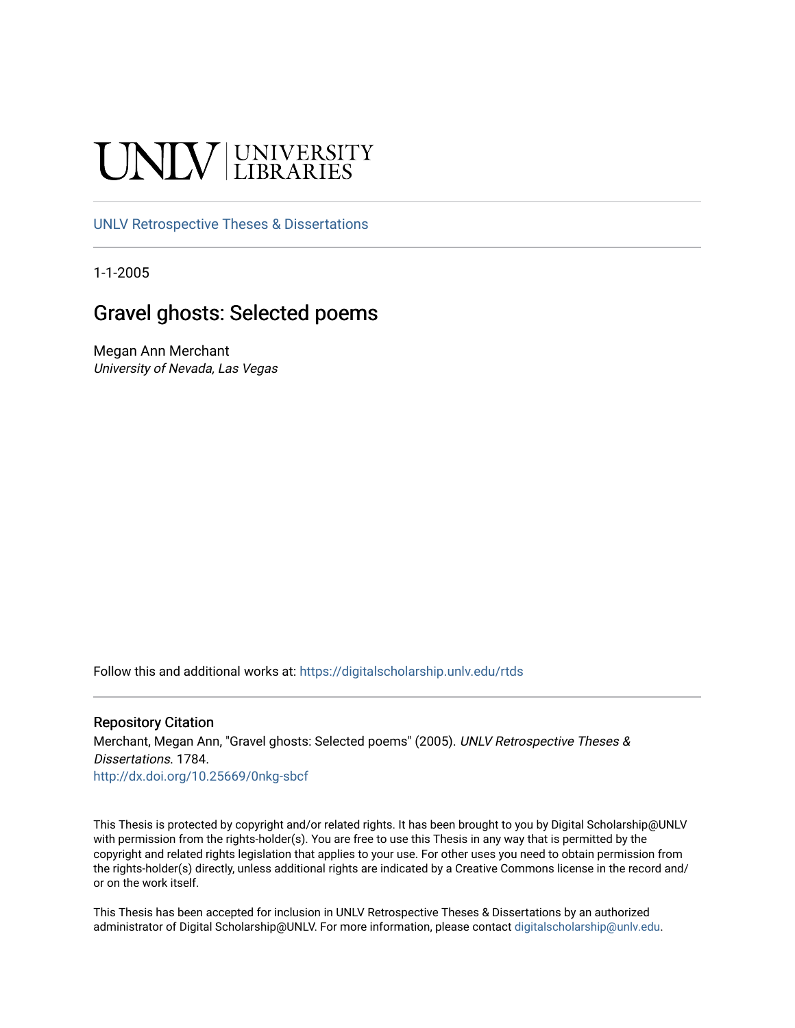UNLV | UNIVERSITY LIBRARIES

UNLV Retrospective Theses & Dissertations

1-1-2005

# Gravel ghosts: Selected poems

Megan Ann Merchant
*University of Nevada, Las Vegas*

Follow this and additional works at: https://digitalscholarship.unlv.edu/rtds

## Repository Citation

Merchant, Megan Ann, "Gravel ghosts: Selected poems" (2005). *UNLV Retrospective Theses & Dissertations*. 1784.
http://dx.doi.org/10.25669/0nkg-sbcf

This Thesis is protected by copyright and/or related rights. It has been brought to you by Digital Scholarship@UNLV with permission from the rights-holder(s). You are free to use this Thesis in any way that is permitted by the copyright and related rights legislation that applies to your use. For other uses you need to obtain permission from the rights-holder(s) directly, unless additional rights are indicated by a Creative Commons license in the record and/or on the work itself.

This Thesis has been accepted for inclusion in UNLV Retrospective Theses & Dissertations by an authorized administrator of Digital Scholarship@UNLV. For more information, please contact digitalscholarship@unlv.edu.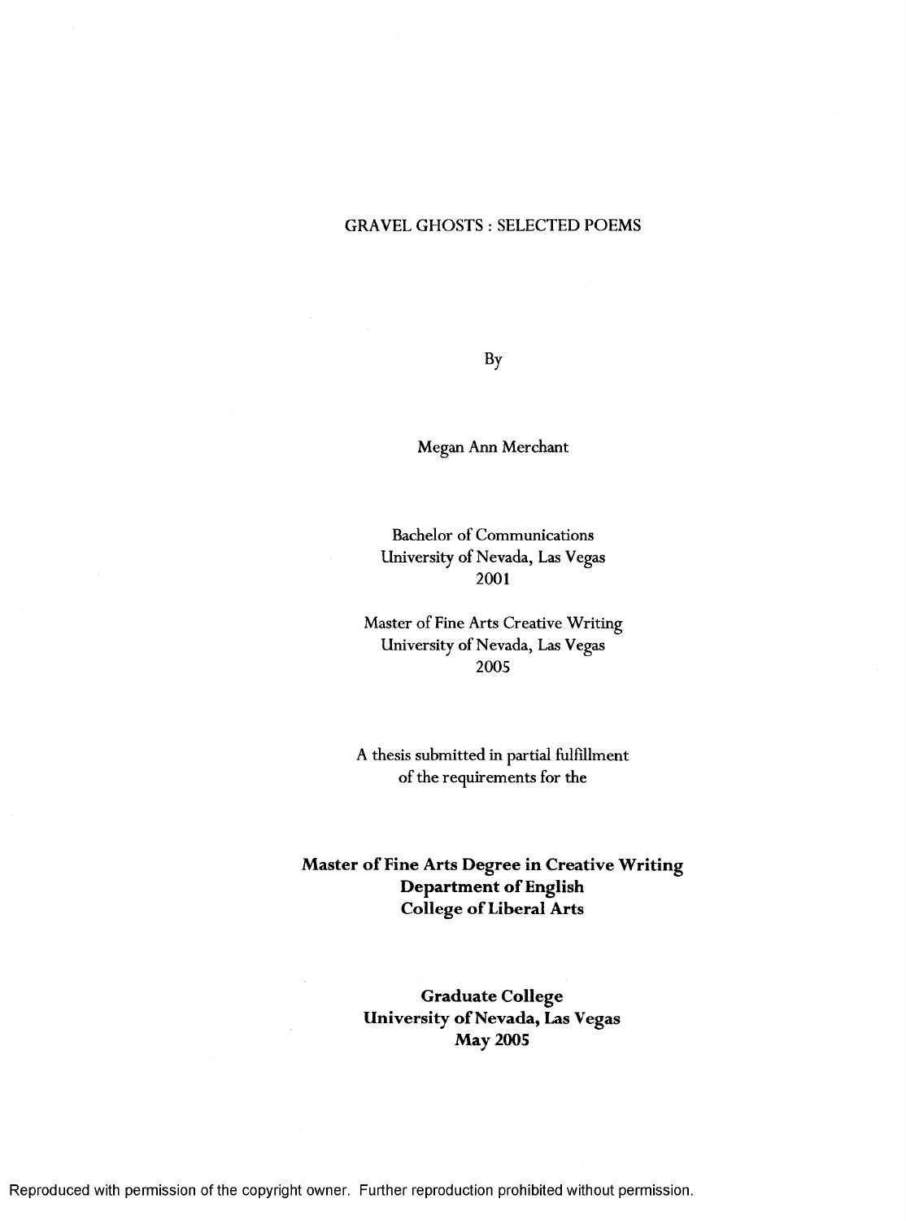GRAVEL GHOSTS : SELECTED POEMS

By

Megan Ann Merchant

Bachelor of Communications
University of Nevada, Las Vegas
2001

Master of Fine Arts Creative Writing
University of Nevada, Las Vegas
2005

A thesis submitted in partial fulfillment
of the requirements for the

**Master of Fine Arts Degree in Creative Writing**
**Department of English**
**College of Liberal Arts**

**Graduate College**
**University of Nevada, Las Vegas**
**May 2005**

Reproduced with permission of the copyright owner. Further reproduction prohibited without permission.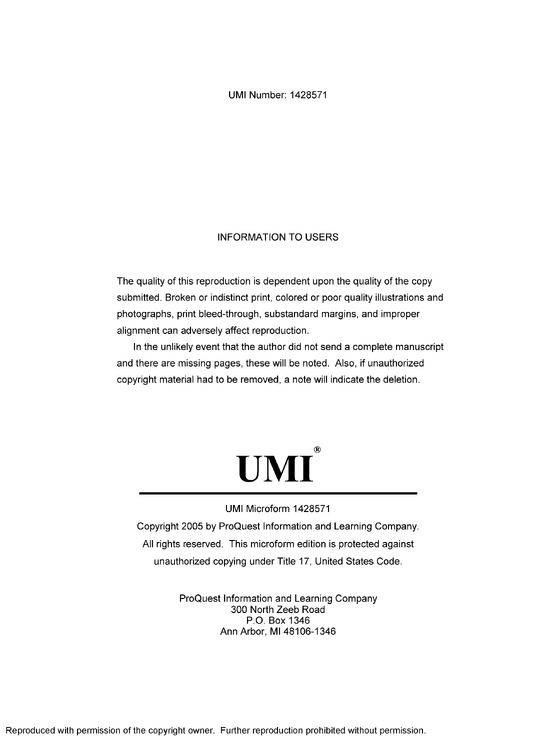UMI Number: 1428571

## INFORMATION TO USERS

The quality of this reproduction is dependent upon the quality of the copy submitted. Broken or indistinct print, colored or poor quality illustrations and photographs, print bleed-through, substandard margins, and improper alignment can adversely affect reproduction.

In the unlikely event that the author did not send a complete manuscript and there are missing pages, these will be noted. Also, if unauthorized copyright material had to be removed, a note will indicate the deletion.

**UMI®**

UMI Microform 1428571

Copyright 2005 by ProQuest Information and Learning Company. All rights reserved. This microform edition is protected against unauthorized copying under Title 17, United States Code.

ProQuest Information and Learning Company
300 North Zeeb Road
P.O. Box 1346
Ann Arbor, MI 48106-1346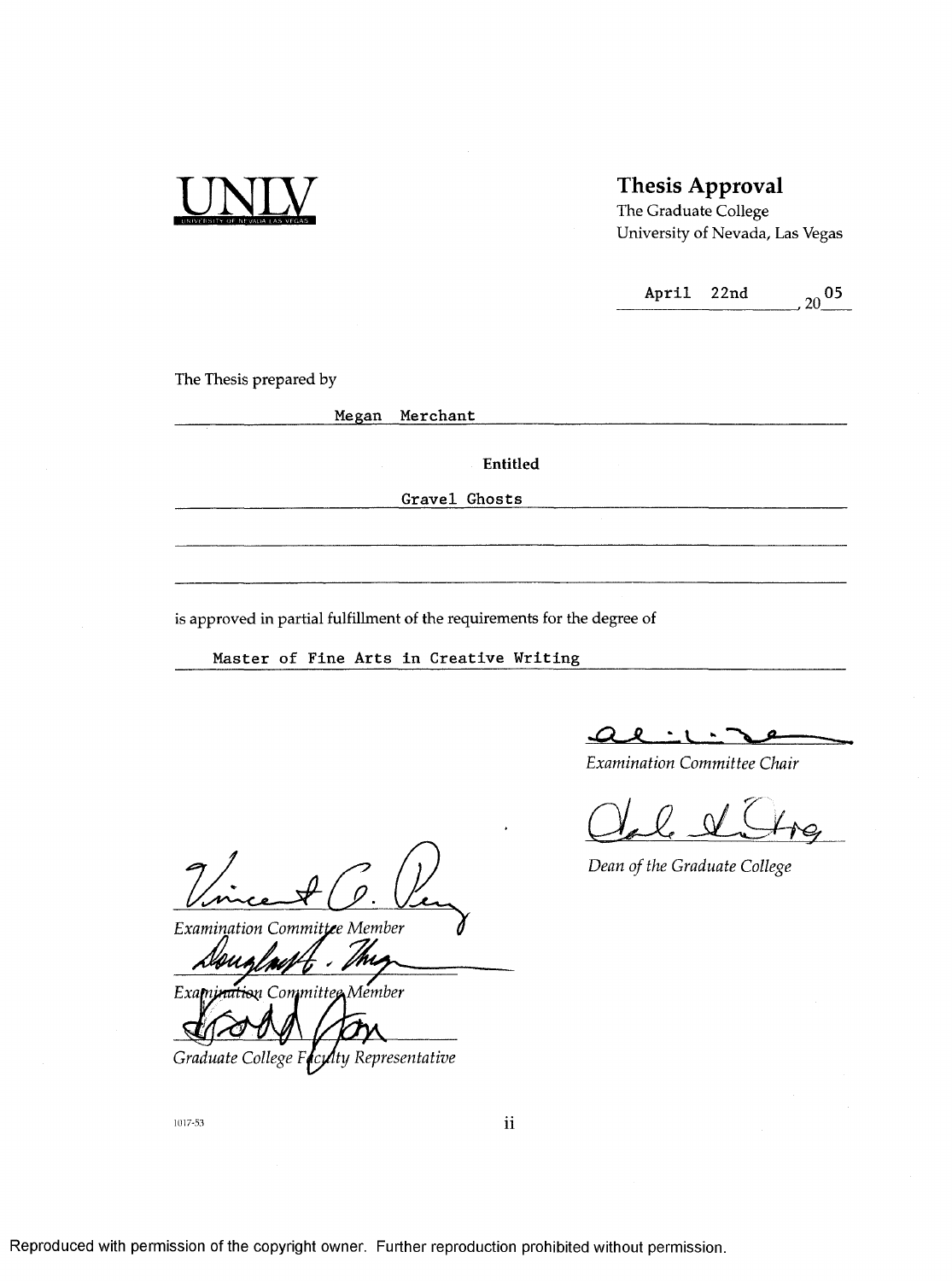UNLV
UNIVERSITY OF NEVADA LAS VEGAS

## Thesis Approval

The Graduate College
University of Nevada, Las Vegas

April 22nd, 2005

The Thesis prepared by

Megan Merchant

**Entitled**

Gravel Ghosts

is approved in partial fulfillment of the requirements for the degree of

Master of Fine Arts in Creative Writing

*Examination Committee Chair*

*Dean of the Graduate College*

*Examination Committee Member*

*Examination Committee Member*

*Graduate College Faculty Representative*

1017-53

Reproduced with permission of the copyright owner. Further reproduction prohibited without permission.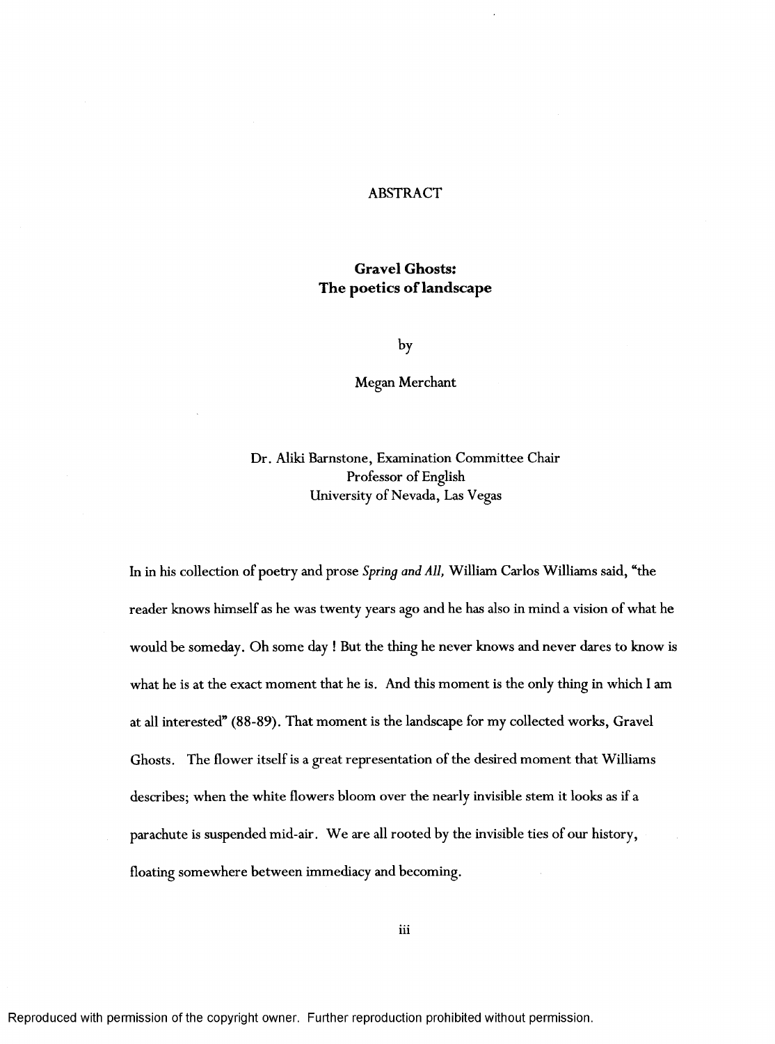# ABSTRACT

## Gravel Ghosts: The poetics of landscape

by

Megan Merchant

Dr. Aliki Barnstone, Examination Committee Chair
Professor of English
University of Nevada, Las Vegas

In in his collection of poetry and prose *Spring and All,* William Carlos Williams said, "the reader knows himself as he was twenty years ago and he has also in mind a vision of what he would be someday. Oh some day ! But the thing he never knows and never dares to know is what he is at the exact moment that he is. And this moment is the only thing in which I am at all interested" (88-89). That moment is the landscape for my collected works, Gravel Ghosts. The flower itself is a great representation of the desired moment that Williams describes; when the white flowers bloom over the nearly invisible stem it looks as if a parachute is suspended mid-air. We are all rooted by the invisible ties of our history, floating somewhere between immediacy and becoming.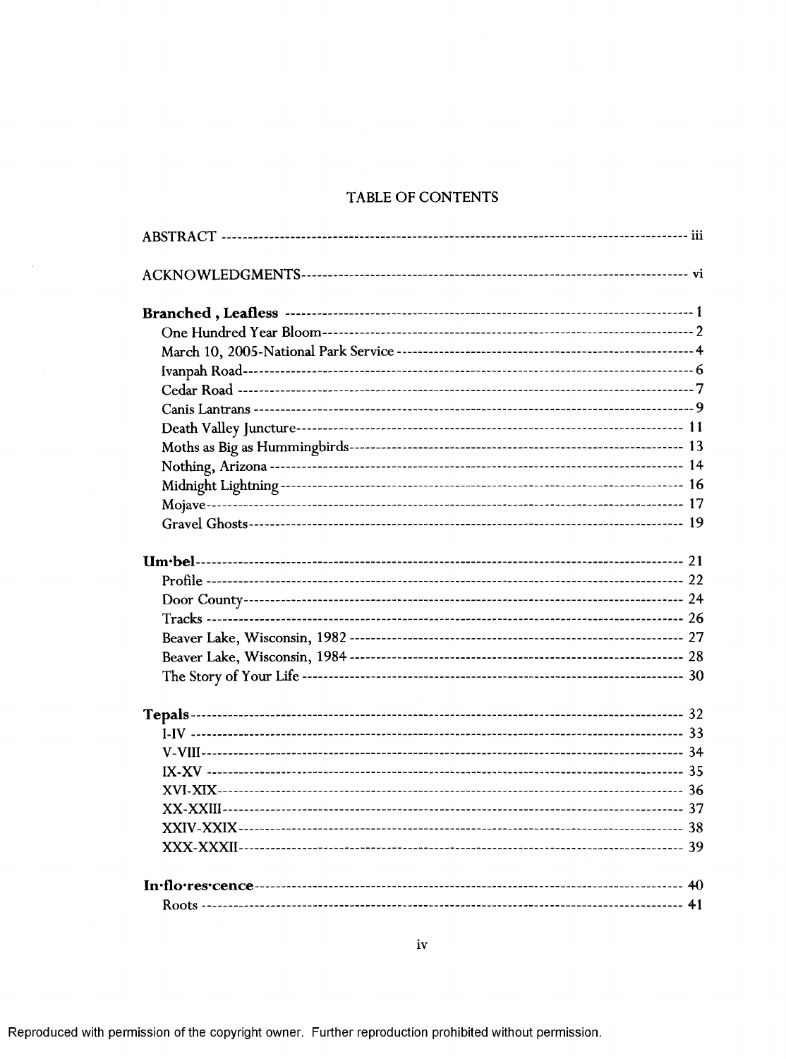# TABLE OF CONTENTS

ABSTRACT ---------------------------------------------------------------------------------------- iii

ACKNOWLEDGMENTS------------------------------------------------------------------------ vi

**Branched , Leafless** --------------------------------------------------------------------------- 1

- One Hundred Year Bloom---------------------------------------------------------------------- 2
- March 10, 2005-National Park Service ------------------------------------------------------ 4
- Ivanpah Road---------------------------------------------------------------------------------- 6
- Cedar Road ----------------------------------------------------------------------------------- 7
- Canis Lantrans -------------------------------------------------------------------------------- 9
- Death Valley Juncture------------------------------------------------------------------------ 11
- Moths as Big as Hummingbirds-------------------------------------------------------------- 13
- Nothing, Arizona ----------------------------------------------------------------------------- 14
- Midnight Lightning --------------------------------------------------------------------------- 16
- Mojave---------------------------------------------------------------------------------------- 17
- Gravel Ghosts--------------------------------------------------------------------------------- 19

**Um•bel**------------------------------------------------------------------------------------------- 21

- Profile ----------------------------------------------------------------------------------------- 22
- Door County---------------------------------------------------------------------------------- 24
- Tracks ---------------------------------------------------------------------------------------- 26
- Beaver Lake, Wisconsin, 1982 -------------------------------------------------------------- 27
- Beaver Lake, Wisconsin, 1984 -------------------------------------------------------------- 28
- The Story of Your Life ----------------------------------------------------------------------- 30

**Tepals**-------------------------------------------------------------------------------------------- 32

- I-IV ------------------------------------------------------------------------------------------- 33
- V-VIII----------------------------------------------------------------------------------------- 34
- IX-XV ---------------------------------------------------------------------------------------- 35
- XVI-XIX-------------------------------------------------------------------------------------- 36
- XX-XXIII------------------------------------------------------------------------------------- 37
- XXIV-XXIX---------------------------------------------------------------------------------- 38
- XXX-XXXII---------------------------------------------------------------------------------- 39

**In•flo•res•cence**---------------------------------------------------------------------------------- 40

- Roots ----------------------------------------------------------------------------------------- 41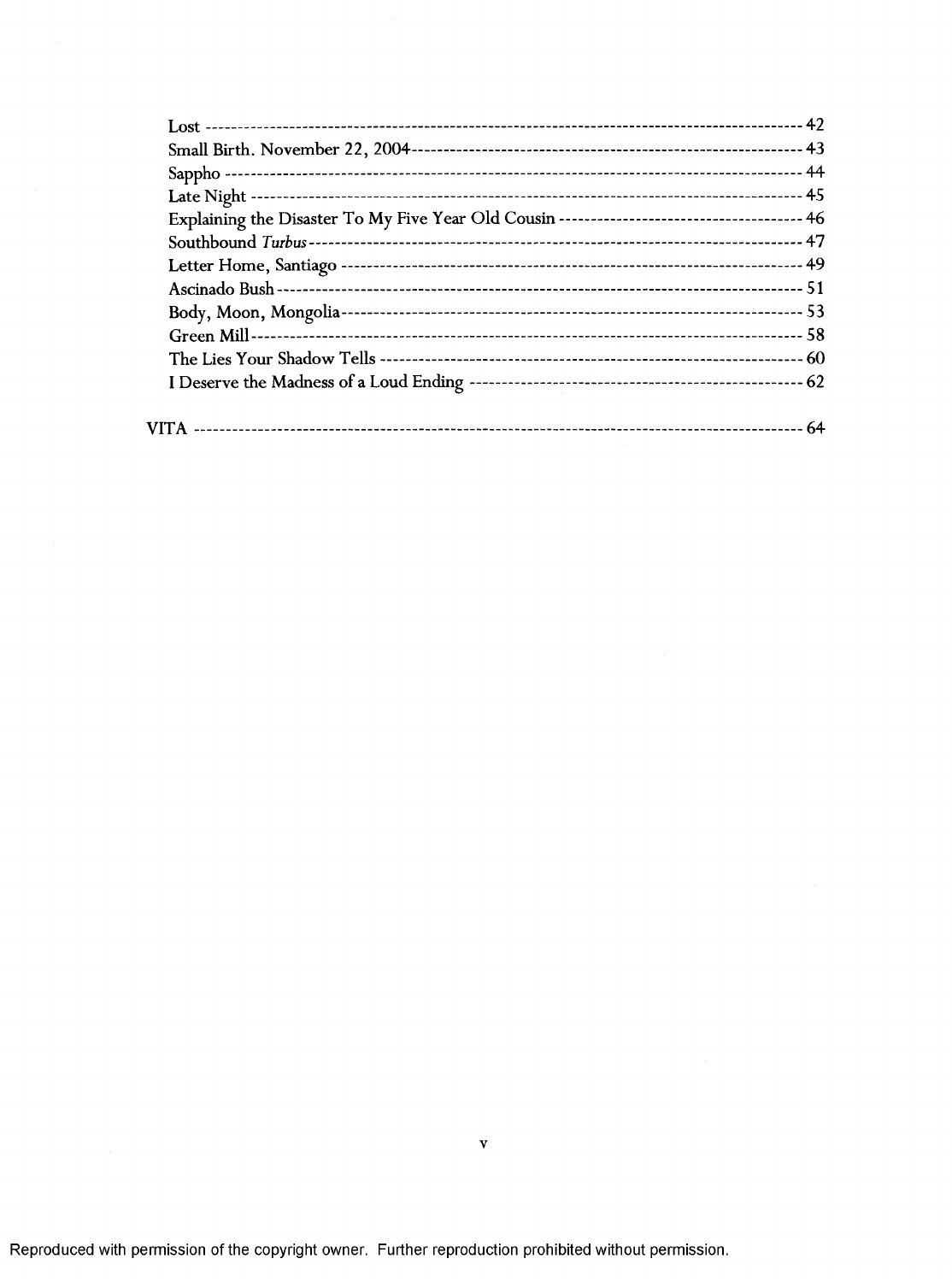Lost ---------------------------------------------------------------------------------------- 42
Small Birth. November 22, 2004------------------------------------------------------------ 43
Sappho ------------------------------------------------------------------------------------- 44
Late Night ---------------------------------------------------------------------------------- 45
Explaining the Disaster To My Five Year Old Cousin ---------------------------------------- 46
Southbound *Turbus* ----------------------------------------------------------------------- 47
Letter Home, Santiago ------------------------------------------------------------------------ 49
Ascinado Bush ---------------------------------------------------------------------------------- 51
Body, Moon, Mongolia ------------------------------------------------------------------------- 53
Green Mill ------------------------------------------------------------------------------------- 58
The Lies Your Shadow Tells --------------------------------------------------------------- 60
I Deserve the Madness of a Loud Ending -------------------------------------------------- 62

VITA ---------------------------------------------------------------------------------------- 64

Reproduced with permission of the copyright owner. Further reproduction prohibited without permission.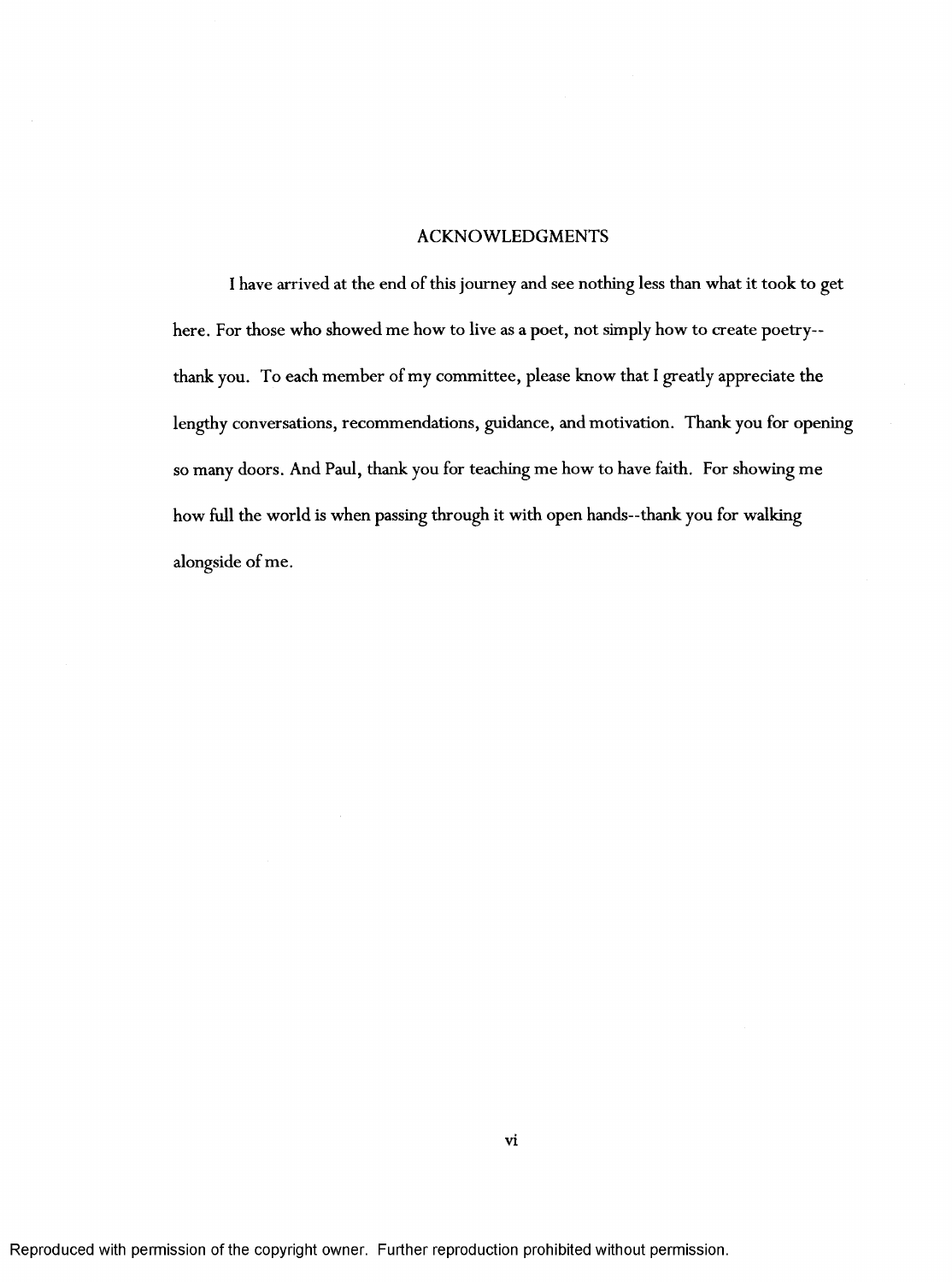# ACKNOWLEDGMENTS

I have arrived at the end of this journey and see nothing less than what it took to get here. For those who showed me how to live as a poet, not simply how to create poetry--thank you. To each member of my committee, please know that I greatly appreciate the lengthy conversations, recommendations, guidance, and motivation. Thank you for opening so many doors. And Paul, thank you for teaching me how to have faith. For showing me how full the world is when passing through it with open hands--thank you for walking alongside of me.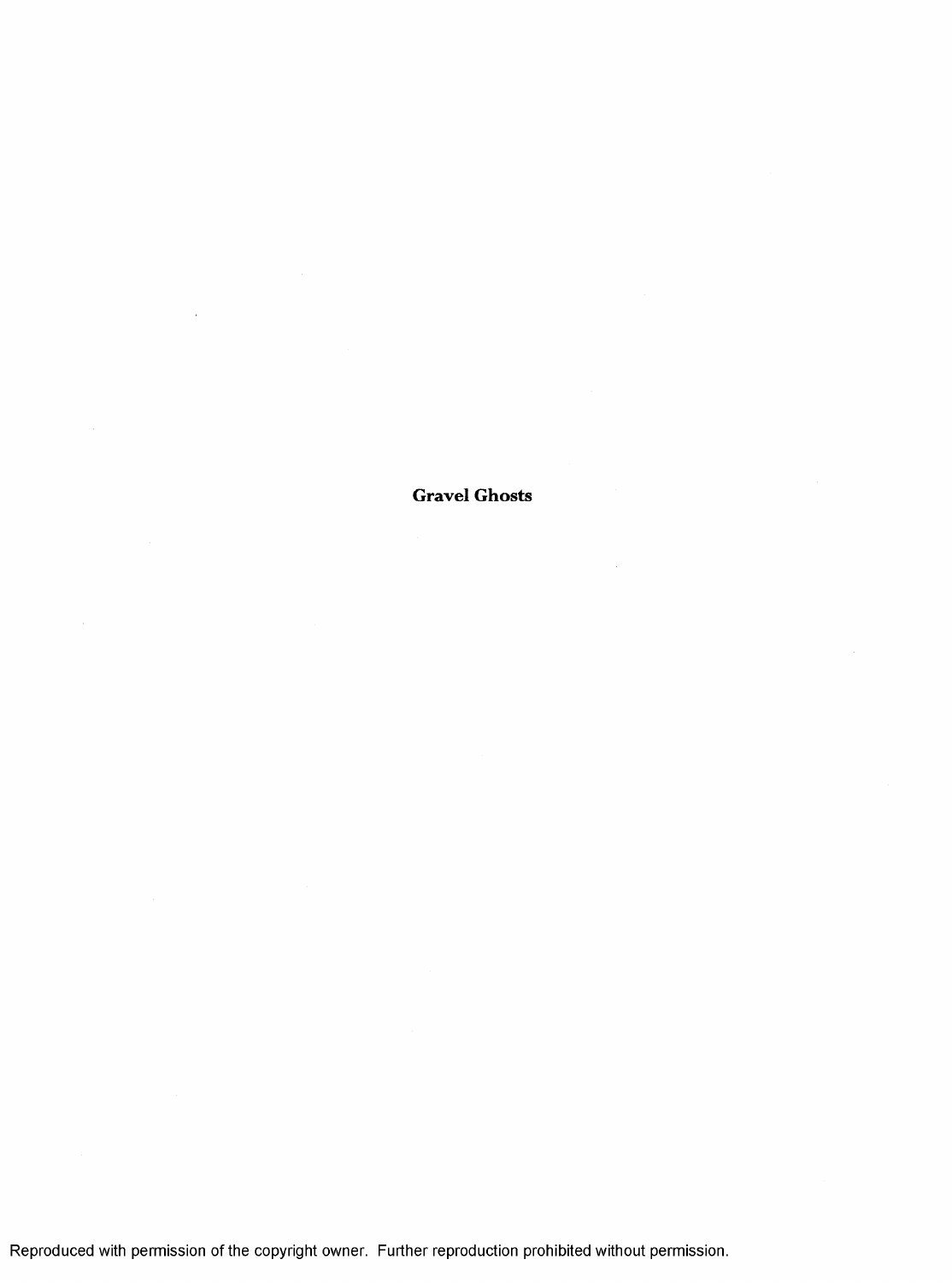**Gravel Ghosts**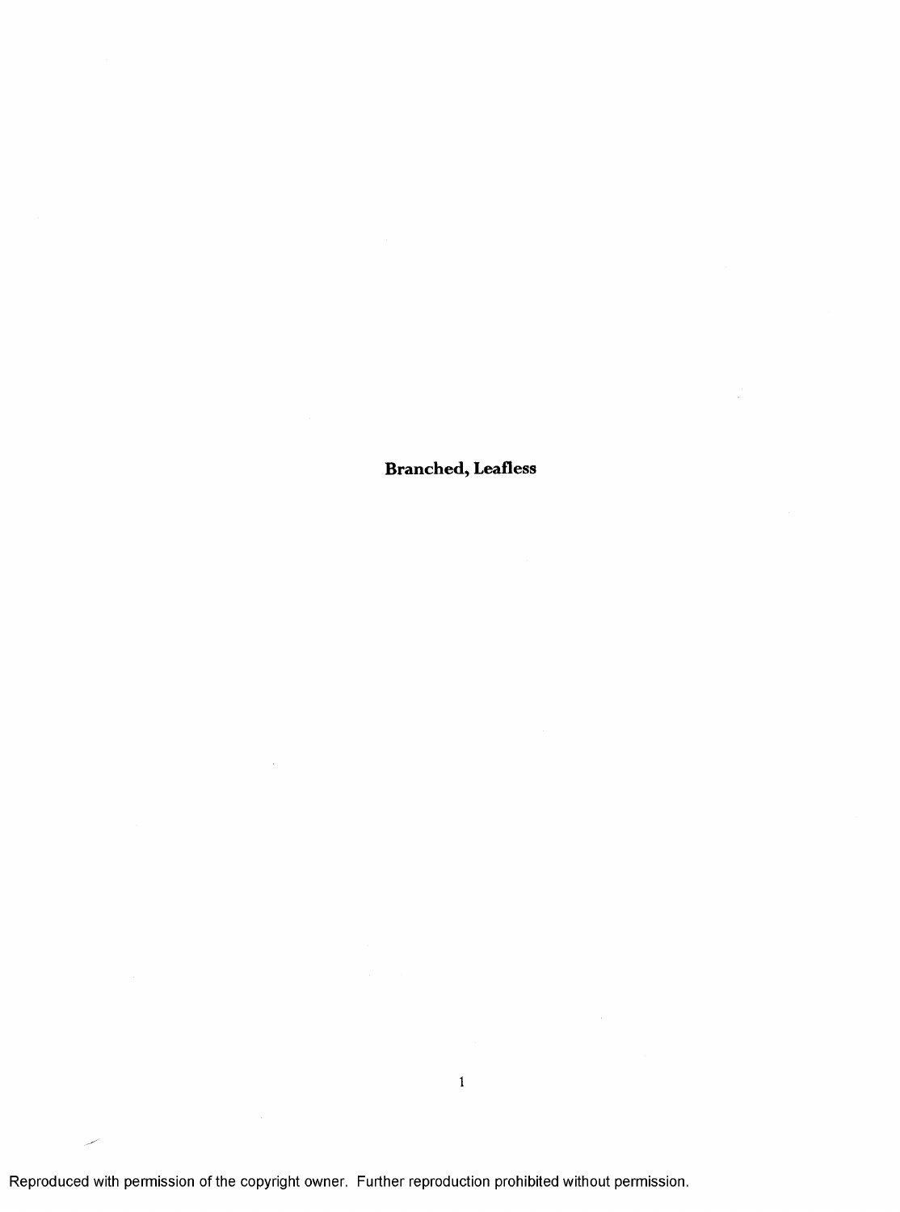## Branched, Leafless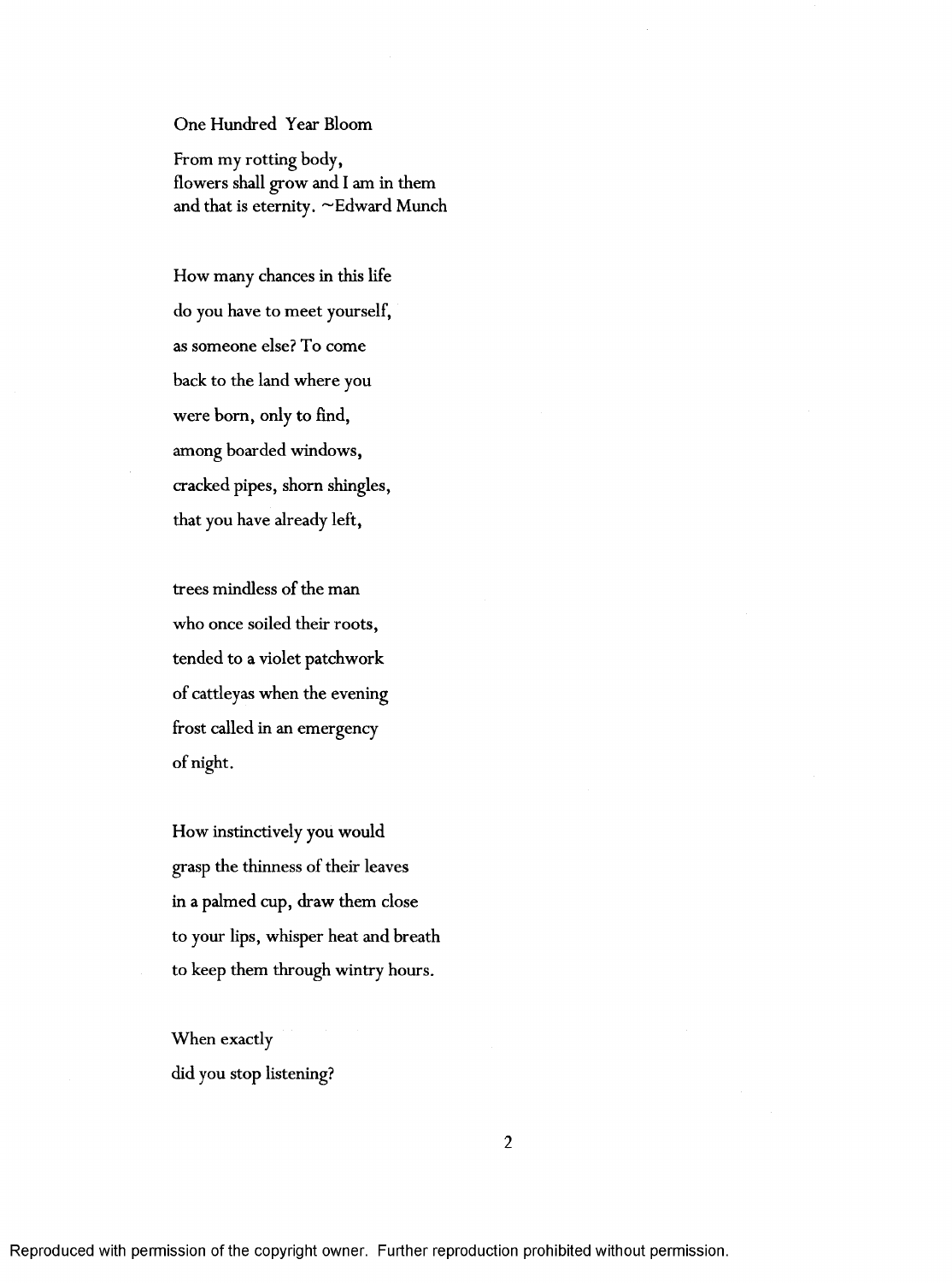## One Hundred Year Bloom

From my rotting body,
flowers shall grow and I am in them
and that is eternity. ~Edward Munch

How many chances in this life
do you have to meet yourself,
as someone else? To come
back to the land where you
were born, only to find,
among boarded windows,
cracked pipes, shorn shingles,
that you have already left,

trees mindless of the man
who once soiled their roots,
tended to a violet patchwork
of cattleyas when the evening
frost called in an emergency
of night.

How instinctively you would
grasp the thinness of their leaves
in a palmed cup, draw them close
to your lips, whisper heat and breath
to keep them through wintry hours.

When exactly
did you stop listening?

Reproduced with permission of the copyright owner. Further reproduction prohibited without permission.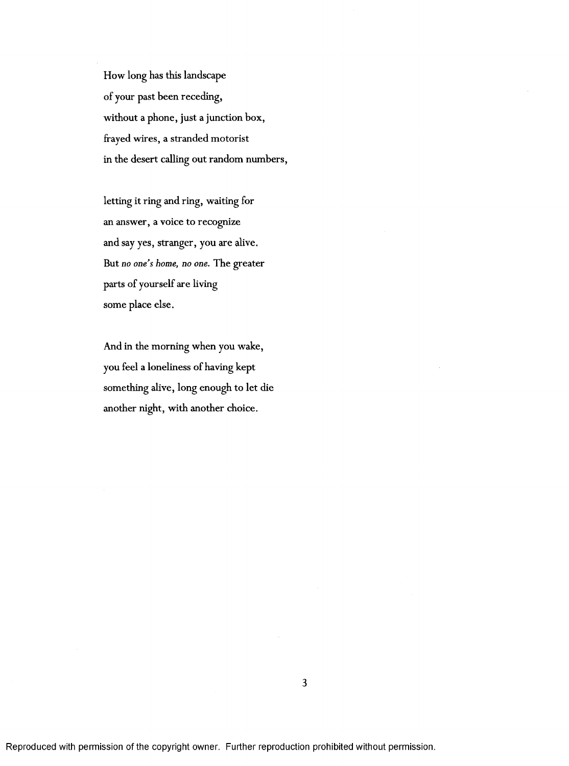How long has this landscape  
of your past been receding,  
without a phone, just a junction box,  
frayed wires, a stranded motorist  
in the desert calling out random numbers,

letting it ring and ring, waiting for  
an answer, a voice to recognize  
and say yes, stranger, you are alive.  
But *no one's home, no one.* The greater  
parts of yourself are living  
some place else.

And in the morning when you wake,  
you feel a loneliness of having kept  
something alive, long enough to let die  
another night, with another choice.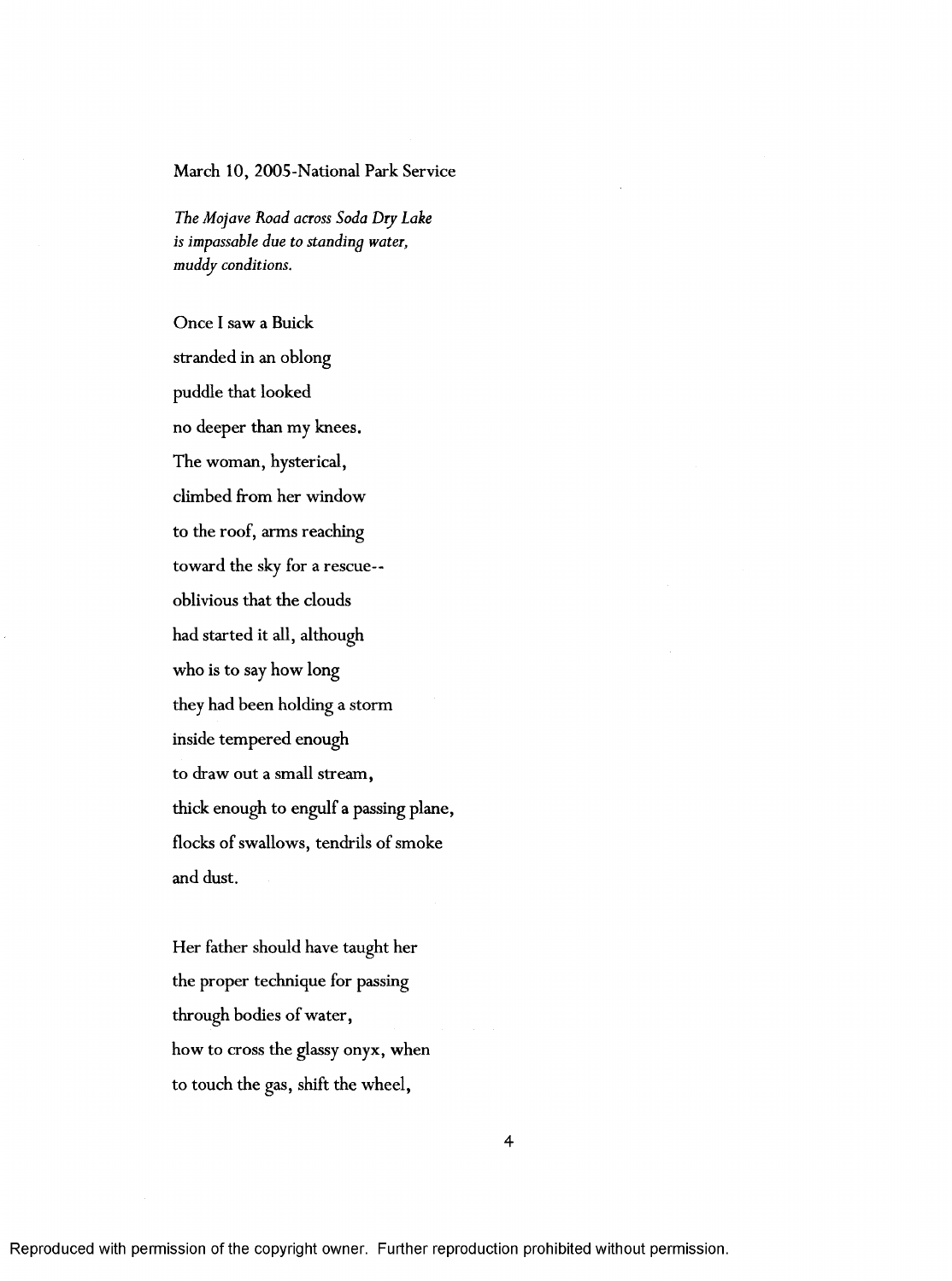March 10, 2005-National Park Service

*The Mojave Road across Soda Dry Lake*
*is impassable due to standing water,*
*muddy conditions.*

Once I saw a Buick
stranded in an oblong
puddle that looked
no deeper than my knees.
The woman, hysterical,
climbed from her window
to the roof, arms reaching
toward the sky for a rescue--
oblivious that the clouds
had started it all, although
who is to say how long
they had been holding a storm
inside tempered enough
to draw out a small stream,
thick enough to engulf a passing plane,
flocks of swallows, tendrils of smoke
and dust.

Her father should have taught her
the proper technique for passing
through bodies of water,
how to cross the glassy onyx, when
to touch the gas, shift the wheel,

Reproduced with permission of the copyright owner. Further reproduction prohibited without permission.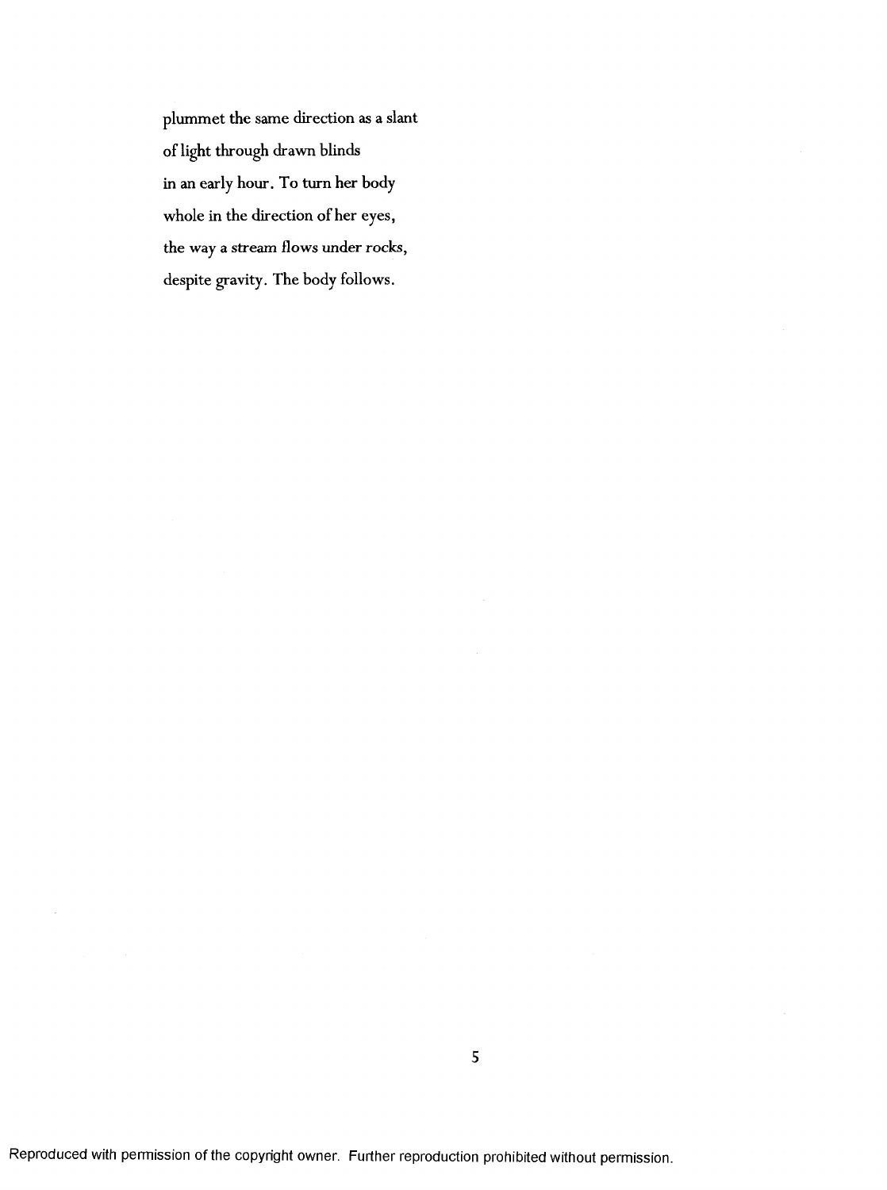plummet the same direction as a slant  
of light through drawn blinds  
in an early hour. To turn her body  
whole in the direction of her eyes,  
the way a stream flows under rocks,  
despite gravity. The body follows.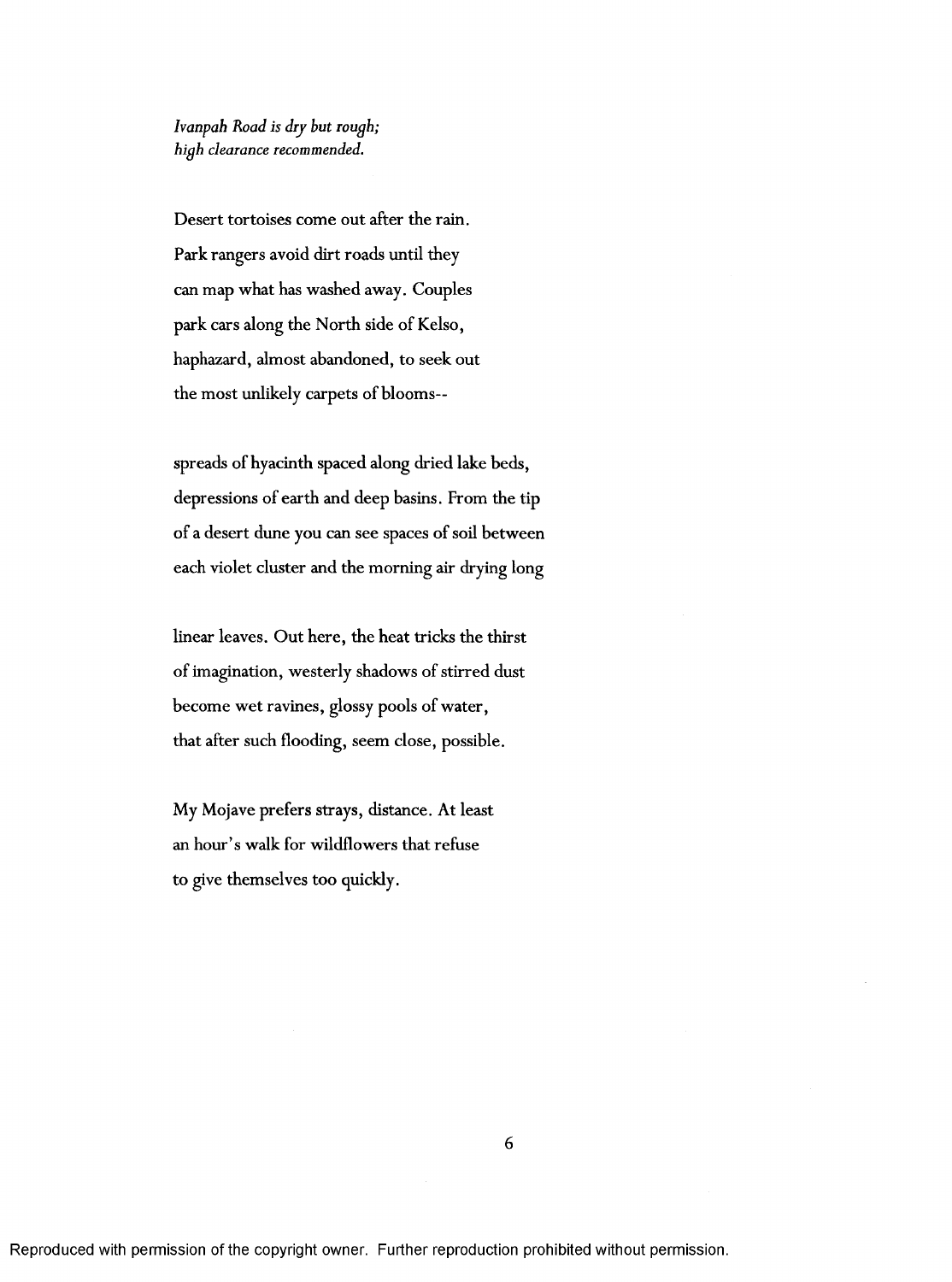*Ivanpah Road is dry but rough;*
*high clearance recommended.*

Desert tortoises come out after the rain.
Park rangers avoid dirt roads until they
can map what has washed away. Couples
park cars along the North side of Kelso,
haphazard, almost abandoned, to seek out
the most unlikely carpets of blooms--

spreads of hyacinth spaced along dried lake beds,
depressions of earth and deep basins. From the tip
of a desert dune you can see spaces of soil between
each violet cluster and the morning air drying long

linear leaves. Out here, the heat tricks the thirst
of imagination, westerly shadows of stirred dust
become wet ravines, glossy pools of water,
that after such flooding, seem close, possible.

My Mojave prefers strays, distance. At least
an hour's walk for wildflowers that refuse
to give themselves too quickly.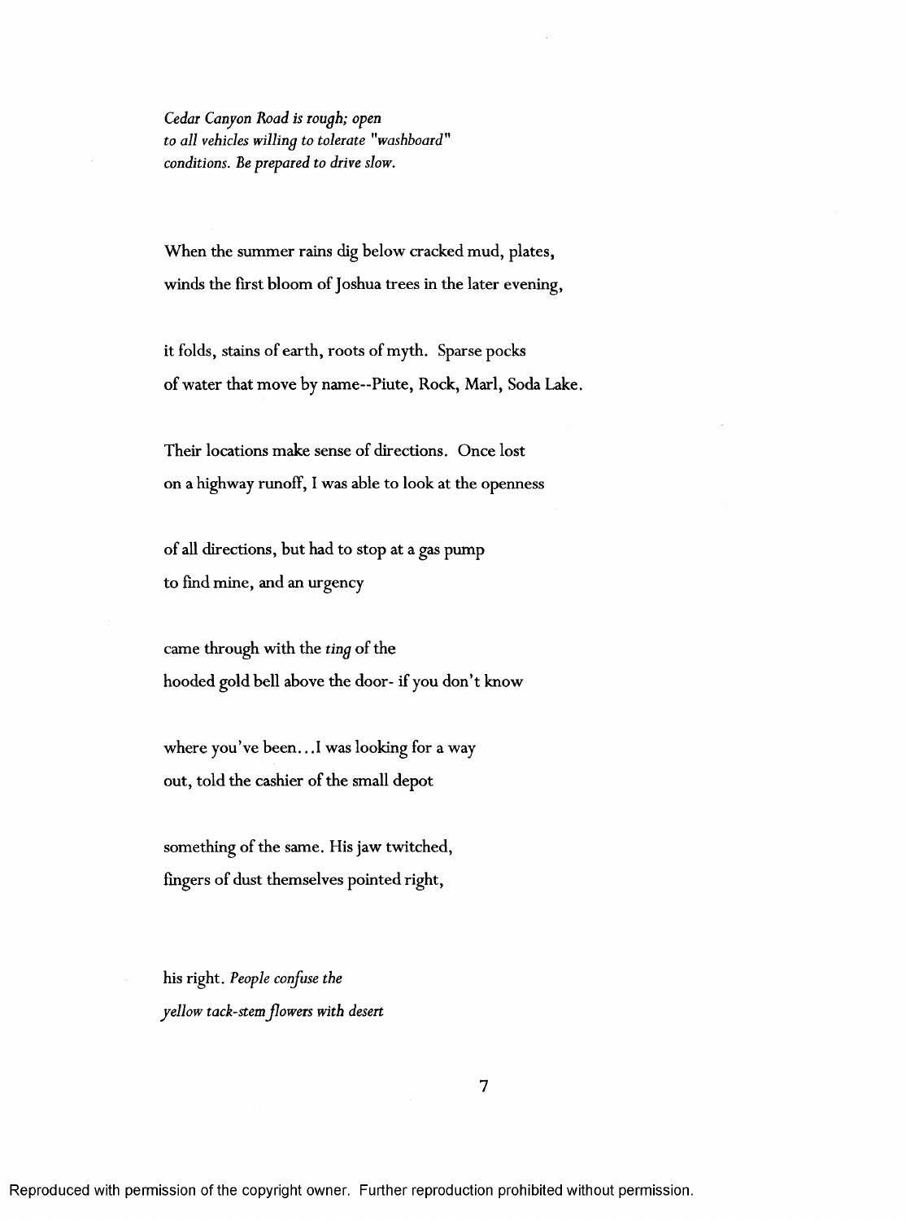*Cedar Canyon Road is rough; open*
*to all vehicles willing to tolerate "washboard"*
*conditions. Be prepared to drive slow.*

When the summer rains dig below cracked mud, plates,
winds the first bloom of Joshua trees in the later evening,

it folds, stains of earth, roots of myth. Sparse pocks
of water that move by name--Piute, Rock, Marl, Soda Lake.

Their locations make sense of directions. Once lost
on a highway runoff, I was able to look at the openness

of all directions, but had to stop at a gas pump
to find mine, and an urgency

came through with the *ting* of the
hooded gold bell above the door- if you don't know

where you've been...I was looking for a way
out, told the cashier of the small depot

something of the same. His jaw twitched,
fingers of dust themselves pointed right,

his right. *People confuse the*
*yellow tack-stem flowers with desert*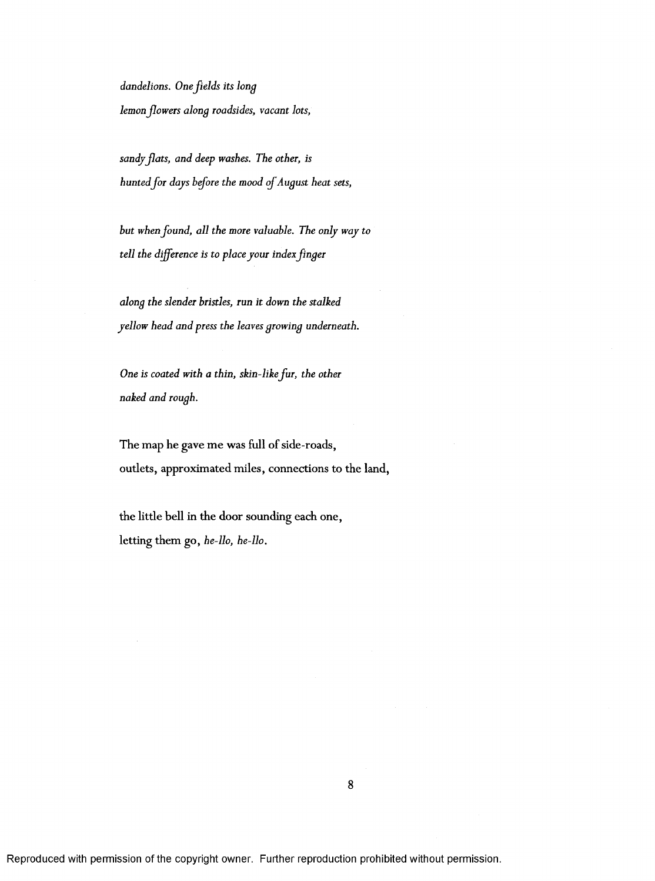*dandelions. One fields its long*
*lemon flowers along roadsides, vacant lots,*

*sandy flats, and deep washes. The other, is*
*hunted for days before the mood of August heat sets,*

*but when found, all the more valuable. The only way to*
*tell the difference is to place your index finger*

*along the slender bristles, run it down the stalked*
*yellow head and press the leaves growing underneath.*

*One is coated with a thin, skin-like fur, the other*
*naked and rough.*

The map he gave me was full of side-roads,
outlets, approximated miles, connections to the land,

the little bell in the door sounding each one,
letting them go, *he-llo, he-llo.*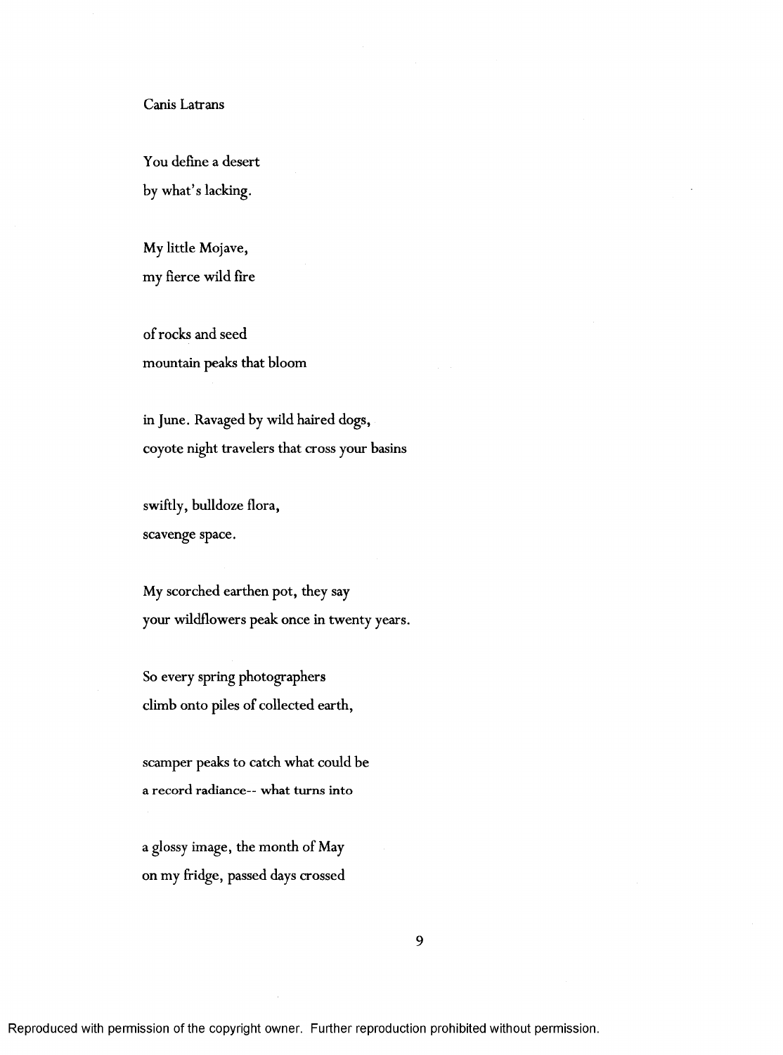Canis Latrans

You define a desert
by what's lacking.

My little Mojave,
my fierce wild fire

of rocks and seed
mountain peaks that bloom

in June. Ravaged by wild haired dogs,
coyote night travelers that cross your basins

swiftly, bulldoze flora,
scavenge space.

My scorched earthen pot, they say
your wildflowers peak once in twenty years.

So every spring photographers
climb onto piles of collected earth,

scamper peaks to catch what could be
a record radiance-- what turns into

a glossy image, the month of May
on my fridge, passed days crossed

Reproduced with permission of the copyright owner. Further reproduction prohibited without permission.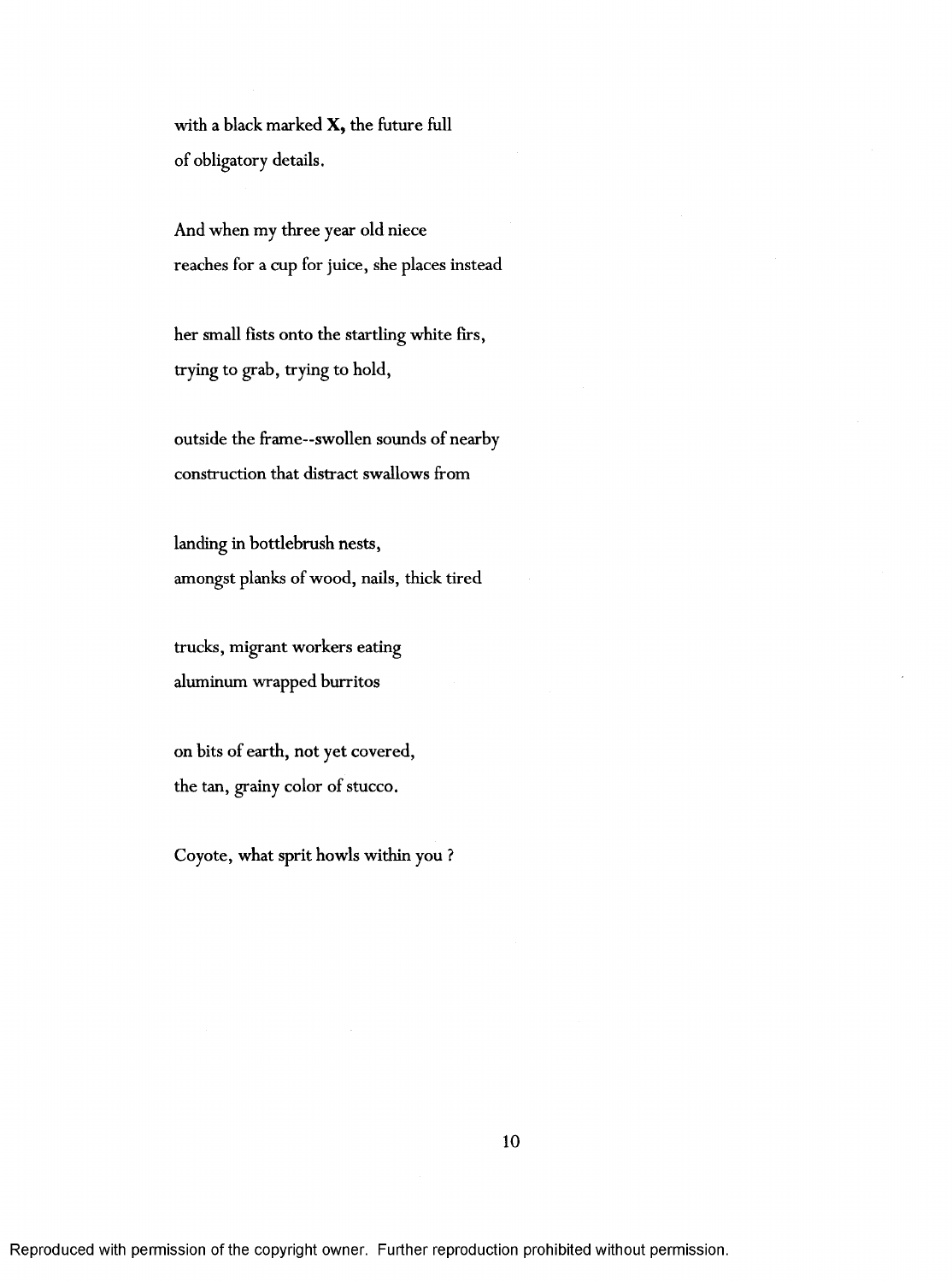with a black marked **X,** the future full
of obligatory details.

And when my three year old niece
reaches for a cup for juice, she places instead

her small fists onto the startling white firs,
trying to grab, trying to hold,

outside the frame--swollen sounds of nearby
construction that distract swallows from

landing in bottlebrush nests,
amongst planks of wood, nails, thick tired

trucks, migrant workers eating
aluminum wrapped burritos

on bits of earth, not yet covered,
the tan, grainy color of stucco.

Coyote, what sprit howls within you ?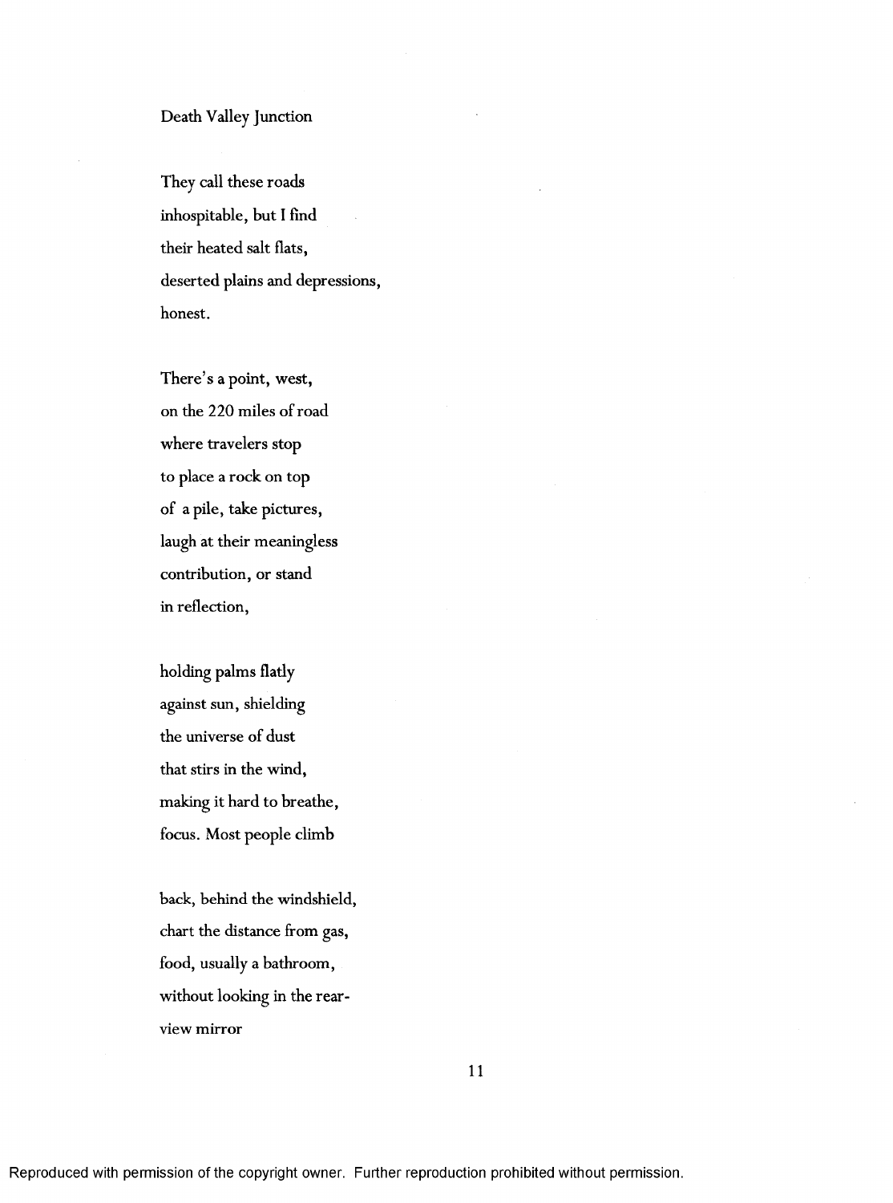Death Valley Junction

They call these roads  
inhospitable, but I find  
their heated salt flats,  
deserted plains and depressions,  
honest.

There's a point, west,  
on the 220 miles of road  
where travelers stop  
to place a rock on top  
of a pile, take pictures,  
laugh at their meaningless  
contribution, or stand  
in reflection,

holding palms flatly  
against sun, shielding  
the universe of dust  
that stirs in the wind,  
making it hard to breathe,  
focus. Most people climb

back, behind the windshield,  
chart the distance from gas,  
food, usually a bathroom,  
without looking in the rear-  
view mirror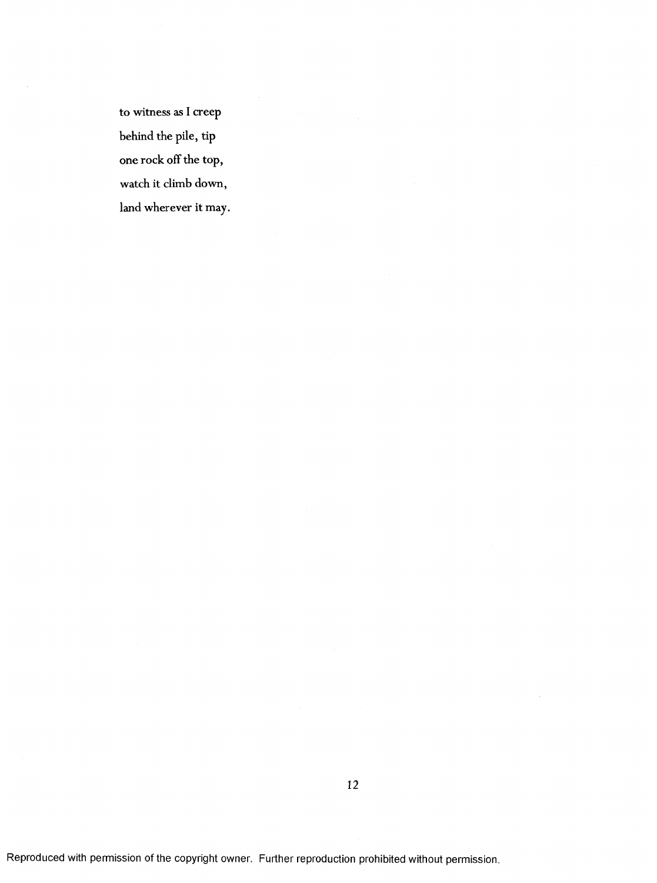to witness as I creep

behind the pile, tip

one rock off the top,

watch it climb down,

land wherever it may.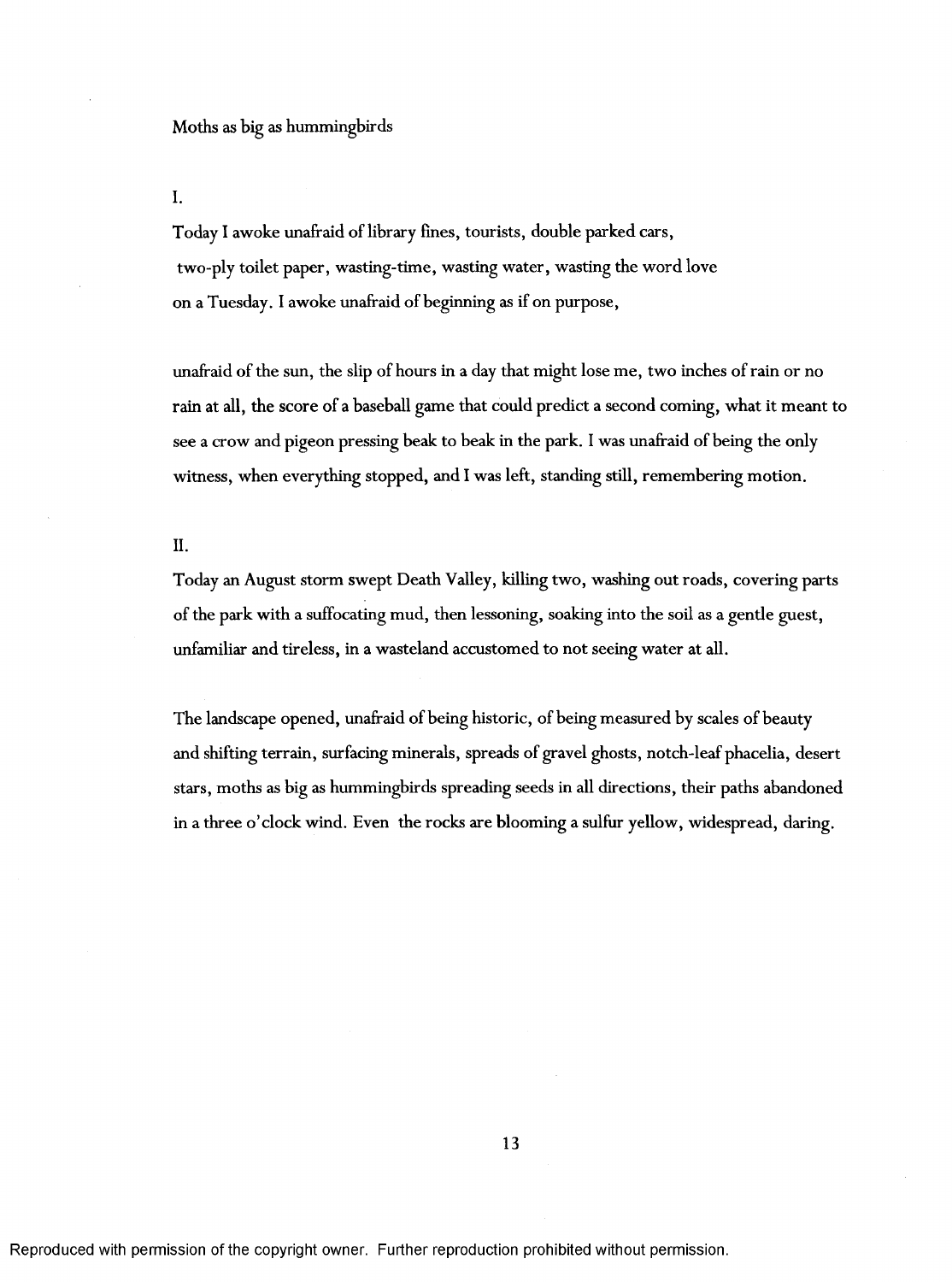Moths as big as hummingbirds

I.

Today I awoke unafraid of library fines, tourists, double parked cars,
two-ply toilet paper, wasting-time, wasting water, wasting the word love
on a Tuesday. I awoke unafraid of beginning as if on purpose,

unafraid of the sun, the slip of hours in a day that might lose me, two inches of rain or no rain at all, the score of a baseball game that could predict a second coming, what it meant to see a crow and pigeon pressing beak to beak in the park. I was unafraid of being the only witness, when everything stopped, and I was left, standing still, remembering motion.

II.

Today an August storm swept Death Valley, killing two, washing out roads, covering parts of the park with a suffocating mud, then lessoning, soaking into the soil as a gentle guest, unfamiliar and tireless, in a wasteland accustomed to not seeing water at all.

The landscape opened, unafraid of being historic, of being measured by scales of beauty and shifting terrain, surfacing minerals, spreads of gravel ghosts, notch-leaf phacelia, desert stars, moths as big as hummingbirds spreading seeds in all directions, their paths abandoned in a three o'clock wind. Even the rocks are blooming a sulfur yellow, widespread, daring.

Reproduced with permission of the copyright owner. Further reproduction prohibited without permission.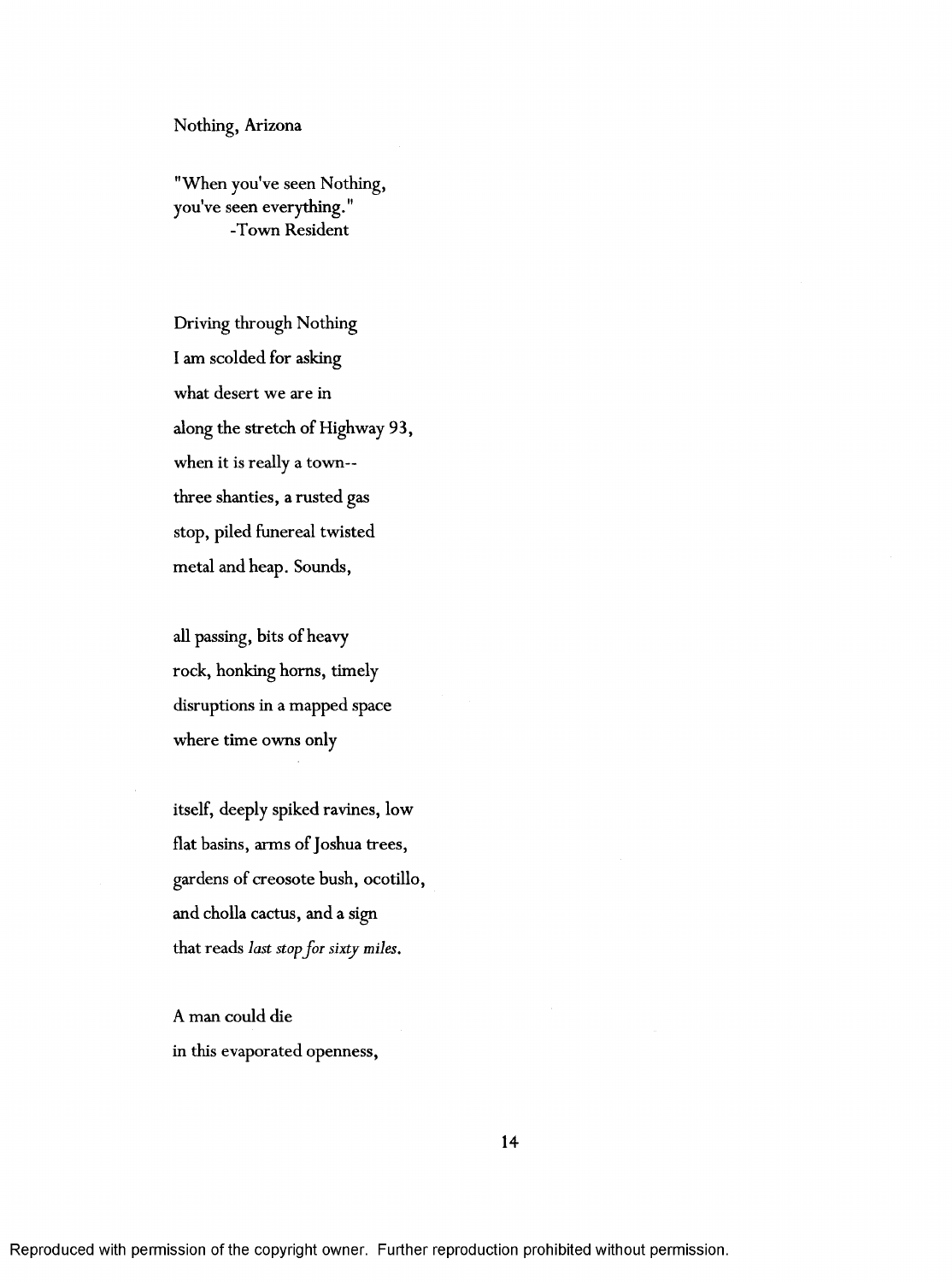## Nothing, Arizona

"When you've seen Nothing,
you've seen everything."
        -Town Resident

Driving through Nothing
I am scolded for asking
what desert we are in
along the stretch of Highway 93,
when it is really a town--
three shanties, a rusted gas
stop, piled funereal twisted
metal and heap. Sounds,

all passing, bits of heavy
rock, honking horns, timely
disruptions in a mapped space
where time owns only

itself, deeply spiked ravines, low
flat basins, arms of Joshua trees,
gardens of creosote bush, ocotillo,
and cholla cactus, and a sign
that reads *last stop for sixty miles.*

A man could die
in this evaporated openness,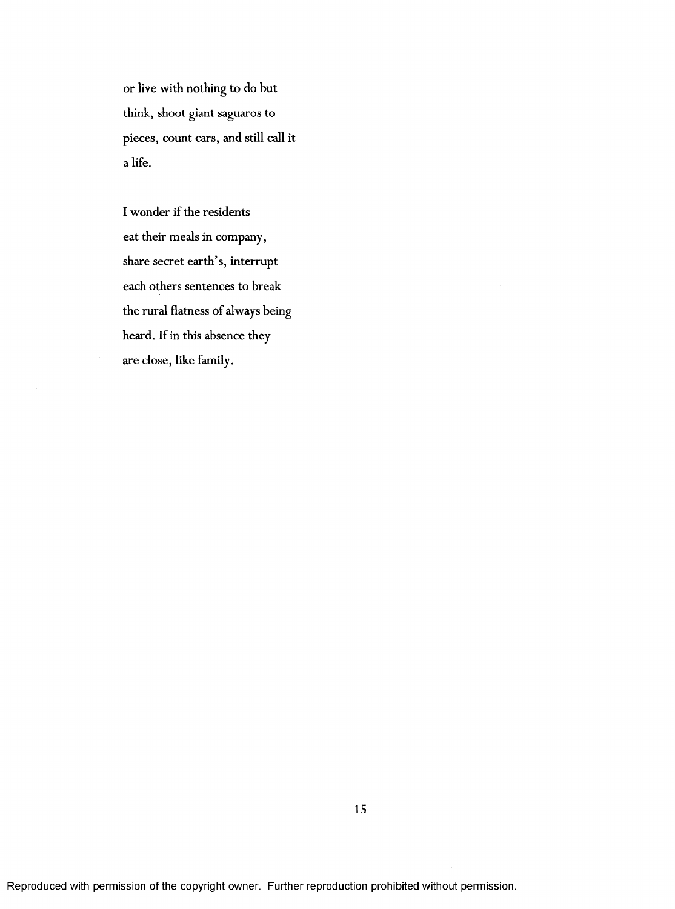or live with nothing to do but  
think, shoot giant saguaros to  
pieces, count cars, and still call it  
a life.

I wonder if the residents  
eat their meals in company,  
share secret earth's, interrupt  
each others sentences to break  
the rural flatness of always being  
heard. If in this absence they  
are close, like family.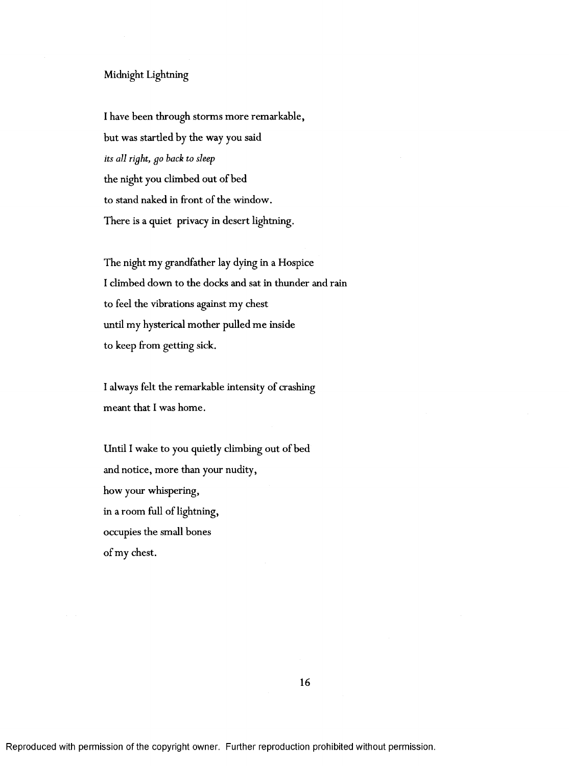## Midnight Lightning

I have been through storms more remarkable,  
but was startled by the way you said  
*its all right, go back to sleep*  
the night you climbed out of bed  
to stand naked in front of the window.  
There is a quiet privacy in desert lightning.

The night my grandfather lay dying in a Hospice  
I climbed down to the docks and sat in thunder and rain  
to feel the vibrations against my chest  
until my hysterical mother pulled me inside  
to keep from getting sick.

I always felt the remarkable intensity of crashing  
meant that I was home.

Until I wake to you quietly climbing out of bed  
and notice, more than your nudity,  
how your whispering,  
in a room full of lightning,  
occupies the small bones  
of my chest.

Reproduced with permission of the copyright owner. Further reproduction prohibited without permission.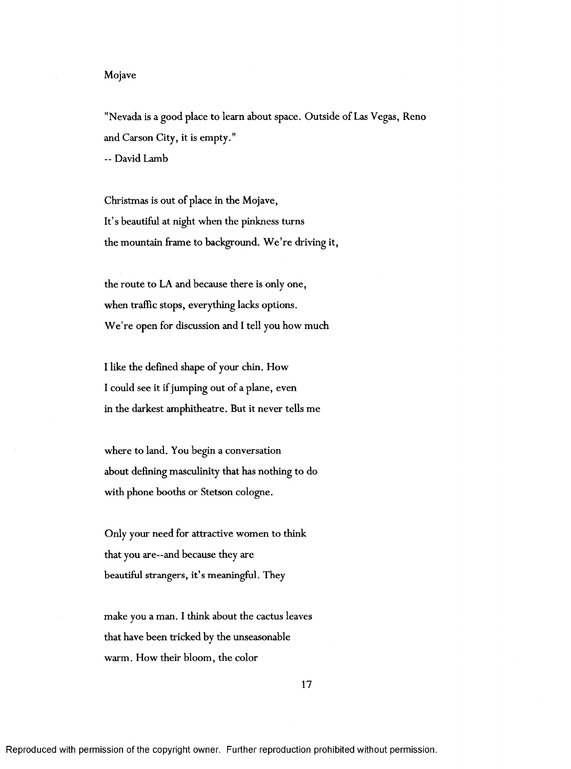## Mojave

"Nevada is a good place to learn about space. Outside of Las Vegas, Reno and Carson City, it is empty."
-- David Lamb

Christmas is out of place in the Mojave,
It's beautiful at night when the pinkness turns
the mountain frame to background. We're driving it,

the route to LA and because there is only one,
when traffic stops, everything lacks options.
We're open for discussion and I tell you how much

I like the defined shape of your chin. How
I could see it if jumping out of a plane, even
in the darkest amphitheatre. But it never tells me

where to land. You begin a conversation
about defining masculinity that has nothing to do
with phone booths or Stetson cologne.

Only your need for attractive women to think
that you are--and because they are
beautiful strangers, it's meaningful. They

make you a man. I think about the cactus leaves
that have been tricked by the unseasonable
warm. How their bloom, the color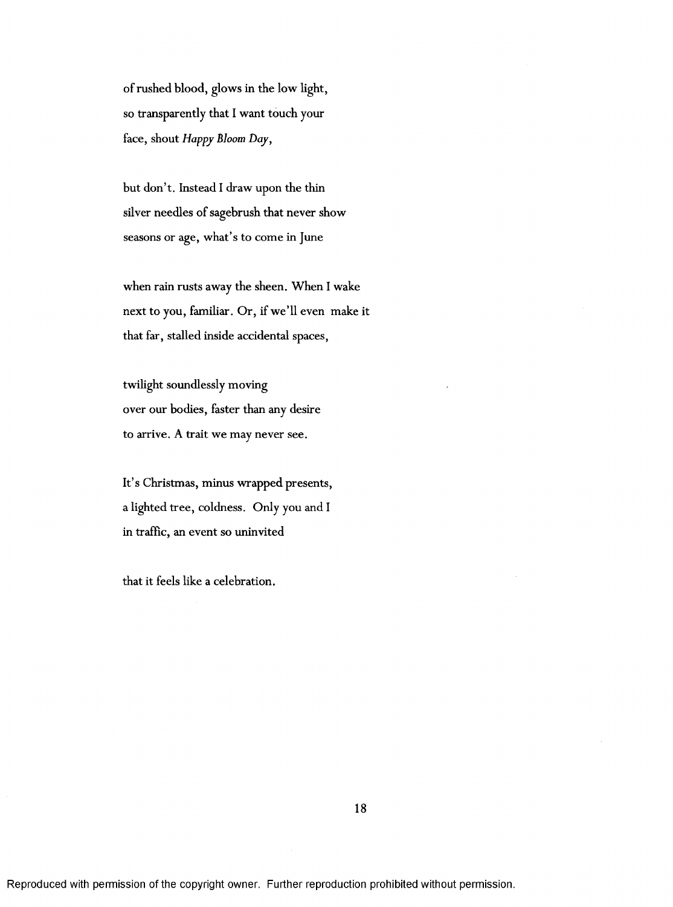of rushed blood, glows in the low light,
so transparently that I want touch your
face, shout *Happy Bloom Day*,

but don't. Instead I draw upon the thin
silver needles of sagebrush that never show
seasons or age, what's to come in June

when rain rusts away the sheen. When I wake
next to you, familiar. Or, if we'll even make it
that far, stalled inside accidental spaces,

twilight soundlessly moving
over our bodies, faster than any desire
to arrive. A trait we may never see.

It's Christmas, minus wrapped presents,
a lighted tree, coldness. Only you and I
in traffic, an event so uninvited

that it feels like a celebration.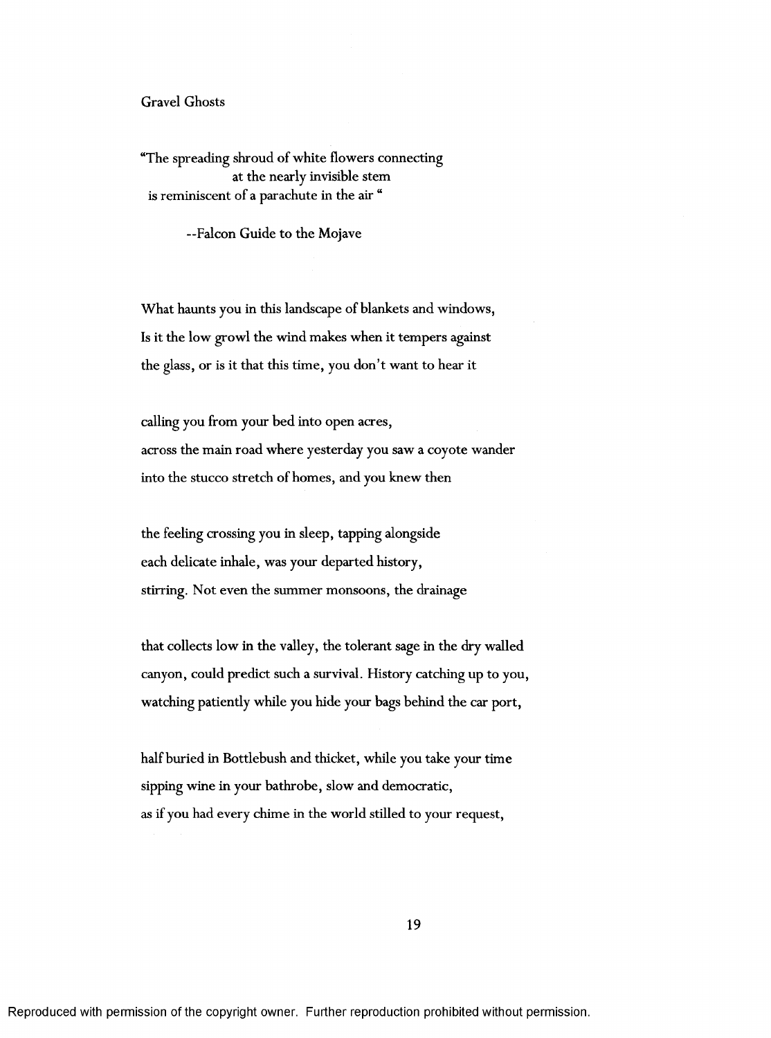## Gravel Ghosts

"The spreading shroud of white flowers connecting
at the nearly invisible stem
is reminiscent of a parachute in the air "

--Falcon Guide to the Mojave

What haunts you in this landscape of blankets and windows,
Is it the low growl the wind makes when it tempers against
the glass, or is it that this time, you don't want to hear it

calling you from your bed into open acres,
across the main road where yesterday you saw a coyote wander
into the stucco stretch of homes, and you knew then

the feeling crossing you in sleep, tapping alongside
each delicate inhale, was your departed history,
stirring. Not even the summer monsoons, the drainage

that collects low in the valley, the tolerant sage in the dry walled
canyon, could predict such a survival. History catching up to you,
watching patiently while you hide your bags behind the car port,

half buried in Bottlebush and thicket, while you take your time
sipping wine in your bathrobe, slow and democratic,
as if you had every chime in the world stilled to your request,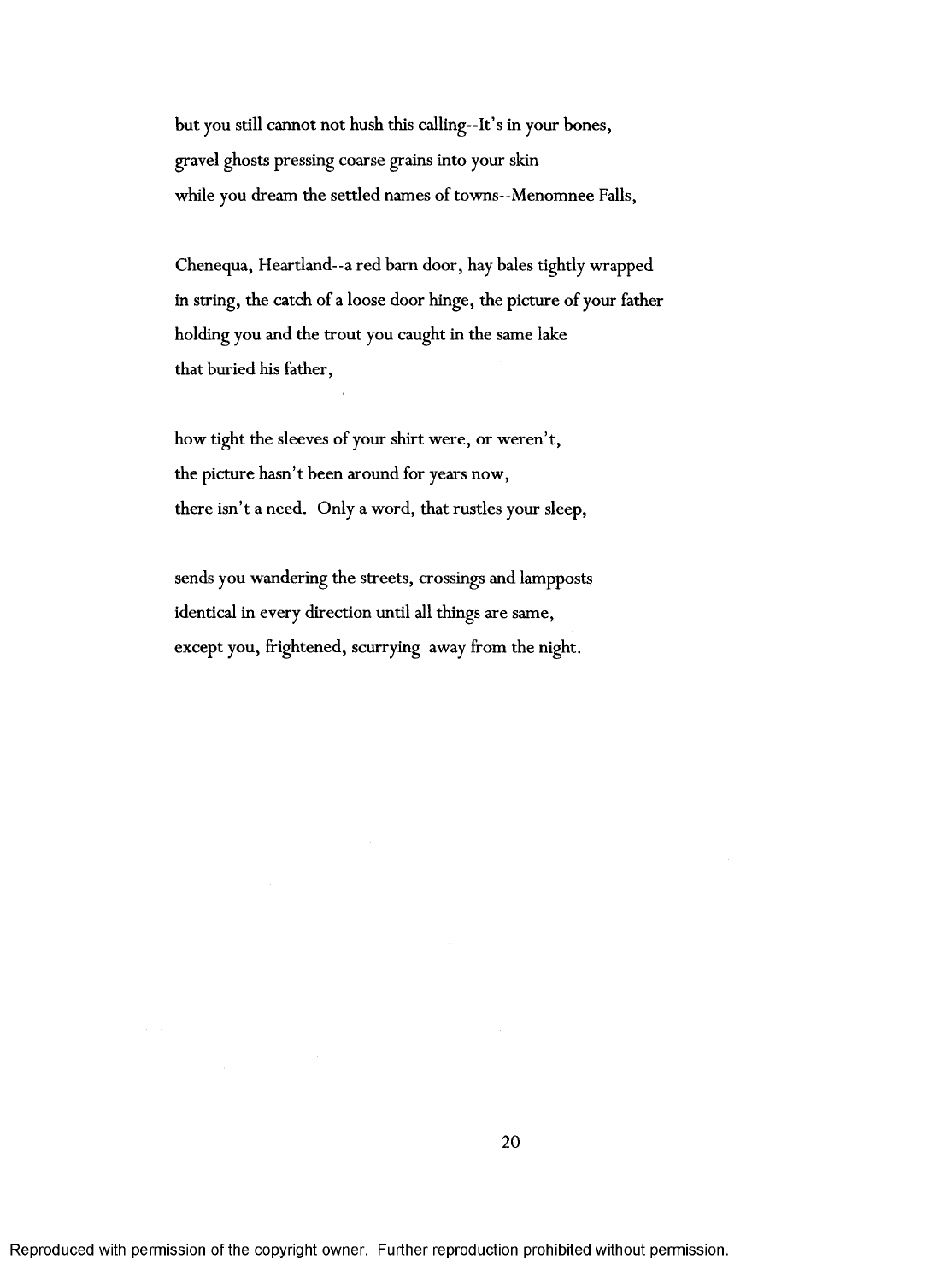but you still cannot not hush this calling--It's in your bones,
gravel ghosts pressing coarse grains into your skin
while you dream the settled names of towns--Menomnee Falls,

Chenequa, Heartland--a red barn door, hay bales tightly wrapped
in string, the catch of a loose door hinge, the picture of your father
holding you and the trout you caught in the same lake
that buried his father,

how tight the sleeves of your shirt were, or weren't,
the picture hasn't been around for years now,
there isn't a need. Only a word, that rustles your sleep,

sends you wandering the streets, crossings and lampposts
identical in every direction until all things are same,
except you, frightened, scurrying away from the night.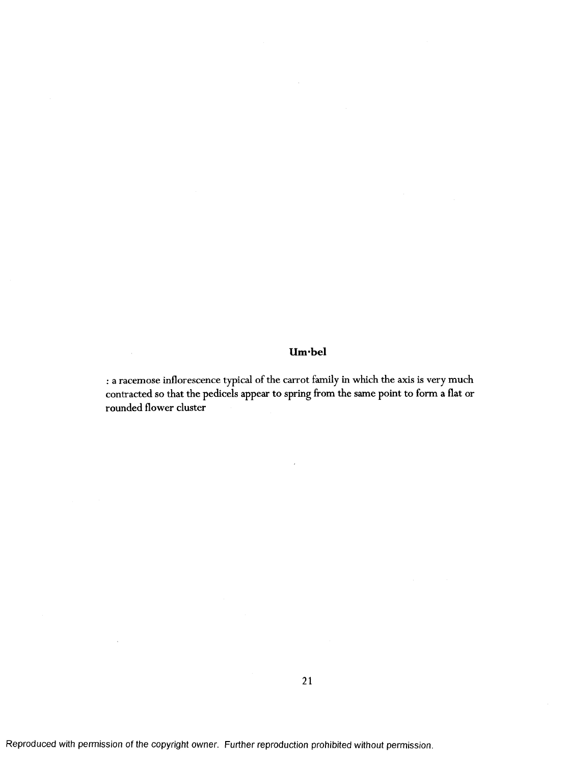**Um·bel**

: a racemose inflorescence typical of the carrot family in which the axis is very much contracted so that the pedicels appear to spring from the same point to form a flat or rounded flower cluster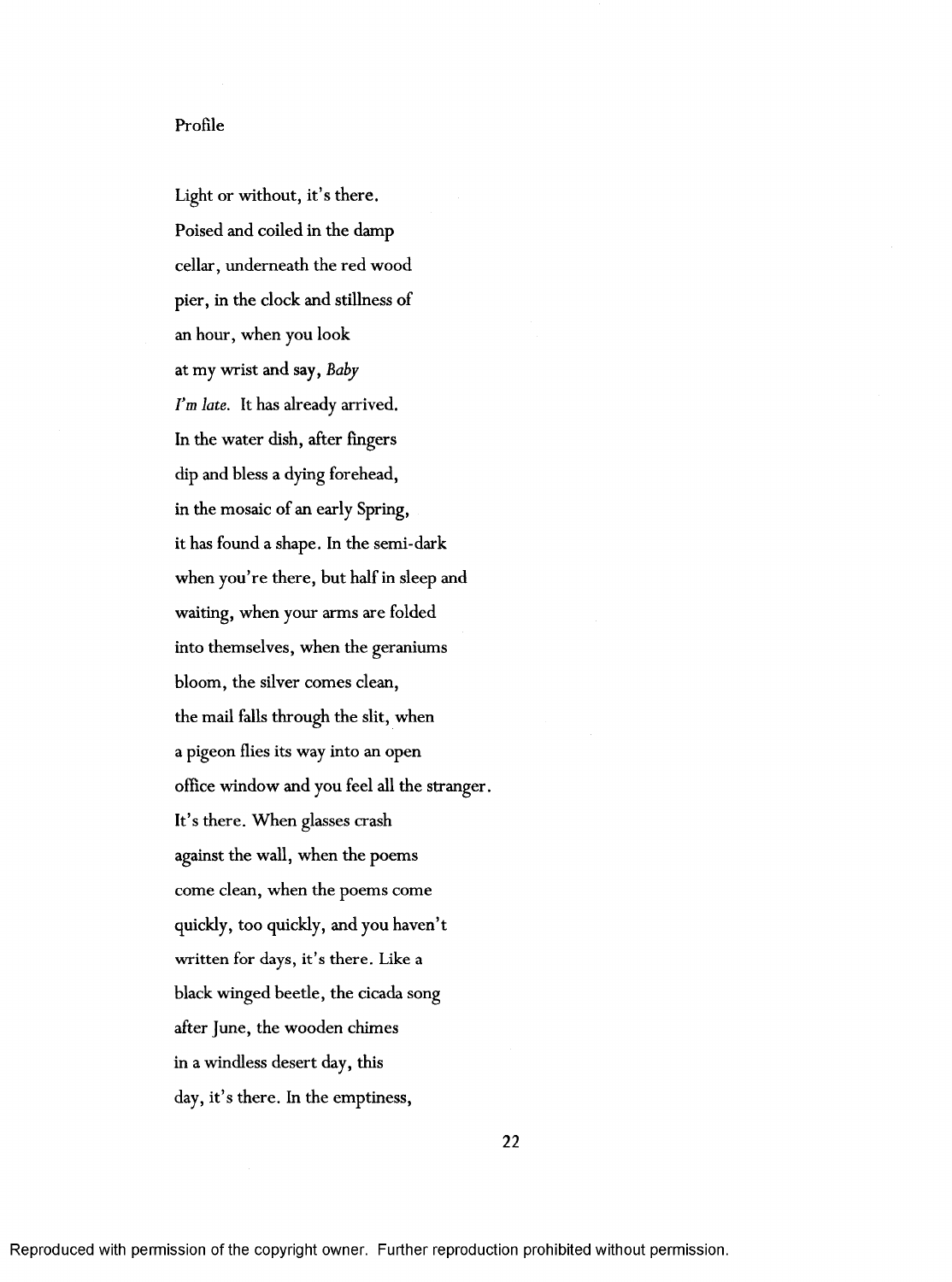## Profile

Light or without, it's there.  
Poised and coiled in the damp  
cellar, underneath the red wood  
pier, in the clock and stillness of  
an hour, when you look  
at my wrist and say, *Baby*  
*I'm late.* It has already arrived.  
In the water dish, after fingers  
dip and bless a dying forehead,  
in the mosaic of an early Spring,  
it has found a shape. In the semi-dark  
when you're there, but half in sleep and  
waiting, when your arms are folded  
into themselves, when the geraniums  
bloom, the silver comes clean,  
the mail falls through the slit, when  
a pigeon flies its way into an open  
office window and you feel all the stranger.  
It's there. When glasses crash  
against the wall, when the poems  
come clean, when the poems come  
quickly, too quickly, and you haven't  
written for days, it's there. Like a  
black winged beetle, the cicada song  
after June, the wooden chimes  
in a windless desert day, this  
day, it's there. In the emptiness,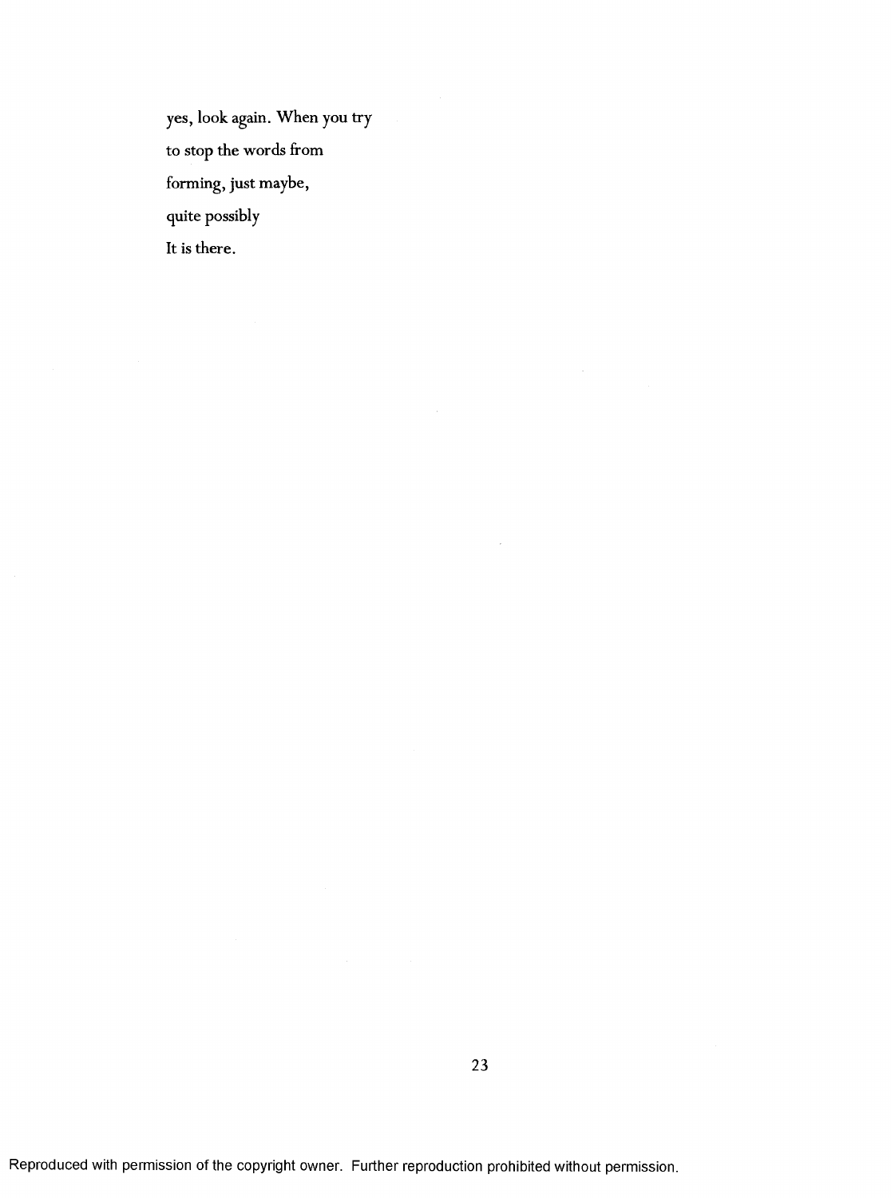yes, look again. When you try

to stop the words from

forming, just maybe,

quite possibly

It is there.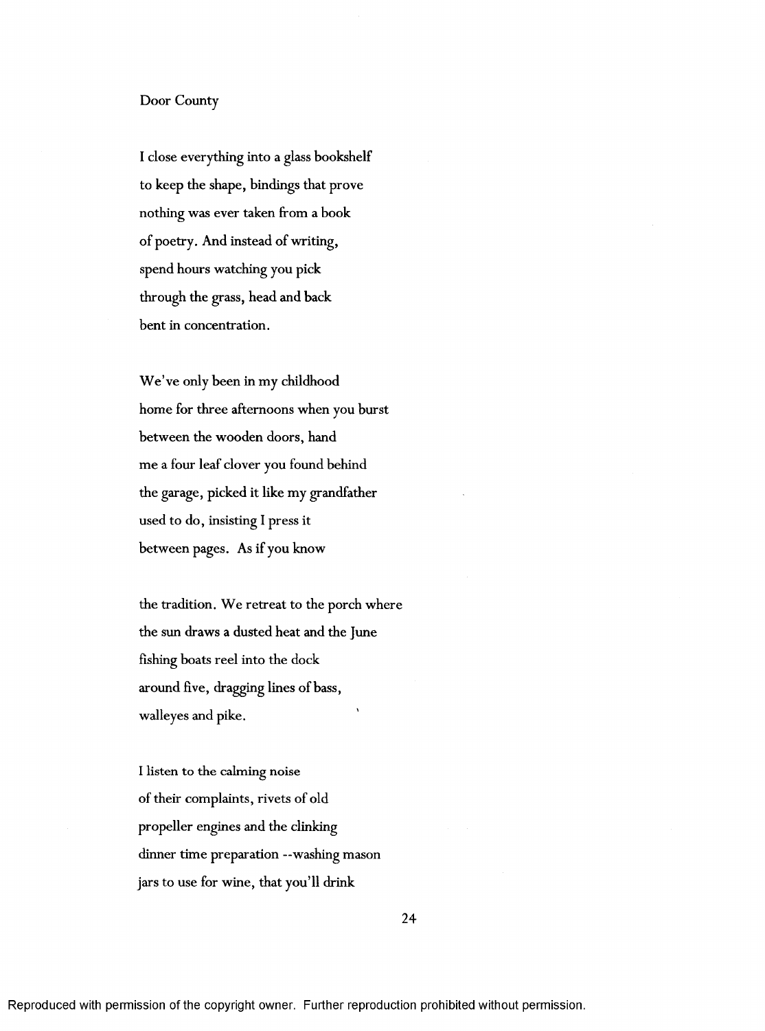## Door County

I close everything into a glass bookshelf
to keep the shape, bindings that prove
nothing was ever taken from a book
of poetry. And instead of writing,
spend hours watching you pick
through the grass, head and back
bent in concentration.

We've only been in my childhood
home for three afternoons when you burst
between the wooden doors, hand
me a four leaf clover you found behind
the garage, picked it like my grandfather
used to do, insisting I press it
between pages. As if you know

the tradition. We retreat to the porch where
the sun draws a dusted heat and the June
fishing boats reel into the dock
around five, dragging lines of bass,
walleyes and pike.

I listen to the calming noise
of their complaints, rivets of old
propeller engines and the clinking
dinner time preparation --washing mason
jars to use for wine, that you'll drink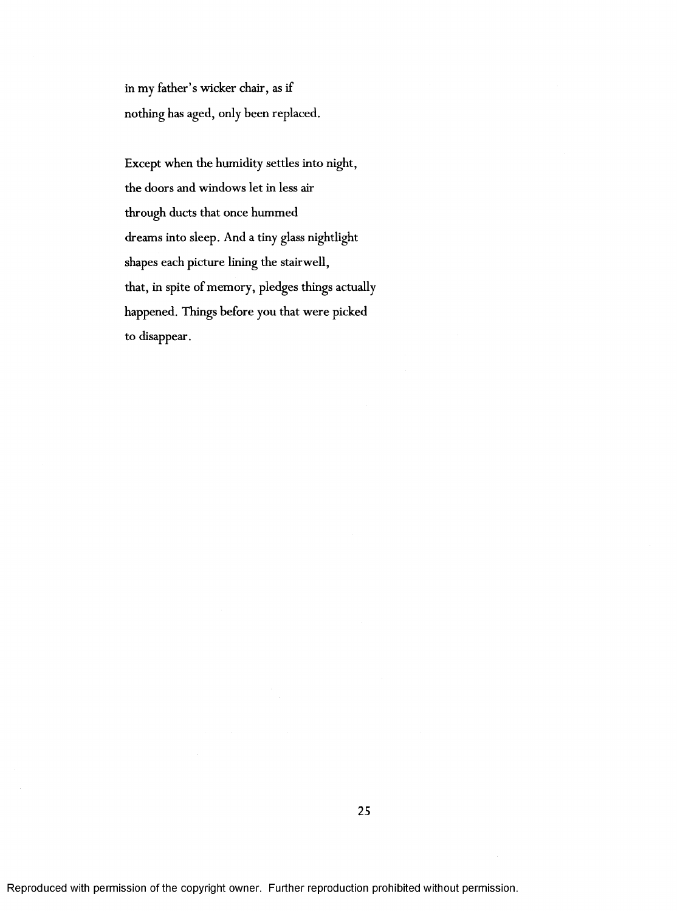in my father's wicker chair, as if
nothing has aged, only been replaced.

Except when the humidity settles into night,
the doors and windows let in less air
through ducts that once hummed
dreams into sleep. And a tiny glass nightlight
shapes each picture lining the stairwell,
that, in spite of memory, pledges things actually
happened. Things before you that were picked
to disappear.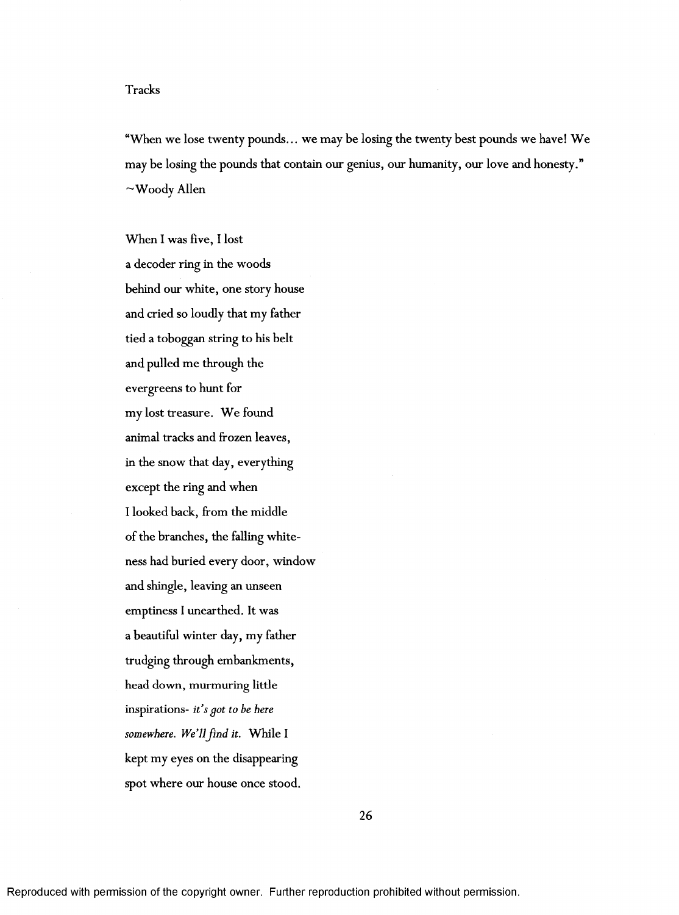Tracks

"When we lose twenty pounds… we may be losing the twenty best pounds we have! We may be losing the pounds that contain our genius, our humanity, our love and honesty."
~Woody Allen

When I was five, I lost
a decoder ring in the woods
behind our white, one story house
and cried so loudly that my father
tied a toboggan string to his belt
and pulled me through the
evergreens to hunt for
my lost treasure. We found
animal tracks and frozen leaves,
in the snow that day, everything
except the ring and when
I looked back, from the middle
of the branches, the falling white-
ness had buried every door, window
and shingle, leaving an unseen
emptiness I unearthed. It was
a beautiful winter day, my father
trudging through embankments,
head down, murmuring little
inspirations- *it's got to be here*
*somewhere. We'll find it.* While I
kept my eyes on the disappearing
spot where our house once stood.

Reproduced with permission of the copyright owner. Further reproduction prohibited without permission.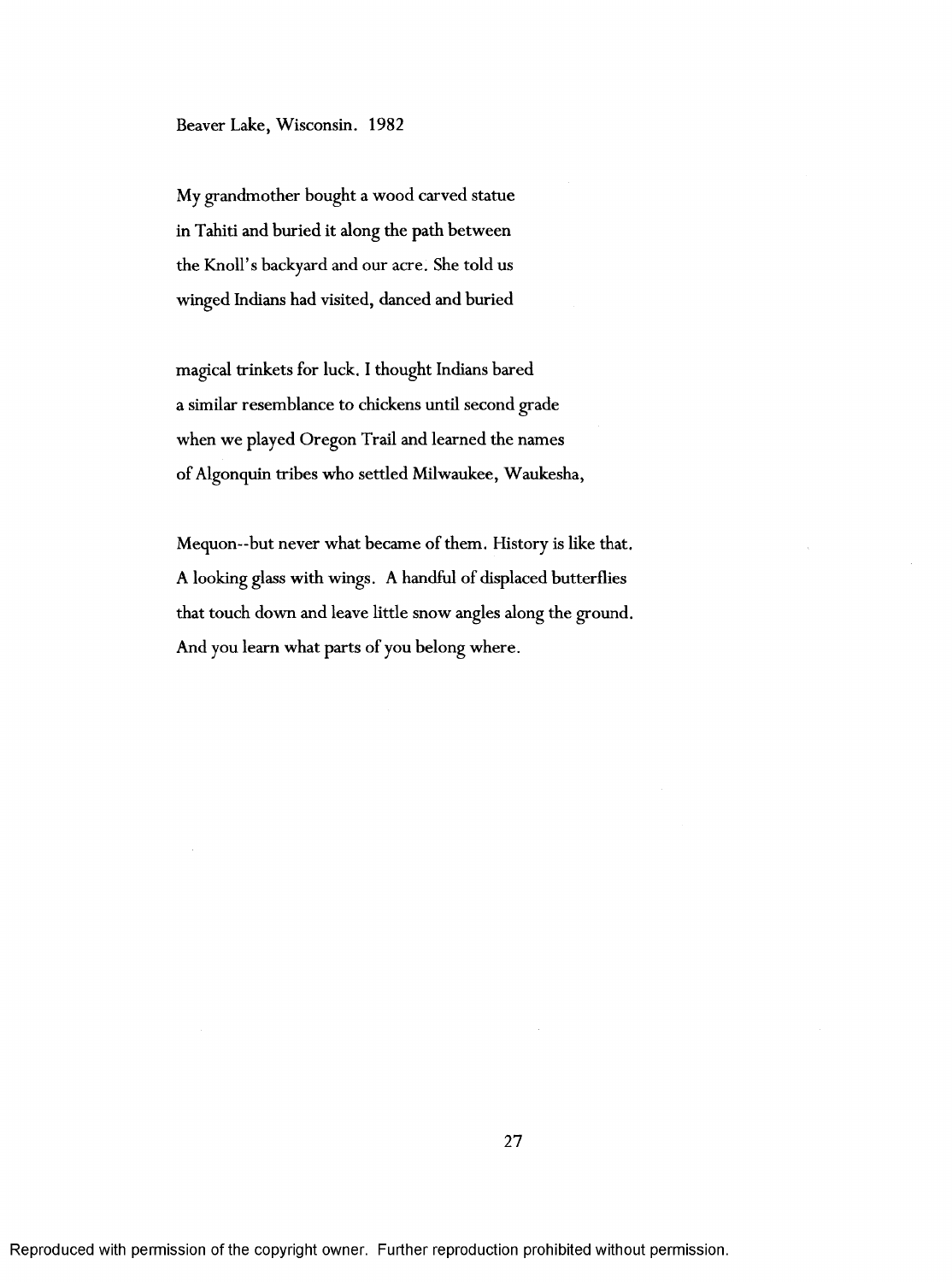Beaver Lake, Wisconsin. 1982

My grandmother bought a wood carved statue
in Tahiti and buried it along the path between
the Knoll's backyard and our acre. She told us
winged Indians had visited, danced and buried

magical trinkets for luck. I thought Indians bared
a similar resemblance to chickens until second grade
when we played Oregon Trail and learned the names
of Algonquin tribes who settled Milwaukee, Waukesha,

Mequon--but never what became of them. History is like that.
A looking glass with wings. A handful of displaced butterflies
that touch down and leave little snow angles along the ground.
And you learn what parts of you belong where.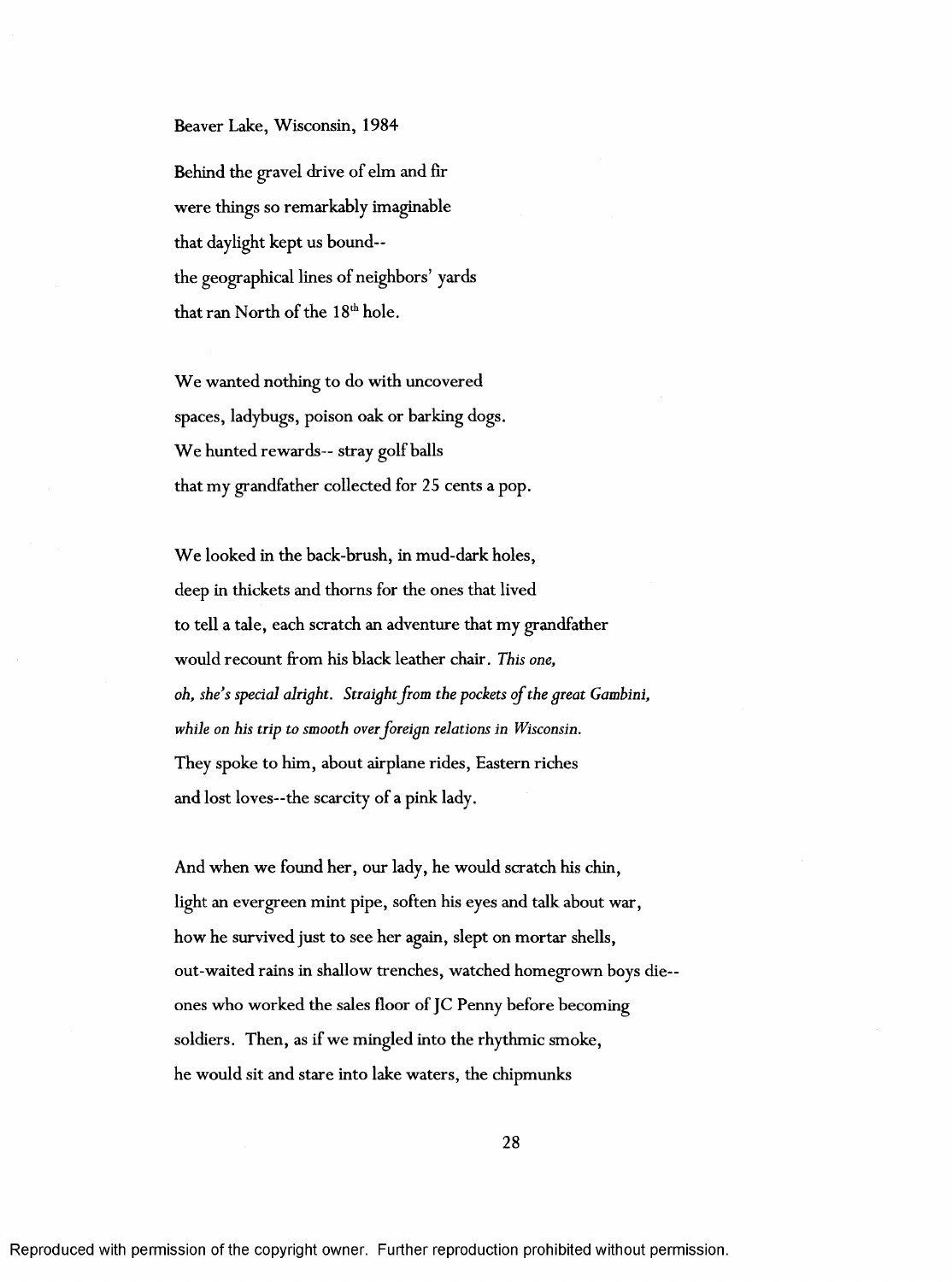Beaver Lake, Wisconsin, 1984

Behind the gravel drive of elm and fir
were things so remarkably imaginable
that daylight kept us bound--
the geographical lines of neighbors' yards
that ran North of the 18th hole.

We wanted nothing to do with uncovered
spaces, ladybugs, poison oak or barking dogs.
We hunted rewards-- stray golf balls
that my grandfather collected for 25 cents a pop.

We looked in the back-brush, in mud-dark holes,
deep in thickets and thorns for the ones that lived
to tell a tale, each scratch an adventure that my grandfather
would recount from his black leather chair. *This one,*
*oh, she's special alright. Straight from the pockets of the great Gambini,*
*while on his trip to smooth over foreign relations in Wisconsin.*
They spoke to him, about airplane rides, Eastern riches
and lost loves--the scarcity of a pink lady.

And when we found her, our lady, he would scratch his chin,
light an evergreen mint pipe, soften his eyes and talk about war,
how he survived just to see her again, slept on mortar shells,
out-waited rains in shallow trenches, watched homegrown boys die--
ones who worked the sales floor of JC Penny before becoming
soldiers. Then, as if we mingled into the rhythmic smoke,
he would sit and stare into lake waters, the chipmunks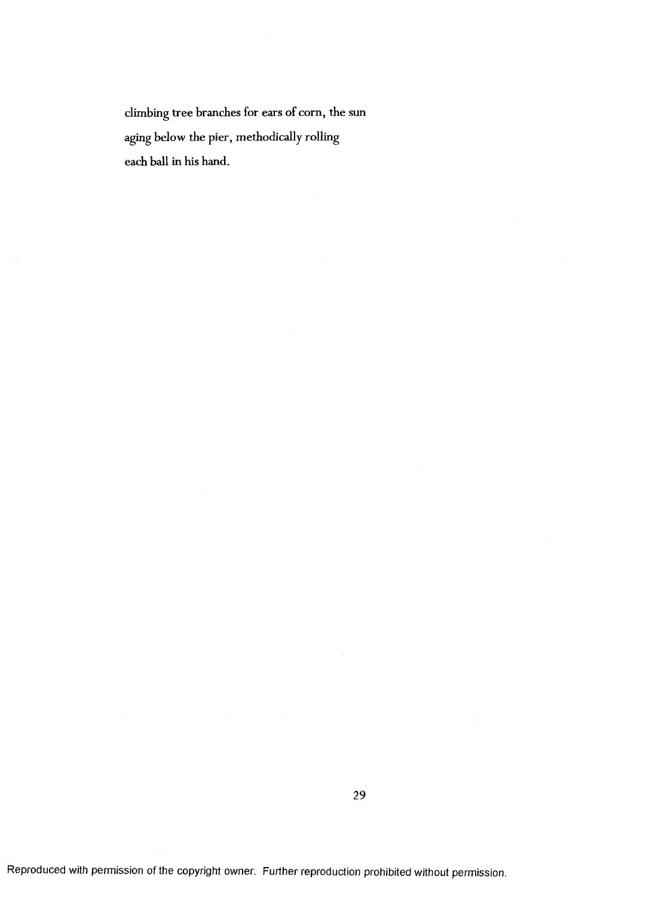climbing tree branches for ears of corn, the sun
aging below the pier, methodically rolling
each ball in his hand.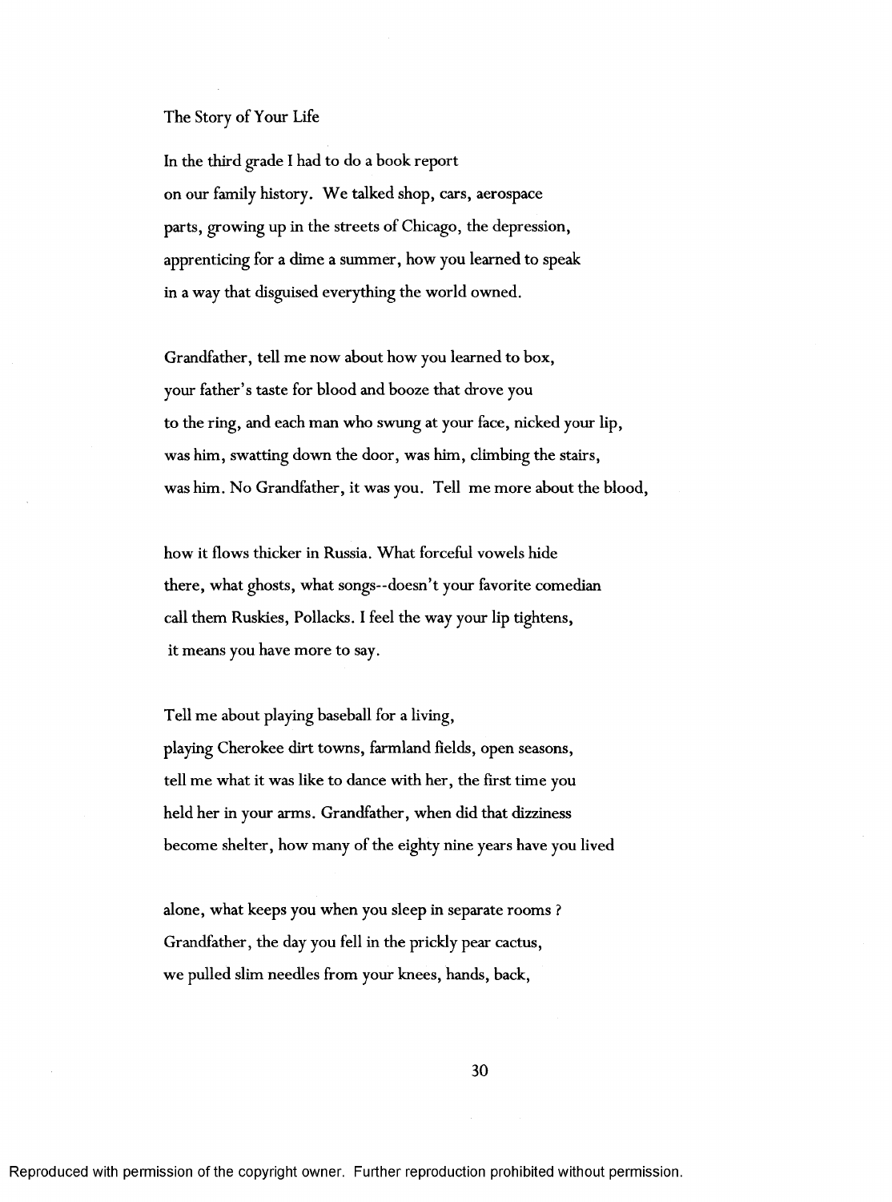The Story of Your Life

In the third grade I had to do a book report
on our family history. We talked shop, cars, aerospace
parts, growing up in the streets of Chicago, the depression,
apprenticing for a dime a summer, how you learned to speak
in a way that disguised everything the world owned.

Grandfather, tell me now about how you learned to box,
your father's taste for blood and booze that drove you
to the ring, and each man who swung at your face, nicked your lip,
was him, swatting down the door, was him, climbing the stairs,
was him. No Grandfather, it was you. Tell me more about the blood,

how it flows thicker in Russia. What forceful vowels hide
there, what ghosts, what songs--doesn't your favorite comedian
call them Ruskies, Pollacks. I feel the way your lip tightens,
it means you have more to say.

Tell me about playing baseball for a living,
playing Cherokee dirt towns, farmland fields, open seasons,
tell me what it was like to dance with her, the first time you
held her in your arms. Grandfather, when did that dizziness
become shelter, how many of the eighty nine years have you lived

alone, what keeps you when you sleep in separate rooms ?
Grandfather, the day you fell in the prickly pear cactus,
we pulled slim needles from your knees, hands, back,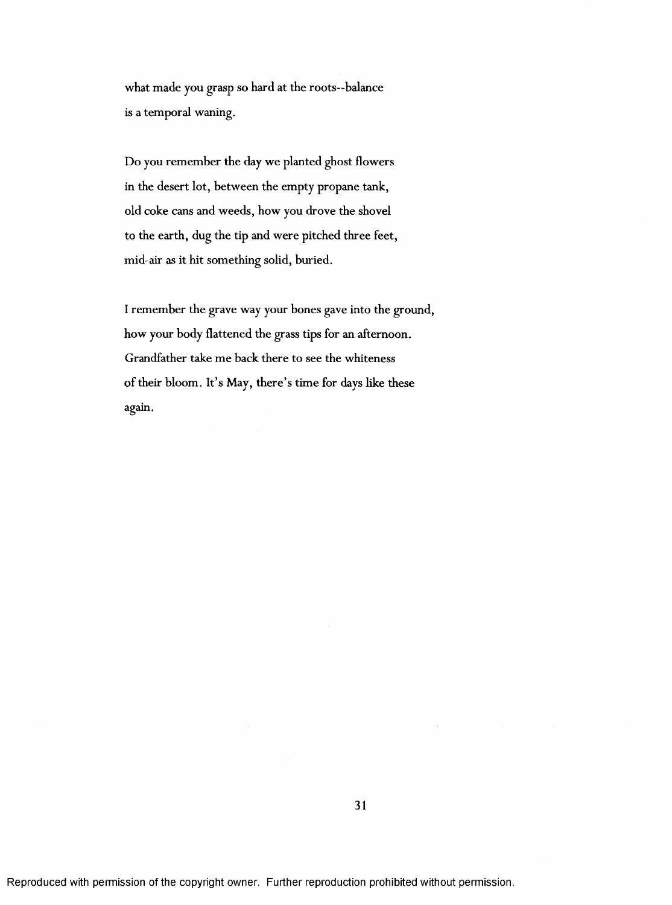what made you grasp so hard at the roots--balance
is a temporal waning.

Do you remember the day we planted ghost flowers
in the desert lot, between the empty propane tank,
old coke cans and weeds, how you drove the shovel
to the earth, dug the tip and were pitched three feet,
mid-air as it hit something solid, buried.

I remember the grave way your bones gave into the ground,
how your body flattened the grass tips for an afternoon.
Grandfather take me back there to see the whiteness
of their bloom. It's May, there's time for days like these
again.

Reproduced with permission of the copyright owner. Further reproduction prohibited without permission.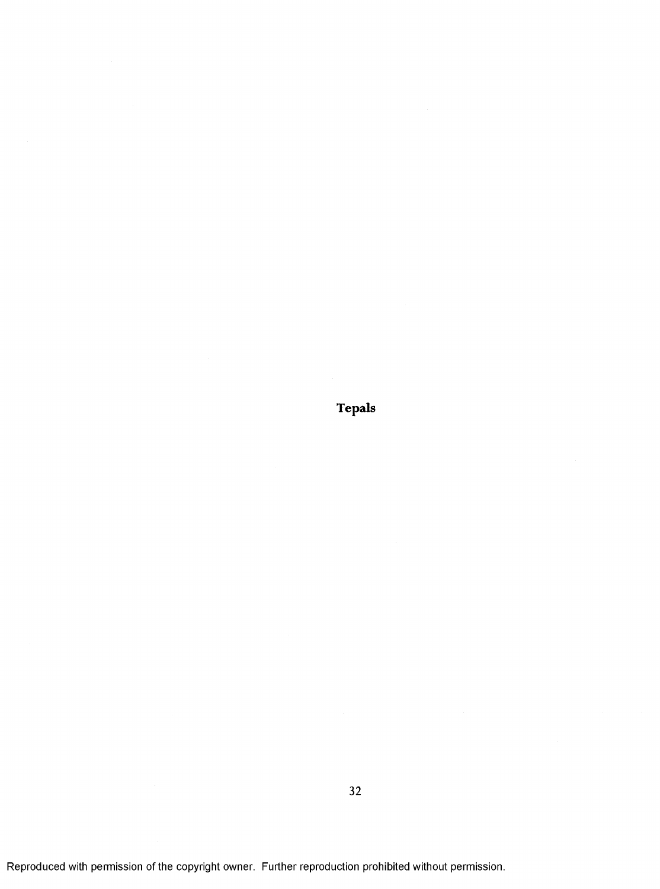**Tepals**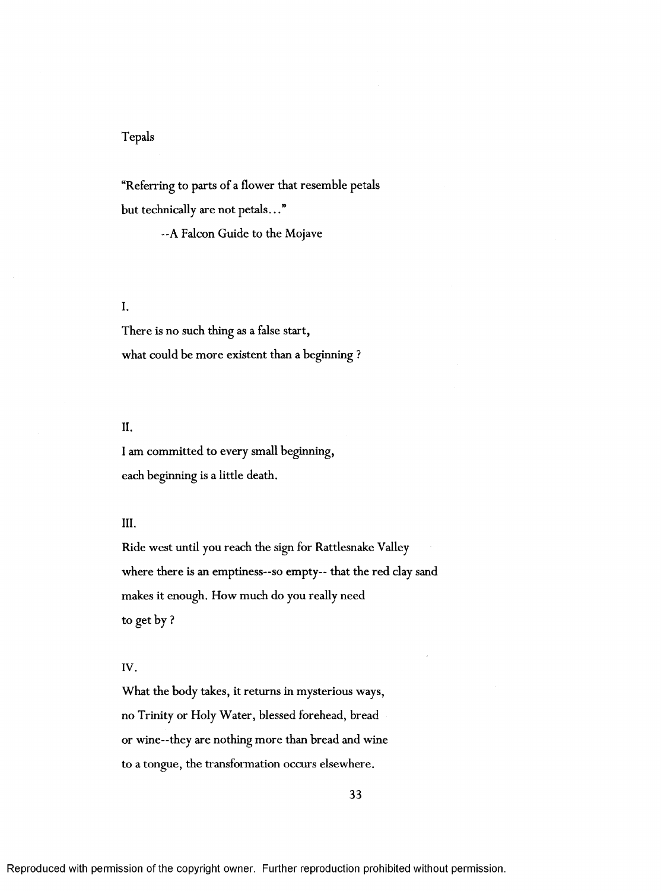## Tepals

"Referring to parts of a flower that resemble petals
but technically are not petals..."

--A Falcon Guide to the Mojave

I.

There is no such thing as a false start,
what could be more existent than a beginning ?

II.

I am committed to every small beginning,
each beginning is a little death.

III.

Ride west until you reach the sign for Rattlesnake Valley
where there is an emptiness--so empty-- that the red clay sand
makes it enough. How much do you really need
to get by ?

IV.

What the body takes, it returns in mysterious ways,
no Trinity or Holy Water, blessed forehead, bread
or wine--they are nothing more than bread and wine
to a tongue, the transformation occurs elsewhere.

Reproduced with permission of the copyright owner. Further reproduction prohibited without permission.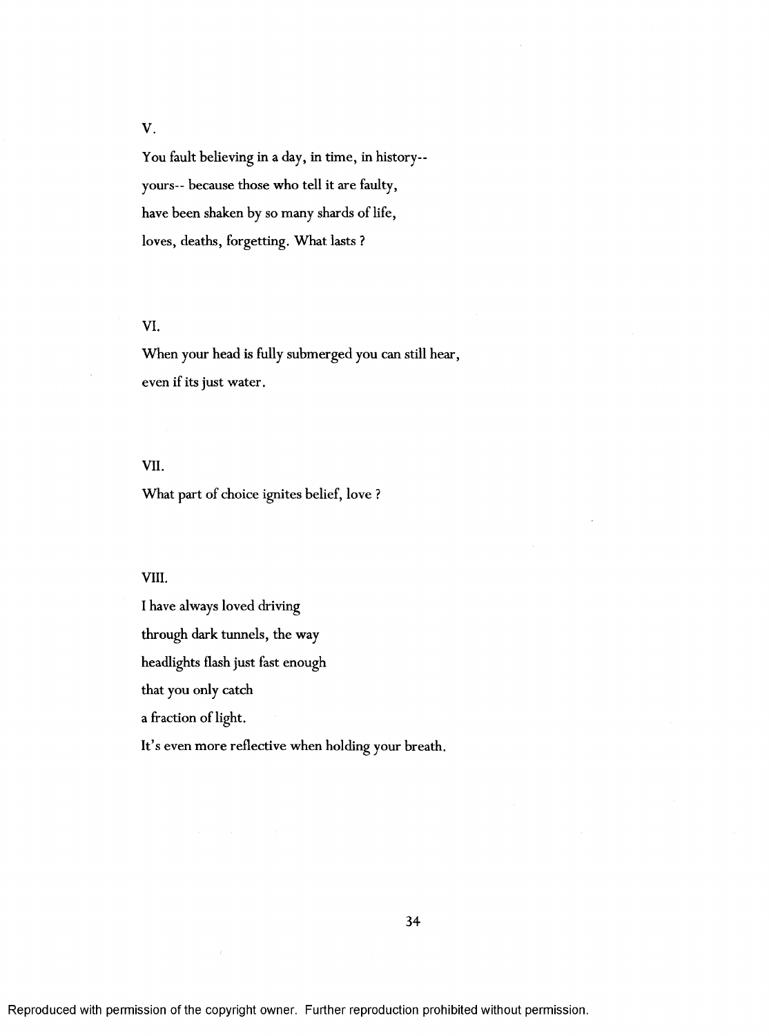V.

You fault believing in a day, in time, in history--
yours-- because those who tell it are faulty,
have been shaken by so many shards of life,
loves, deaths, forgetting. What lasts ?

VI.

When your head is fully submerged you can still hear,
even if its just water.

VII.

What part of choice ignites belief, love ?

VIII.

I have always loved driving
through dark tunnels, the way
headlights flash just fast enough
that you only catch
a fraction of light.
It's even more reflective when holding your breath.

Reproduced with permission of the copyright owner. Further reproduction prohibited without permission.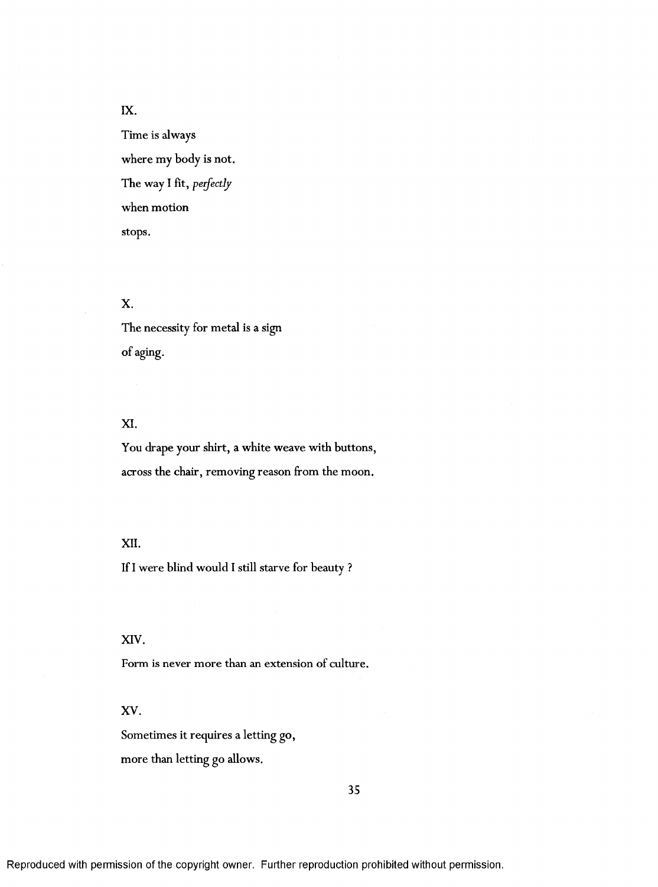IX.

Time is always  
where my body is not.  
The way I fit, *perfectly*  
when motion  
stops.

X.

The necessity for metal is a sign  
of aging.

XI.

You drape your shirt, a white weave with buttons,  
across the chair, removing reason from the moon.

XII.

If I were blind would I still starve for beauty ?

XIV.

Form is never more than an extension of culture.

XV.

Sometimes it requires a letting go,  
more than letting go allows.

Reproduced with permission of the copyright owner. Further reproduction prohibited without permission.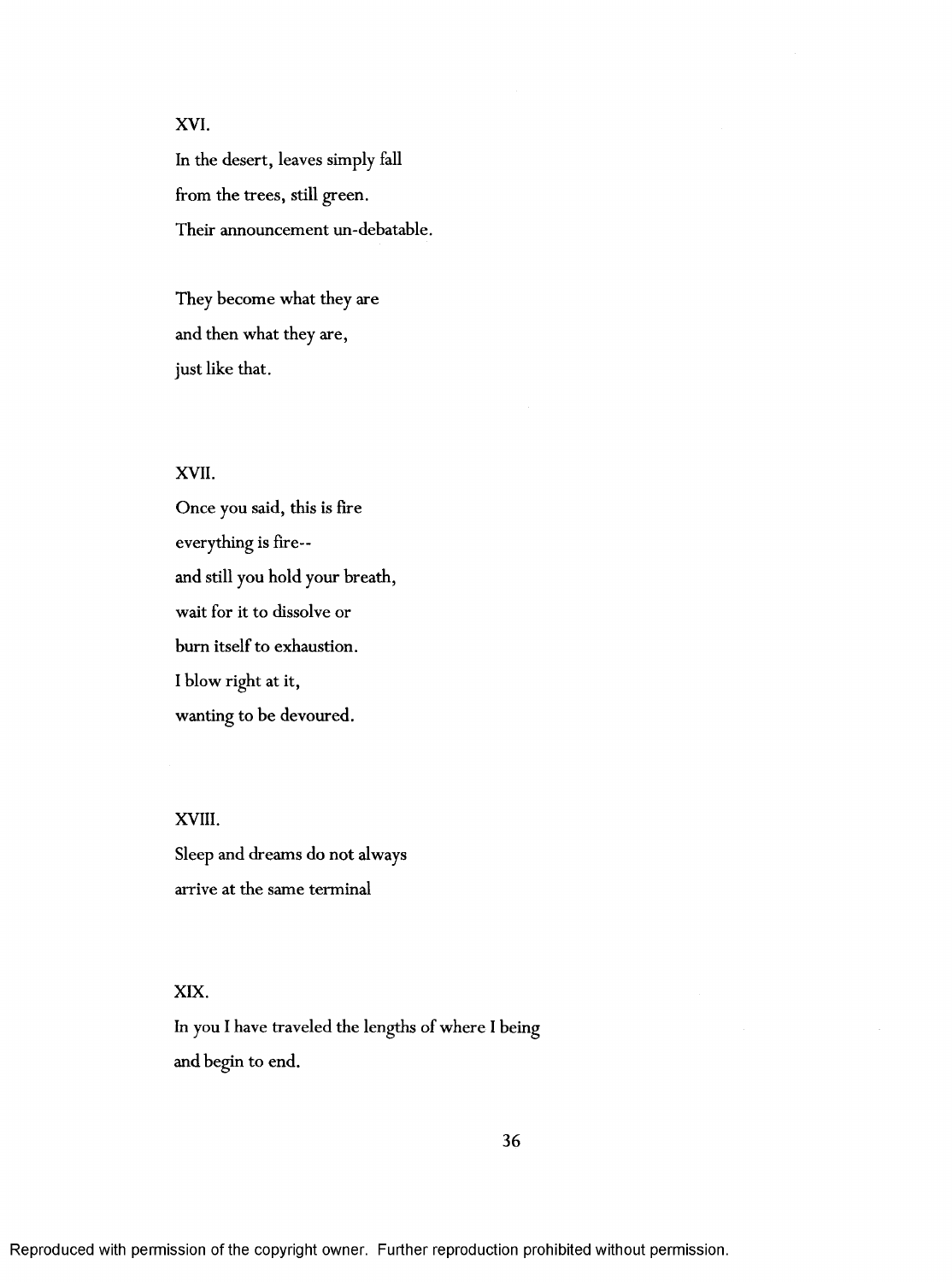XVI.

In the desert, leaves simply fall
from the trees, still green.
Their announcement un-debatable.

They become what they are
and then what they are,
just like that.

XVII.

Once you said, this is fire
everything is fire--
and still you hold your breath,
wait for it to dissolve or
burn itself to exhaustion.
I blow right at it,
wanting to be devoured.

XVIII.

Sleep and dreams do not always
arrive at the same terminal

XIX.

In you I have traveled the lengths of where I being
and begin to end.

Reproduced with permission of the copyright owner. Further reproduction prohibited without permission.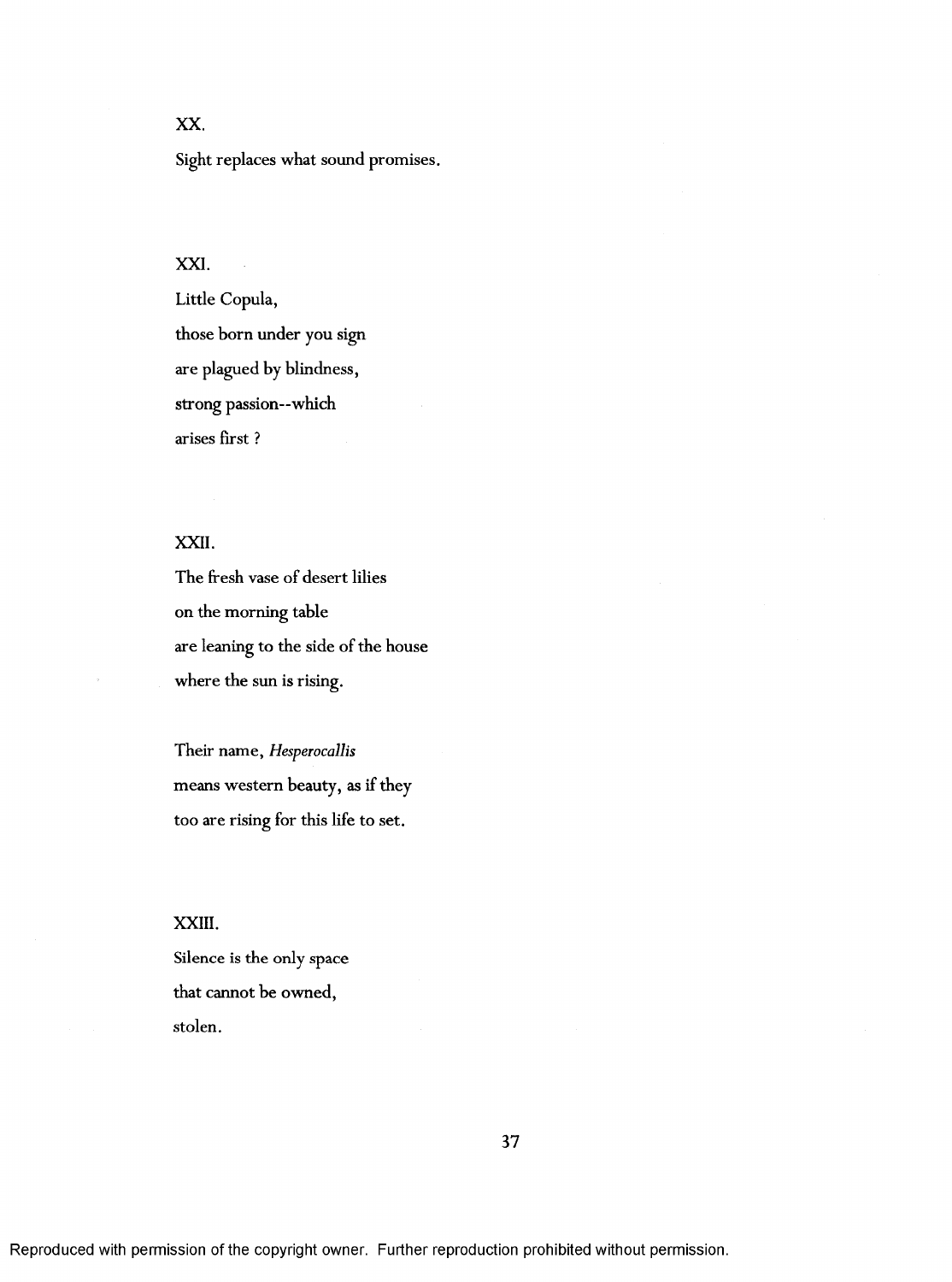XX.

Sight replaces what sound promises.

XXI.

Little Copula,

those born under you sign

are plagued by blindness,

strong passion--which

arises first ?

XXII.

The fresh vase of desert lilies

on the morning table

are leaning to the side of the house

where the sun is rising.

Their name, *Hesperocallis*

means western beauty, as if they

too are rising for this life to set.

XXIII.

Silence is the only space

that cannot be owned,

stolen.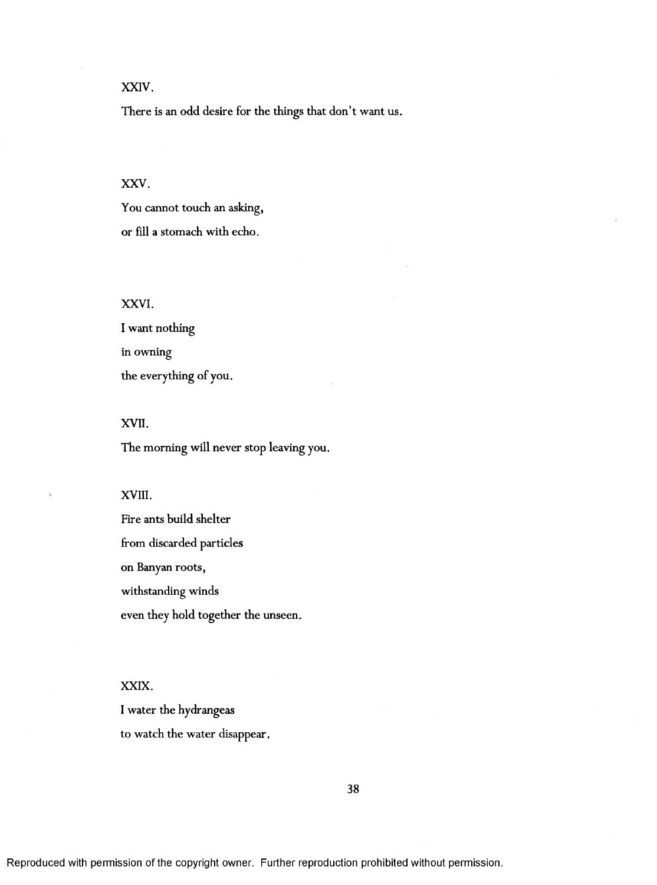XXIV.

There is an odd desire for the things that don't want us.

XXV.

You cannot touch an asking,

or fill a stomach with echo.

XXVI.

I want nothing

in owning

the everything of you.

XVII.

The morning will never stop leaving you.

XVIII.

Fire ants build shelter

from discarded particles

on Banyan roots,

withstanding winds

even they hold together the unseen.

XXIX.

I water the hydrangeas

to watch the water disappear.

Reproduced with permission of the copyright owner. Further reproduction prohibited without permission.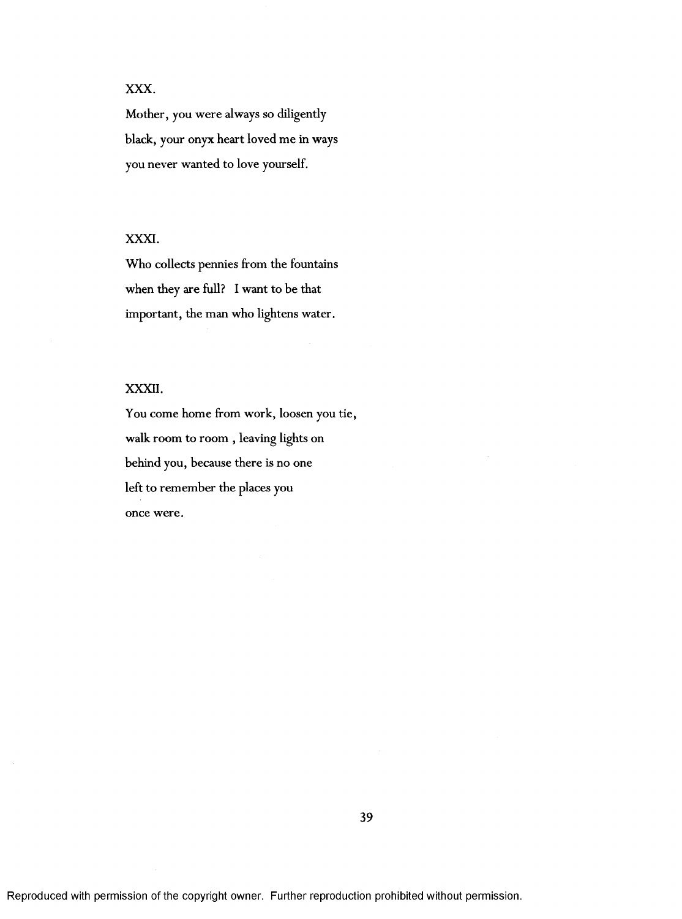XXX.

Mother, you were always so diligently
black, your onyx heart loved me in ways
you never wanted to love yourself.

XXXI.

Who collects pennies from the fountains
when they are full? I want to be that
important, the man who lightens water.

XXXII.

You come home from work, loosen you tie,
walk room to room , leaving lights on
behind you, because there is no one
left to remember the places you
once were.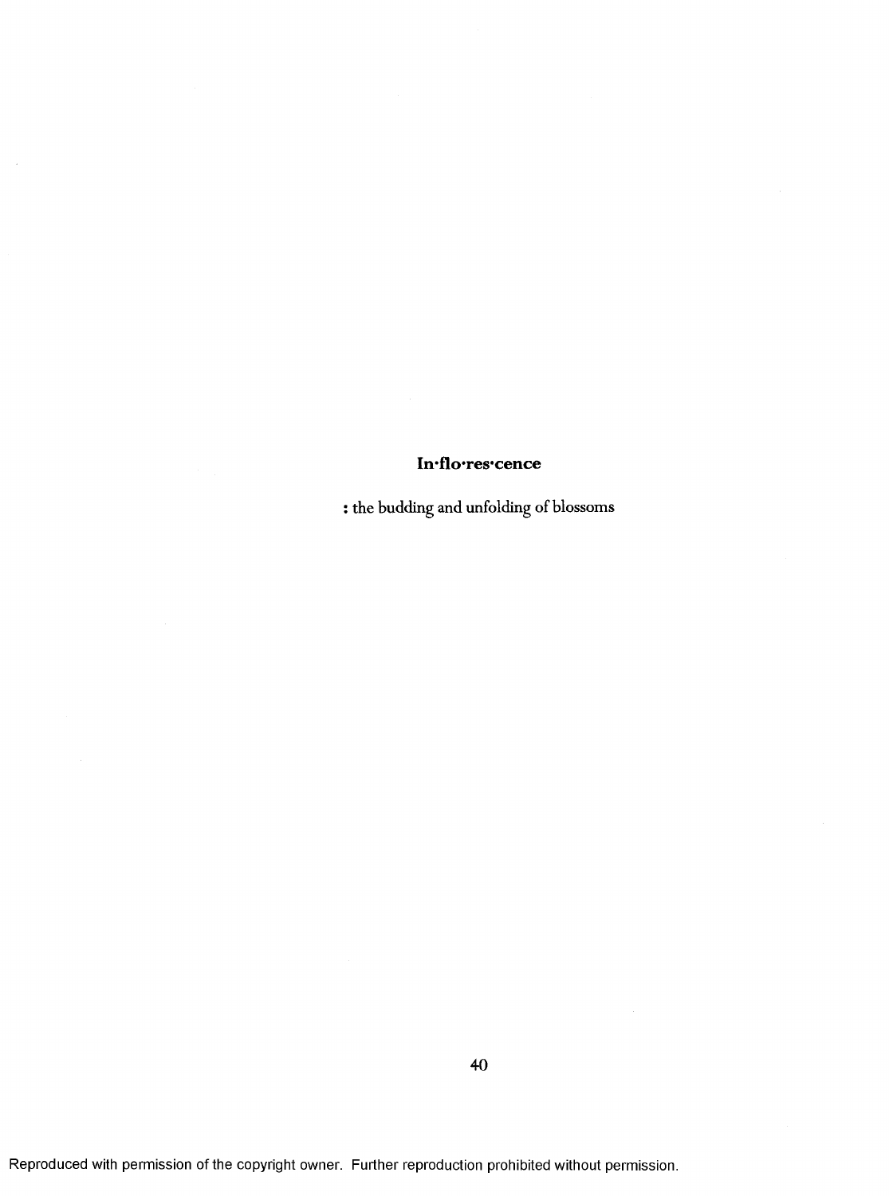**In·flo·res·cence**

: the budding and unfolding of blossoms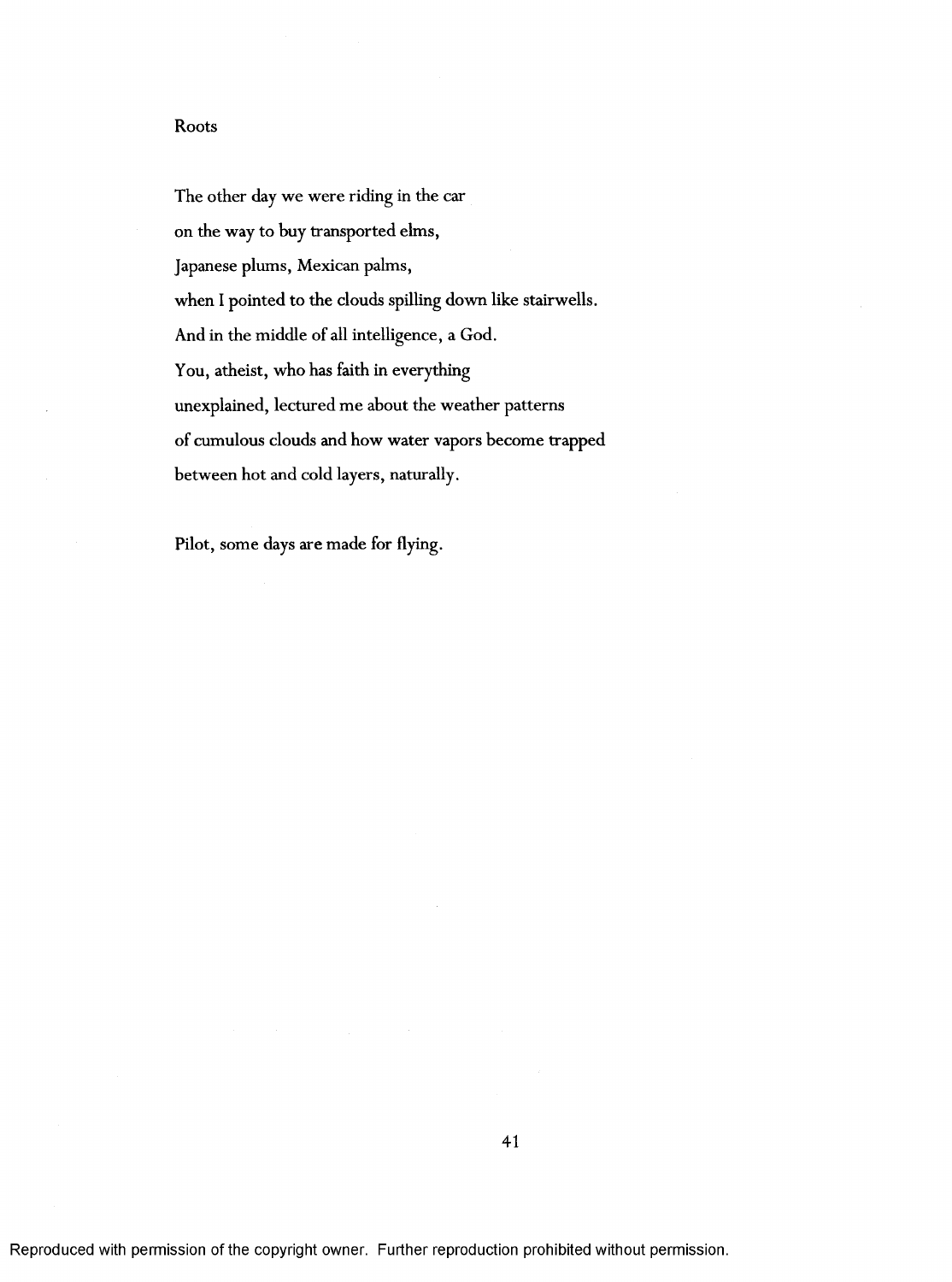## Roots

The other day we were riding in the car

on the way to buy transported elms,

Japanese plums, Mexican palms,

when I pointed to the clouds spilling down like stairwells.

And in the middle of all intelligence, a God.

You, atheist, who has faith in everything

unexplained, lectured me about the weather patterns

of cumulous clouds and how water vapors become trapped

between hot and cold layers, naturally.

Pilot, some days are made for flying.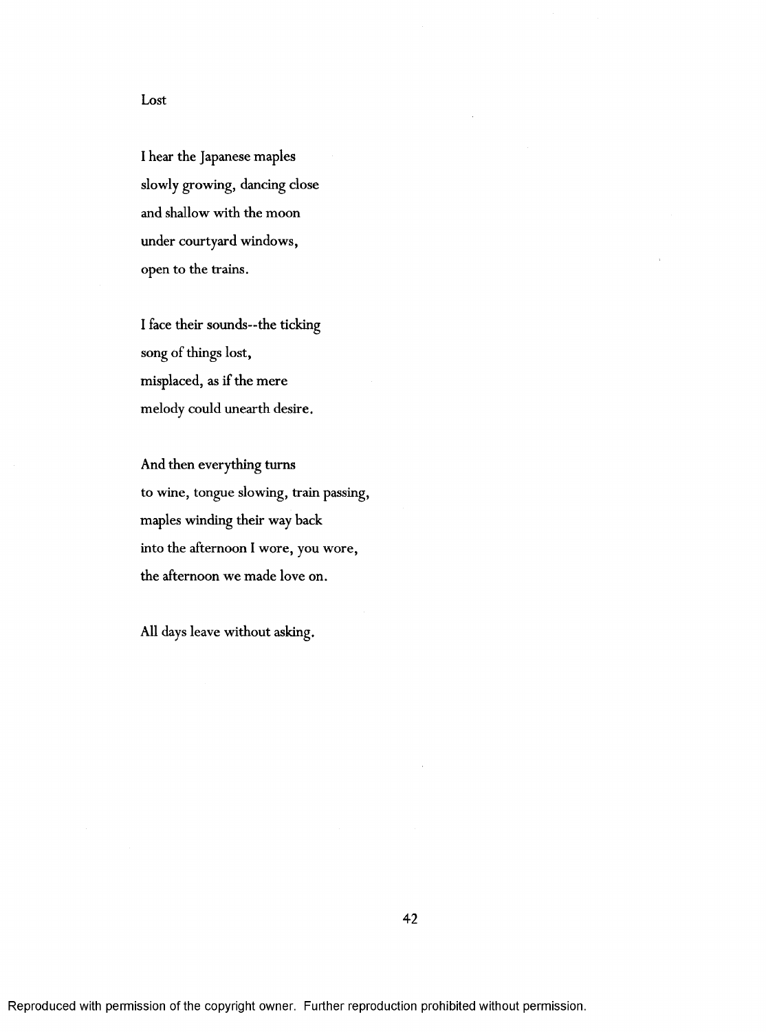# Lost

I hear the Japanese maples  
slowly growing, dancing close  
and shallow with the moon  
under courtyard windows,  
open to the trains.

I face their sounds--the ticking  
song of things lost,  
misplaced, as if the mere  
melody could unearth desire.

And then everything turns  
to wine, tongue slowing, train passing,  
maples winding their way back  
into the afternoon I wore, you wore,  
the afternoon we made love on.

All days leave without asking.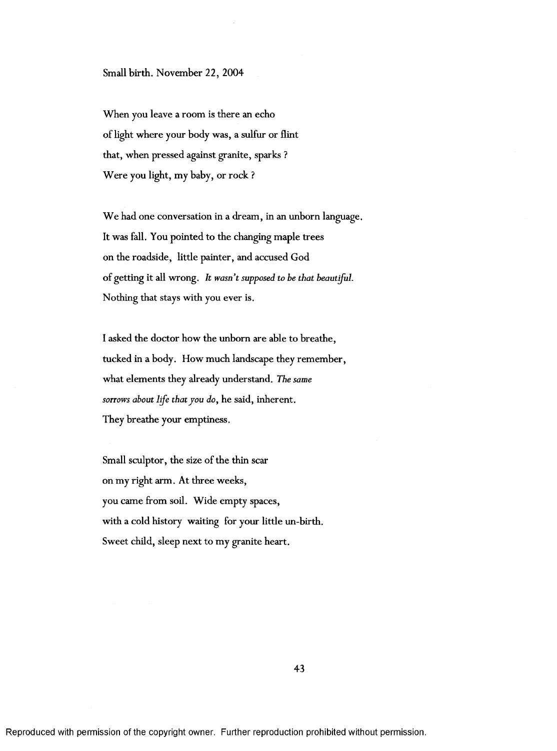Small birth. November 22, 2004

When you leave a room is there an echo
of light where your body was, a sulfur or flint
that, when pressed against granite, sparks ?
Were you light, my baby, or rock ?

We had one conversation in a dream, in an unborn language.
It was fall. You pointed to the changing maple trees
on the roadside, little painter, and accused God
of getting it all wrong. *It wasn't supposed to be that beautiful.*
Nothing that stays with you ever is.

I asked the doctor how the unborn are able to breathe,
tucked in a body. How much landscape they remember,
what elements they already understand. *The same
sorrows about life that you do*, he said, inherent.
They breathe your emptiness.

Small sculptor, the size of the thin scar
on my right arm. At three weeks,
you came from soil. Wide empty spaces,
with a cold history waiting for your little un-birth.
Sweet child, sleep next to my granite heart.

Reproduced with permission of the copyright owner. Further reproduction prohibited without permission.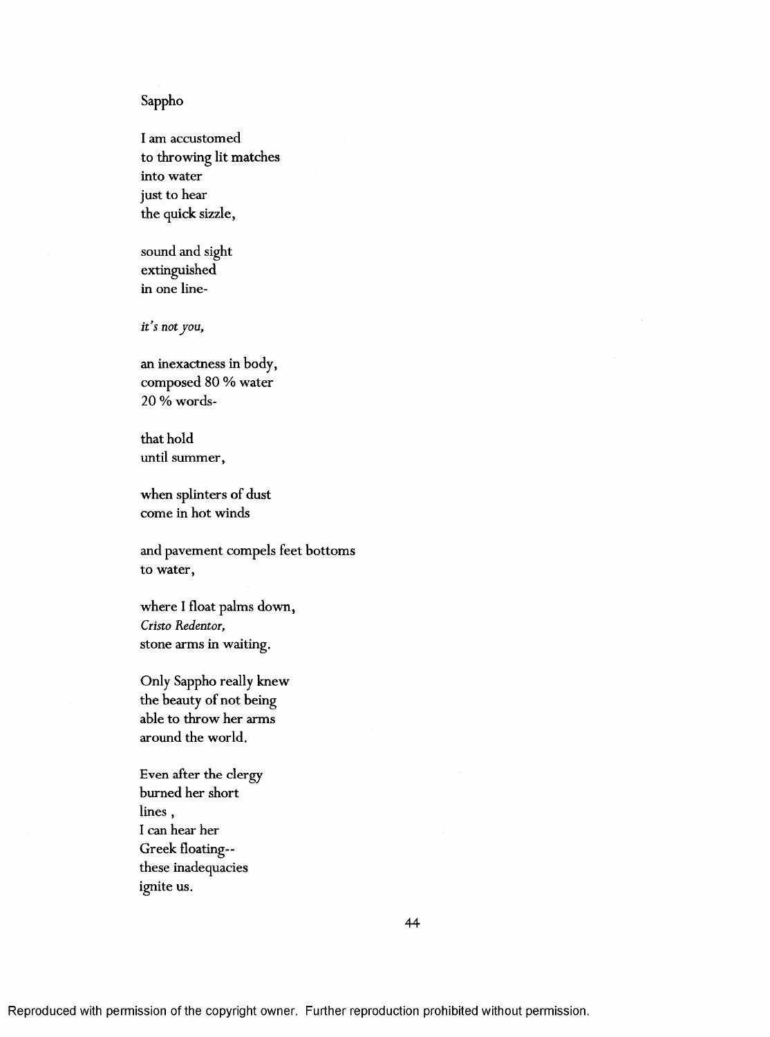## Sappho

I am accustomed
to throwing lit matches
into water
just to hear
the quick sizzle,

sound and sight
extinguished
in one line-

*it's not you,*

an inexactness in body,
composed 80 % water
20 % words-

that hold
until summer,

when splinters of dust
come in hot winds

and pavement compels feet bottoms
to water,

where I float palms down,
*Cristo Redentor,*
stone arms in waiting.

Only Sappho really knew
the beauty of not being
able to throw her arms
around the world.

Even after the clergy
burned her short
lines ,
I can hear her
Greek floating--
these inadequacies
ignite us.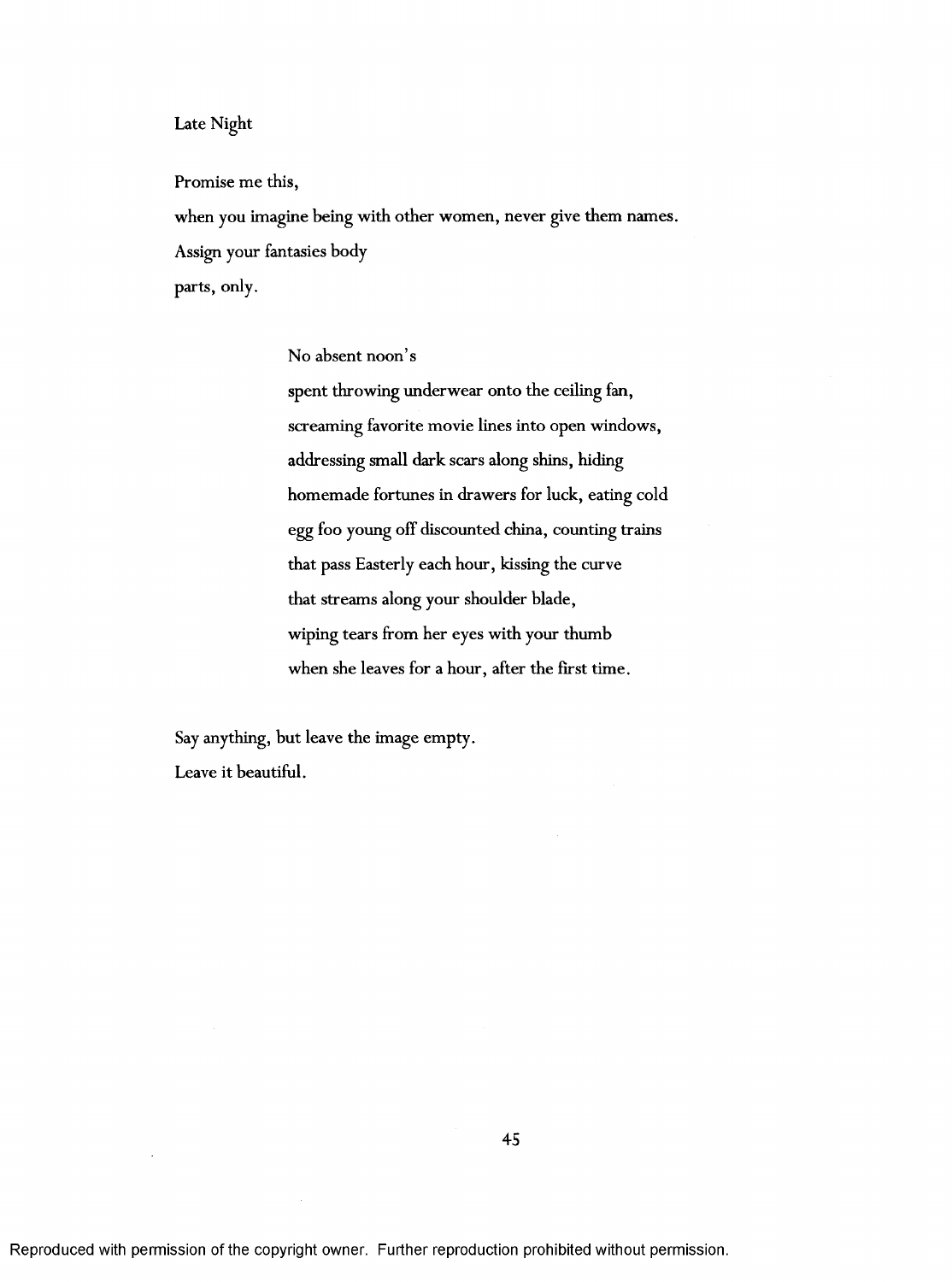Late Night

Promise me this,  
when you imagine being with other women, never give them names.  
Assign your fantasies body  
parts, only.

> No absent noon's  
> spent throwing underwear onto the ceiling fan,  
> screaming favorite movie lines into open windows,  
> addressing small dark scars along shins, hiding  
> homemade fortunes in drawers for luck, eating cold  
> egg foo young off discounted china, counting trains  
> that pass Easterly each hour, kissing the curve  
> that streams along your shoulder blade,  
> wiping tears from her eyes with your thumb  
> when she leaves for a hour, after the first time.

Say anything, but leave the image empty.  
Leave it beautiful.

Reproduced with permission of the copyright owner. Further reproduction prohibited without permission.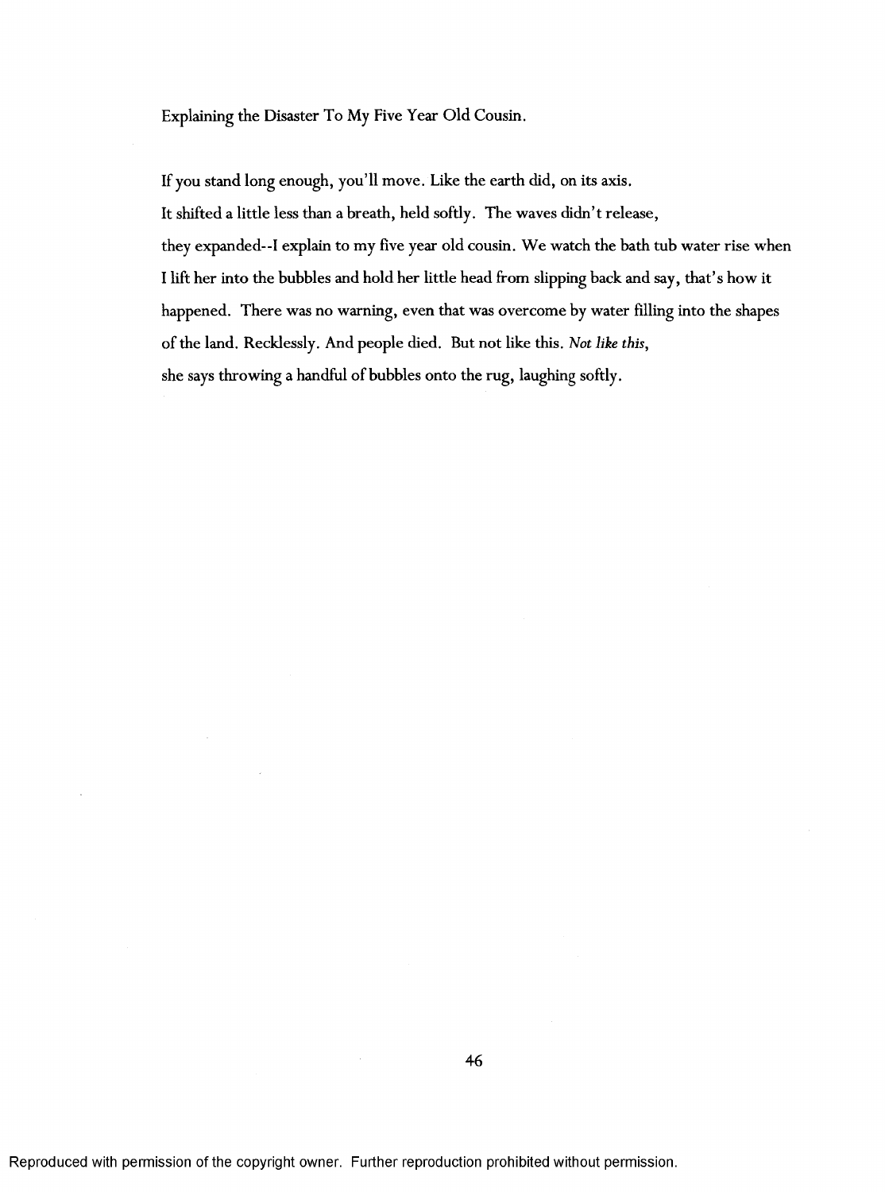Explaining the Disaster To My Five Year Old Cousin.

If you stand long enough, you'll move. Like the earth did, on its axis.
It shifted a little less than a breath, held softly. The waves didn't release,
they expanded--I explain to my five year old cousin. We watch the bath tub water rise when
I lift her into the bubbles and hold her little head from slipping back and say, that's how it
happened. There was no warning, even that was overcome by water filling into the shapes
of the land. Recklessly. And people died. But not like this. *Not like this*,
she says throwing a handful of bubbles onto the rug, laughing softly.

Reproduced with permission of the copyright owner. Further reproduction prohibited without permission.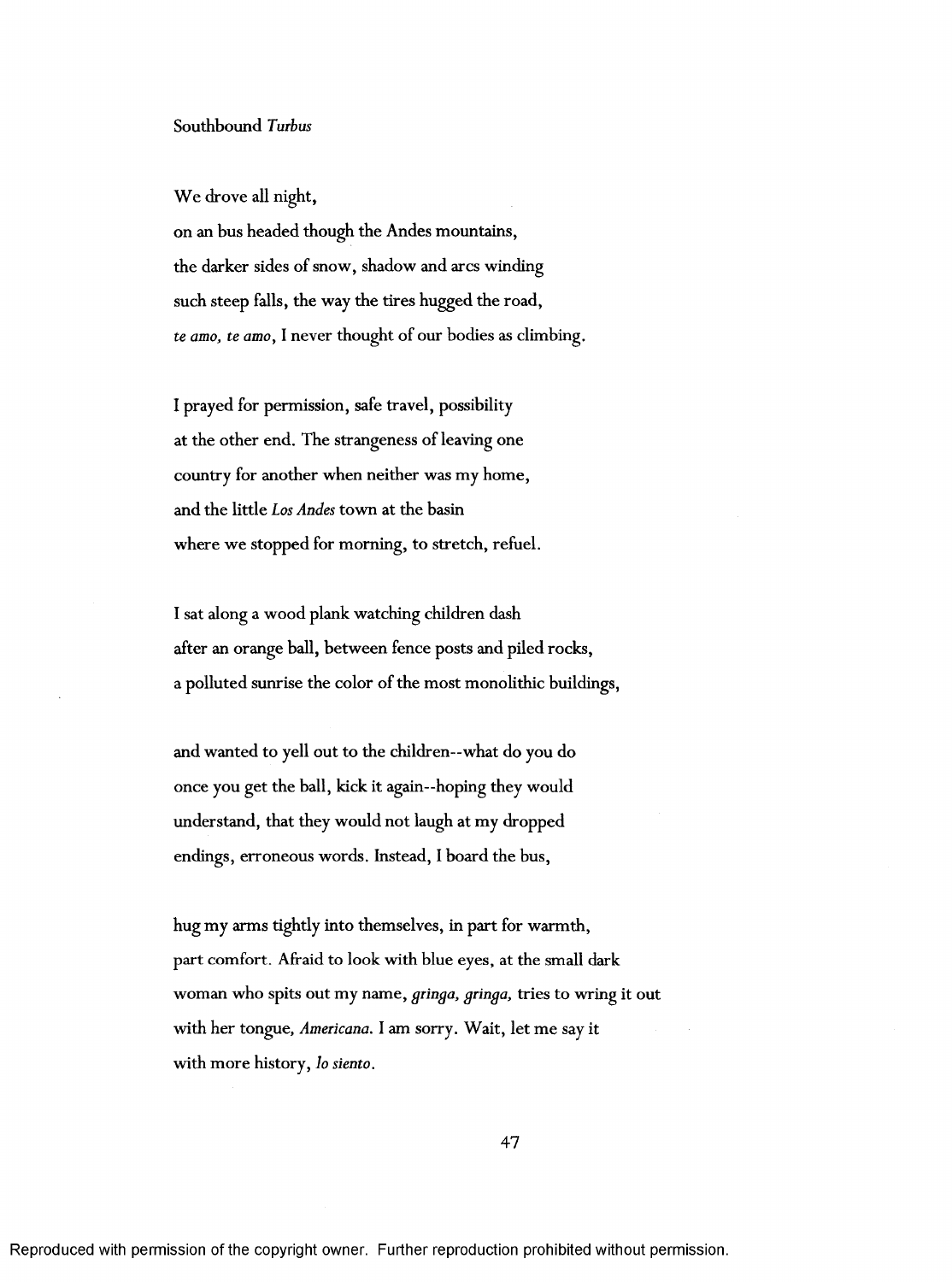Southbound *Turbus*

We drove all night,
on an bus headed though the Andes mountains,
the darker sides of snow, shadow and arcs winding
such steep falls, the way the tires hugged the road,
*te amo, te amo*, I never thought of our bodies as climbing.

I prayed for permission, safe travel, possibility
at the other end. The strangeness of leaving one
country for another when neither was my home,
and the little *Los Andes* town at the basin
where we stopped for morning, to stretch, refuel.

I sat along a wood plank watching children dash
after an orange ball, between fence posts and piled rocks,
a polluted sunrise the color of the most monolithic buildings,

and wanted to yell out to the children--what do you do
once you get the ball, kick it again--hoping they would
understand, that they would not laugh at my dropped
endings, erroneous words. Instead, I board the bus,

hug my arms tightly into themselves, in part for warmth,
part comfort. Afraid to look with blue eyes, at the small dark
woman who spits out my name, *gringa, gringa,* tries to wring it out
with her tongue, *Americana.* I am sorry. Wait, let me say it
with more history, *lo siento.*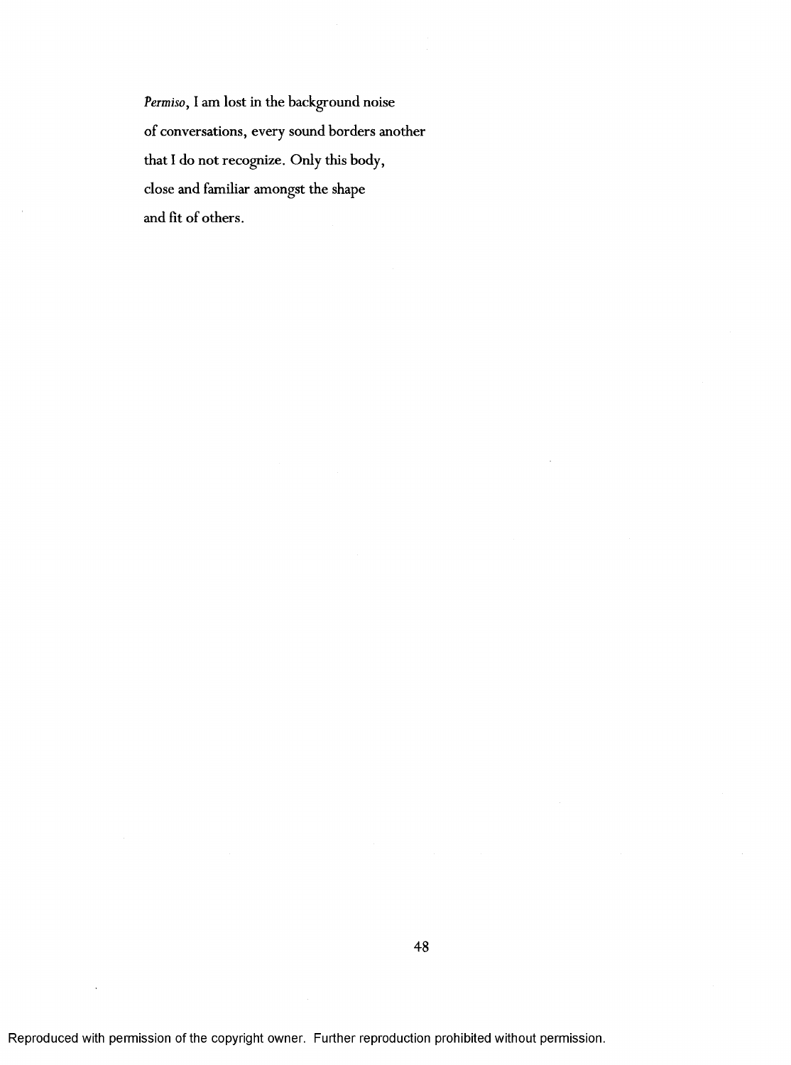*Permiso*, I am lost in the background noise  
of conversations, every sound borders another  
that I do not recognize. Only this body,  
close and familiar amongst the shape  
and fit of others.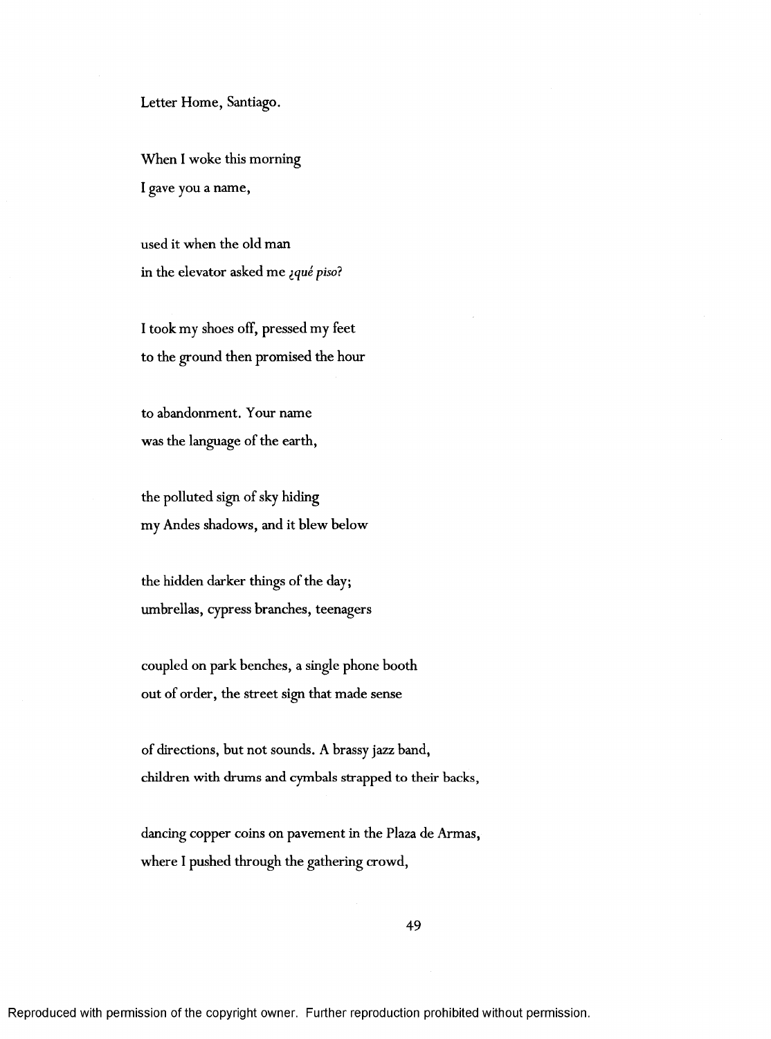Letter Home, Santiago.

When I woke this morning
I gave you a name,

used it when the old man
in the elevator asked me *¿qué piso?*

I took my shoes off, pressed my feet
to the ground then promised the hour

to abandonment. Your name
was the language of the earth,

the polluted sign of sky hiding
my Andes shadows, and it blew below

the hidden darker things of the day;
umbrellas, cypress branches, teenagers

coupled on park benches, a single phone booth
out of order, the street sign that made sense

of directions, but not sounds. A brassy jazz band,
children with drums and cymbals strapped to their backs,

dancing copper coins on pavement in the Plaza de Armas,
where I pushed through the gathering crowd,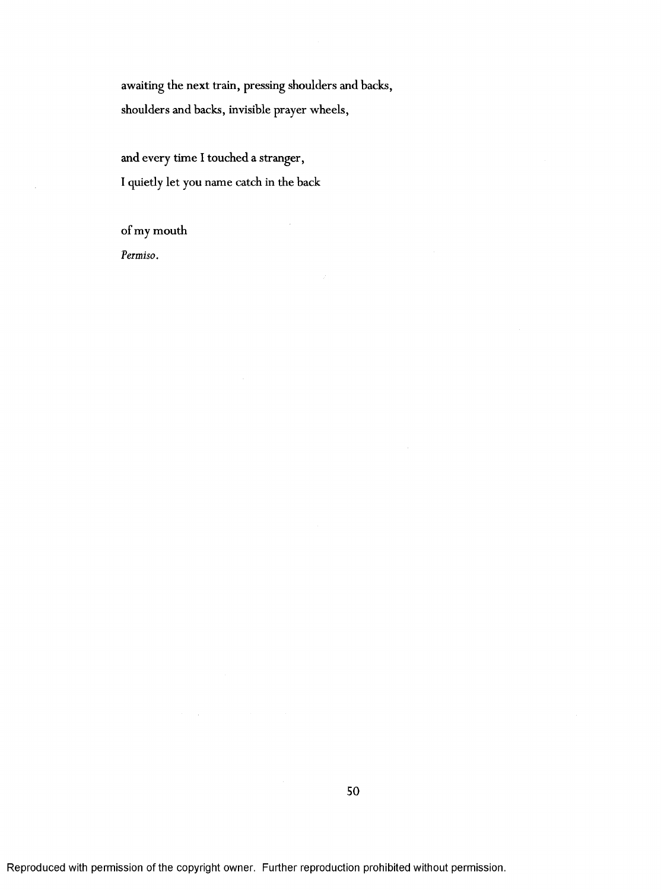awaiting the next train, pressing shoulders and backs,

shoulders and backs, invisible prayer wheels,

and every time I touched a stranger,

I quietly let you name catch in the back

of my mouth

*Permiso.*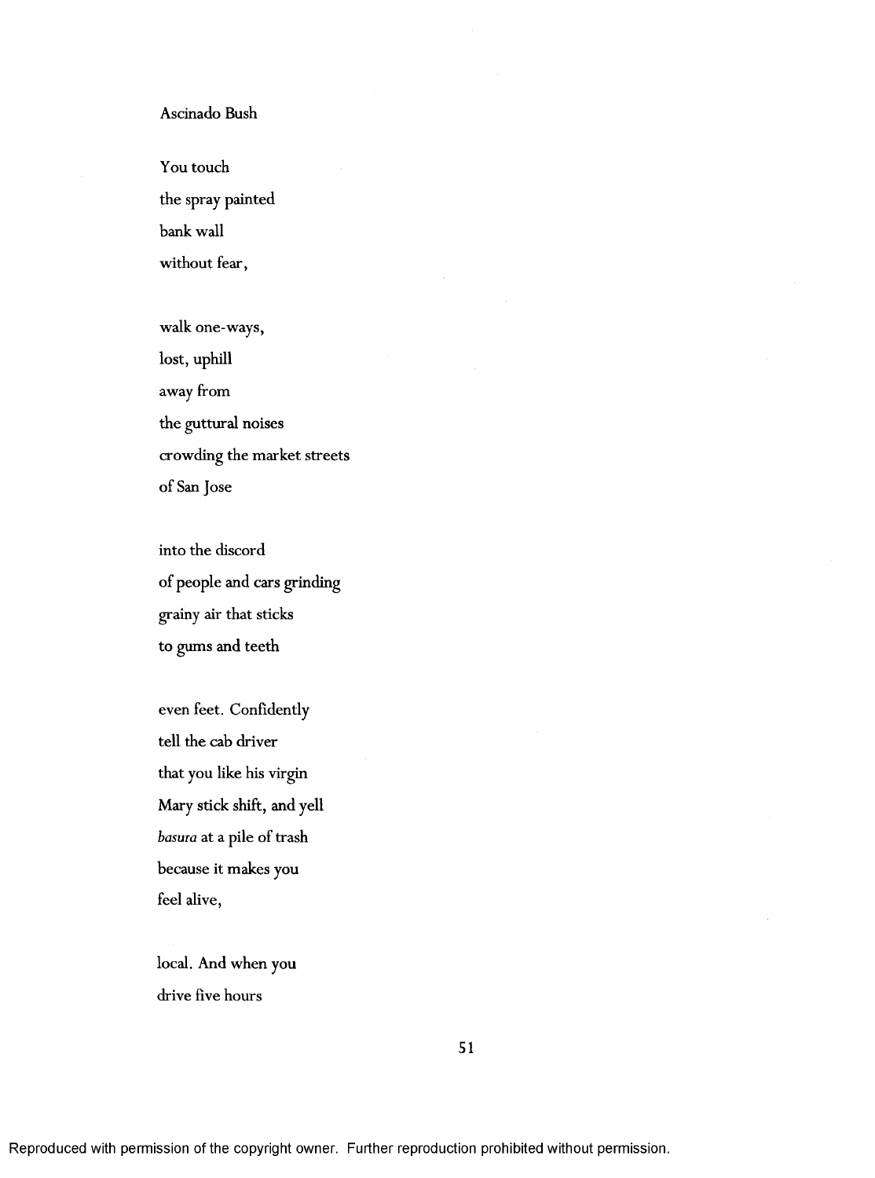## Ascinado Bush

You touch
the spray painted
bank wall
without fear,

walk one-ways,
lost, uphill
away from
the guttural noises
crowding the market streets
of San Jose

into the discord
of people and cars grinding
grainy air that sticks
to gums and teeth

even feet. Confidently
tell the cab driver
that you like his virgin
Mary stick shift, and yell
*basura* at a pile of trash
because it makes you
feel alive,

local. And when you
drive five hours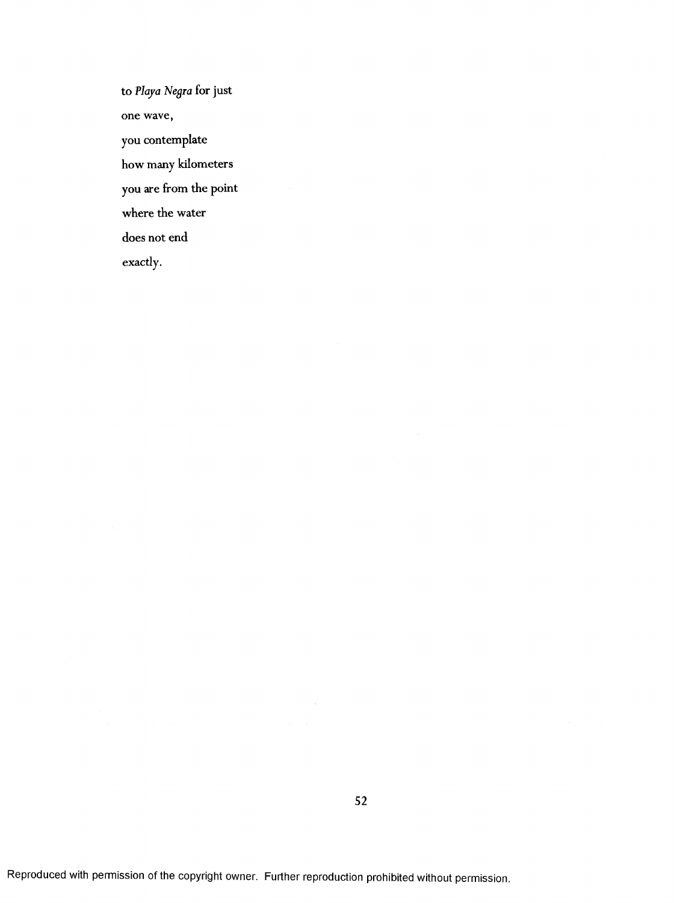to *Playa Negra* for just

one wave,

you contemplate

how many kilometers

you are from the point

where the water

does not end

exactly.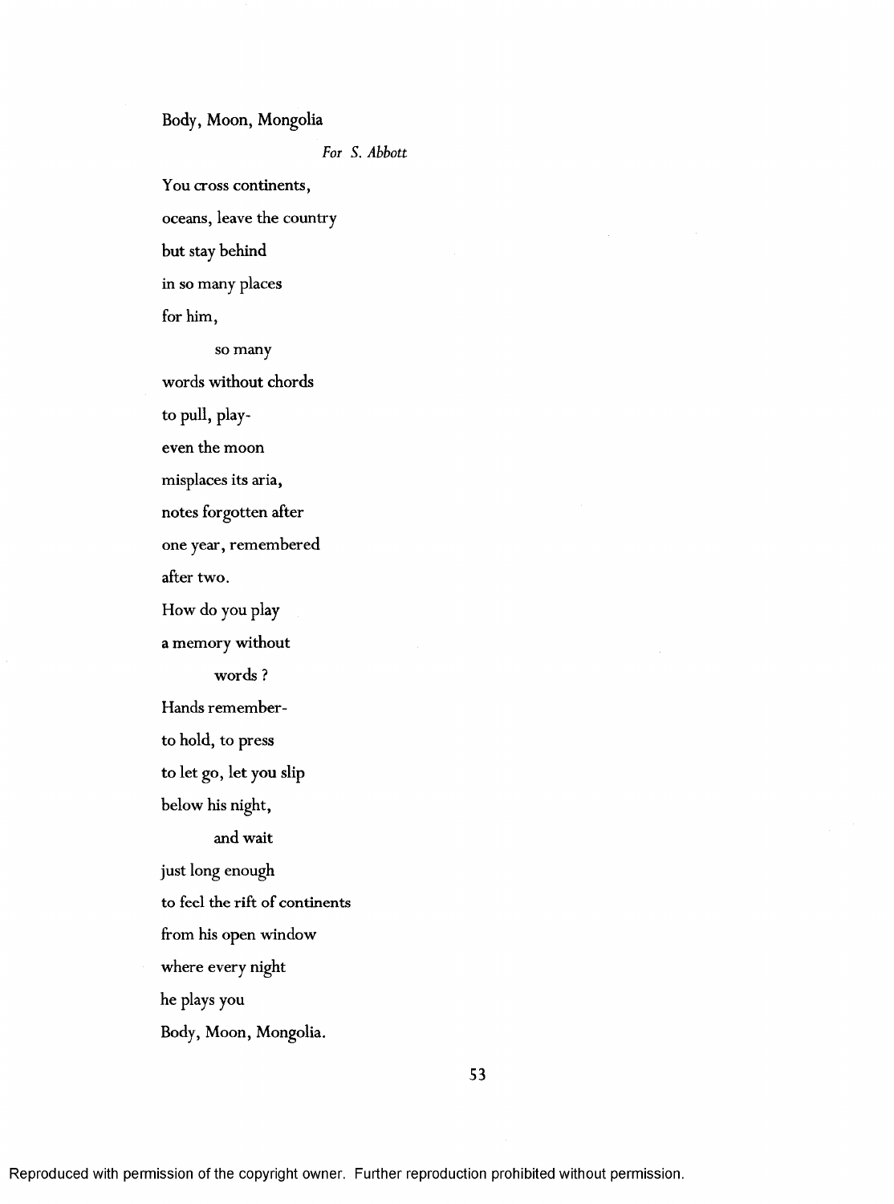## Body, Moon, Mongolia

*For S. Abbott*

You cross continents,  
oceans, leave the country  
but stay behind  
in so many places  
for him,  
        so many  
words without chords  
to pull, play-  
even the moon  
misplaces its aria,  
notes forgotten after  
one year, remembered  
after two.  
How do you play  
a memory without  
        words ?  
Hands remember-  
to hold, to press  
to let go, let you slip  
below his night,  
        and wait  
just long enough  
to feel the rift of continents  
from his open window  
where every night  
he plays you  
Body, Moon, Mongolia.

Reproduced with permission of the copyright owner. Further reproduction prohibited without permission.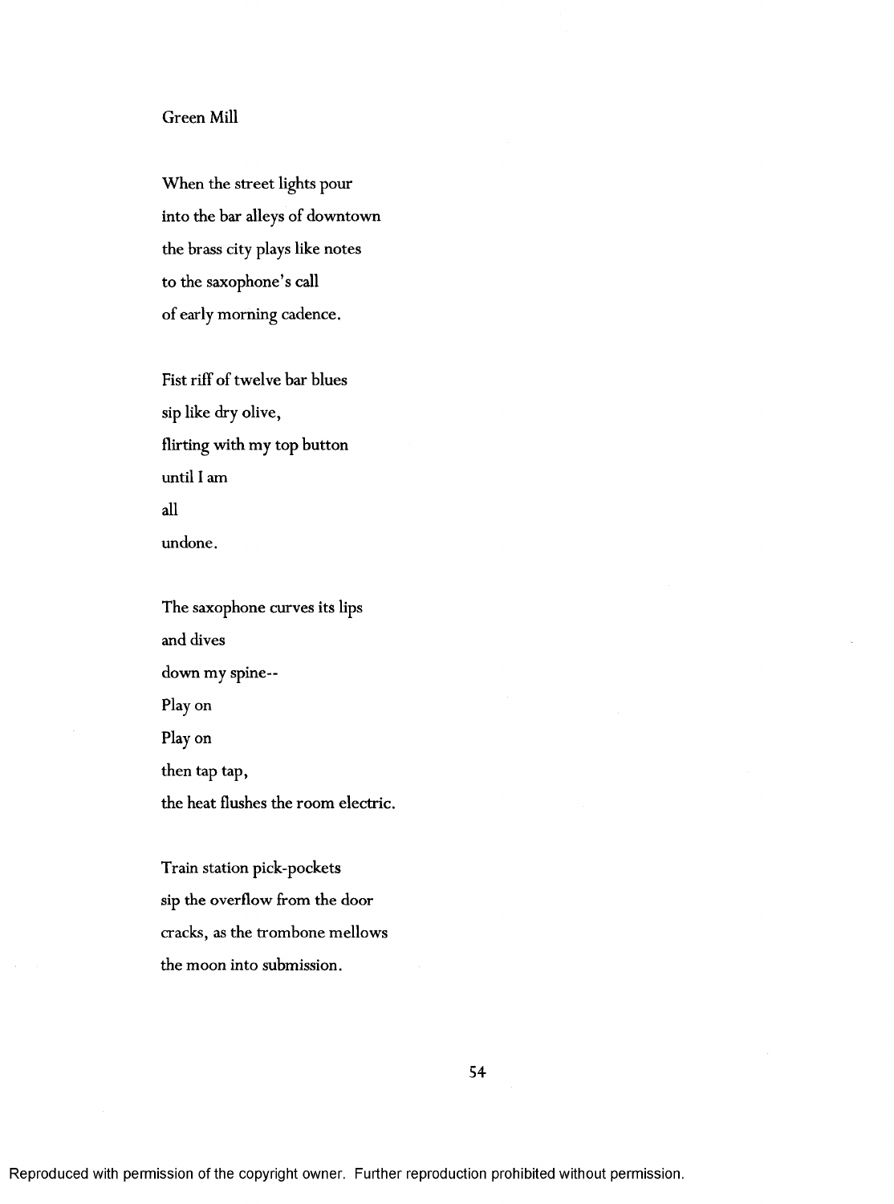## Green Mill

When the street lights pour
into the bar alleys of downtown
the brass city plays like notes
to the saxophone's call
of early morning cadence.

Fist riff of twelve bar blues
sip like dry olive,
flirting with my top button
until I am
all
undone.

The saxophone curves its lips
and dives
down my spine--
Play on
Play on
then tap tap,
the heat flushes the room electric.

Train station pick-pockets
sip the overflow from the door
cracks, as the trombone mellows
the moon into submission.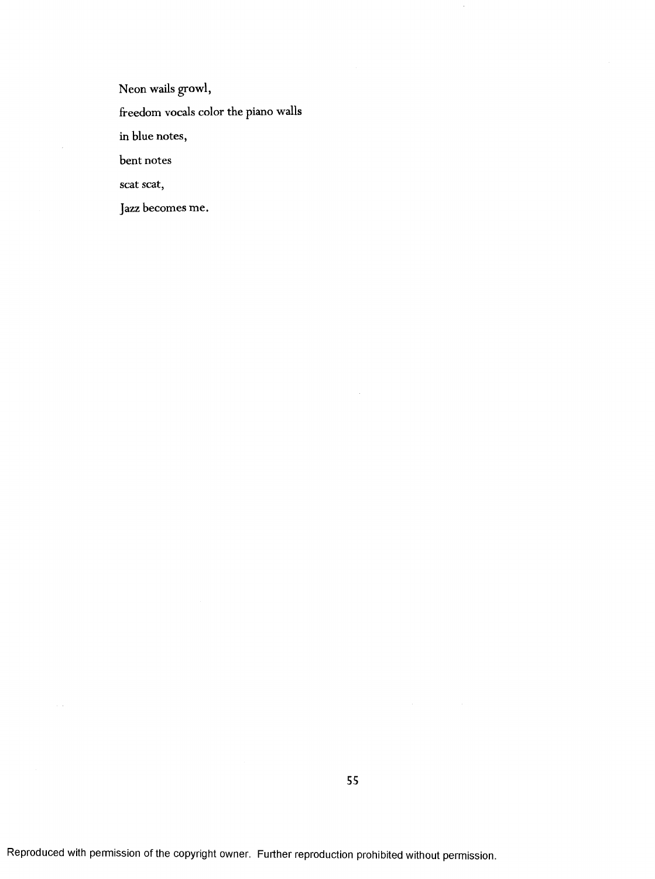Neon wails growl,

freedom vocals color the piano walls

in blue notes,

bent notes

scat scat,

Jazz becomes me.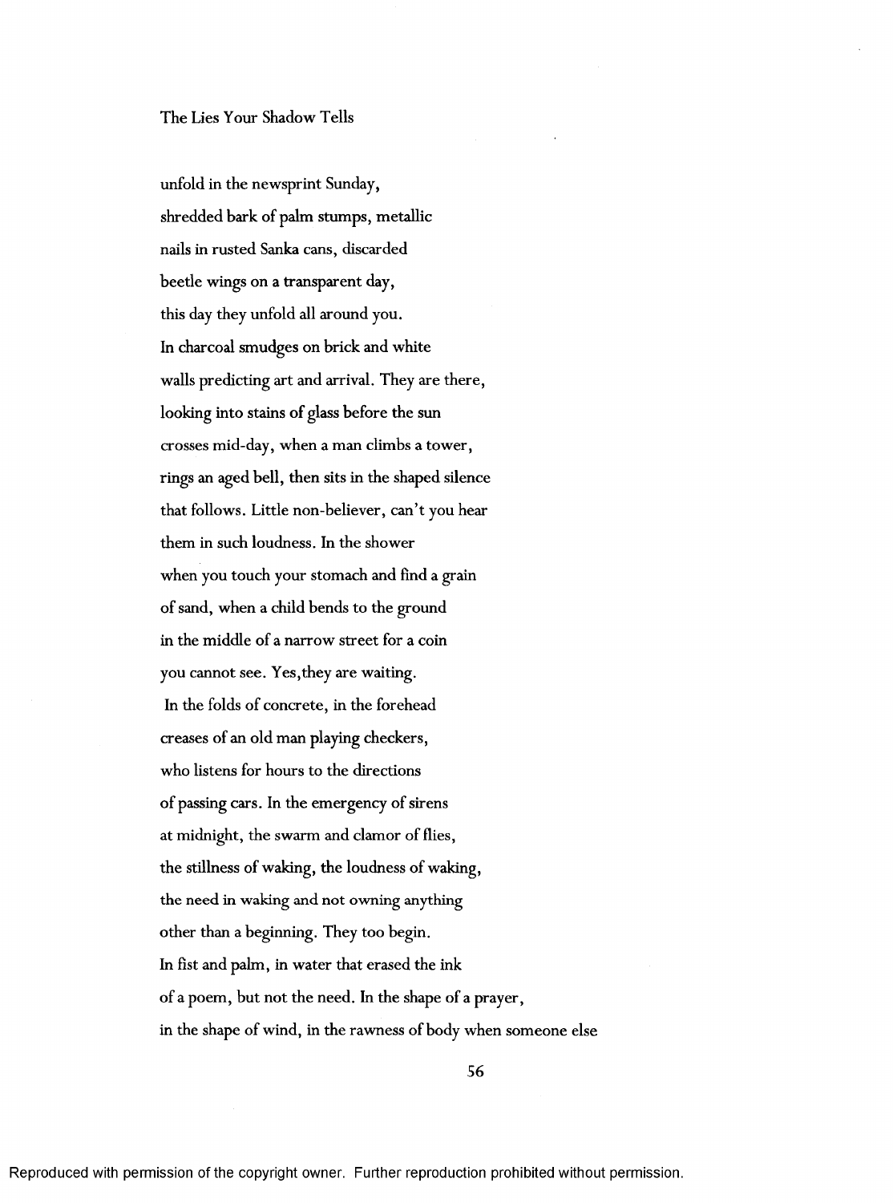The Lies Your Shadow Tells

unfold in the newsprint Sunday,
shredded bark of palm stumps, metallic
nails in rusted Sanka cans, discarded
beetle wings on a transparent day,
this day they unfold all around you.
In charcoal smudges on brick and white
walls predicting art and arrival. They are there,
looking into stains of glass before the sun
crosses mid-day, when a man climbs a tower,
rings an aged bell, then sits in the shaped silence
that follows. Little non-believer, can't you hear
them in such loudness. In the shower
when you touch your stomach and find a grain
of sand, when a child bends to the ground
in the middle of a narrow street for a coin
you cannot see. Yes,they are waiting.
In the folds of concrete, in the forehead
creases of an old man playing checkers,
who listens for hours to the directions
of passing cars. In the emergency of sirens
at midnight, the swarm and clamor of flies,
the stillness of waking, the loudness of waking,
the need in waking and not owning anything
other than a beginning. They too begin.
In fist and palm, in water that erased the ink
of a poem, but not the need. In the shape of a prayer,
in the shape of wind, in the rawness of body when someone else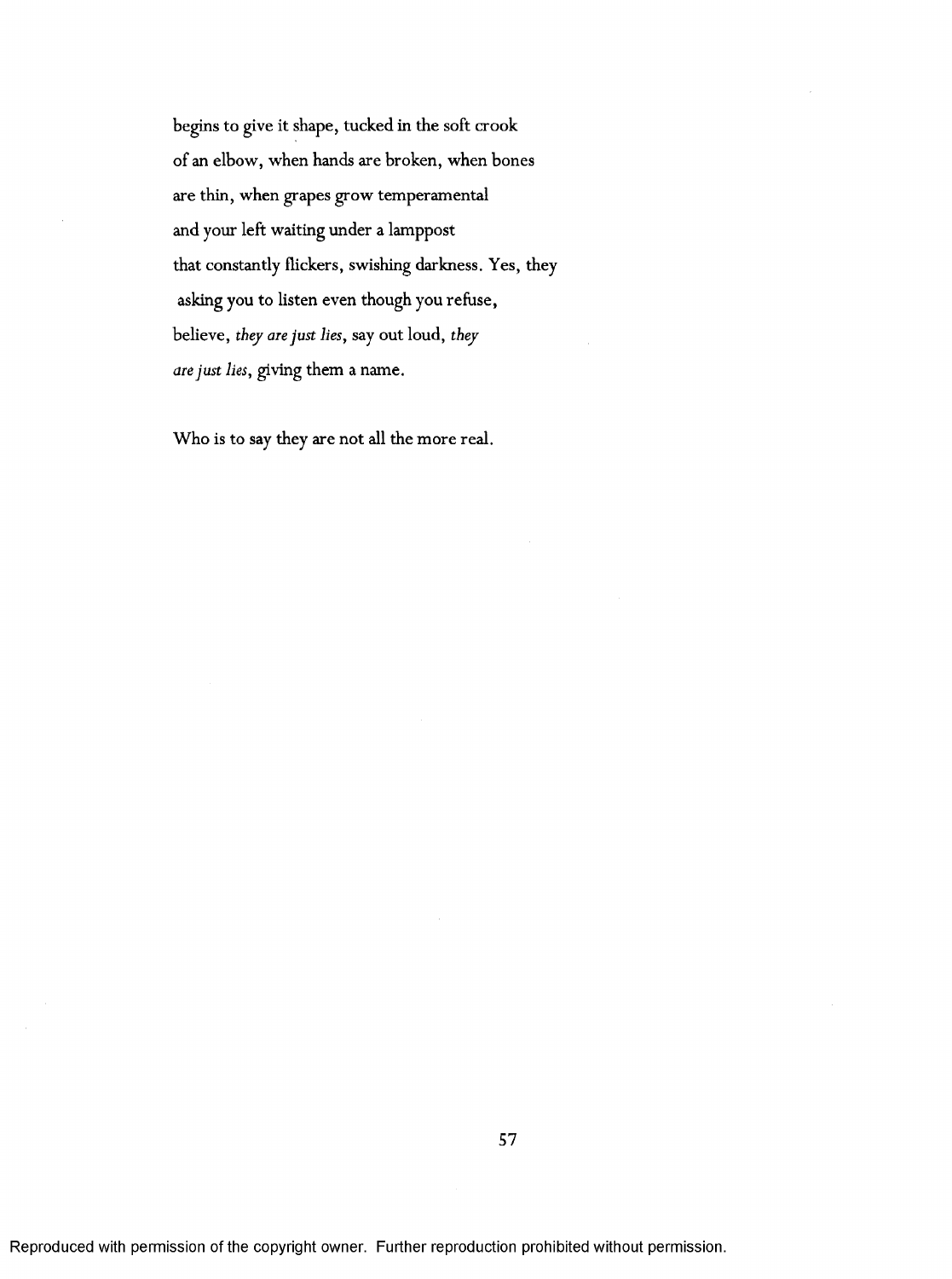begins to give it shape, tucked in the soft crook
of an elbow, when hands are broken, when bones
are thin, when grapes grow temperamental
and your left waiting under a lamppost
that constantly flickers, swishing darkness. Yes, they
 asking you to listen even though you refuse,
believe, *they are just lies*, say out loud, *they*
*are just lies*, giving them a name.

Who is to say they are not all the more real.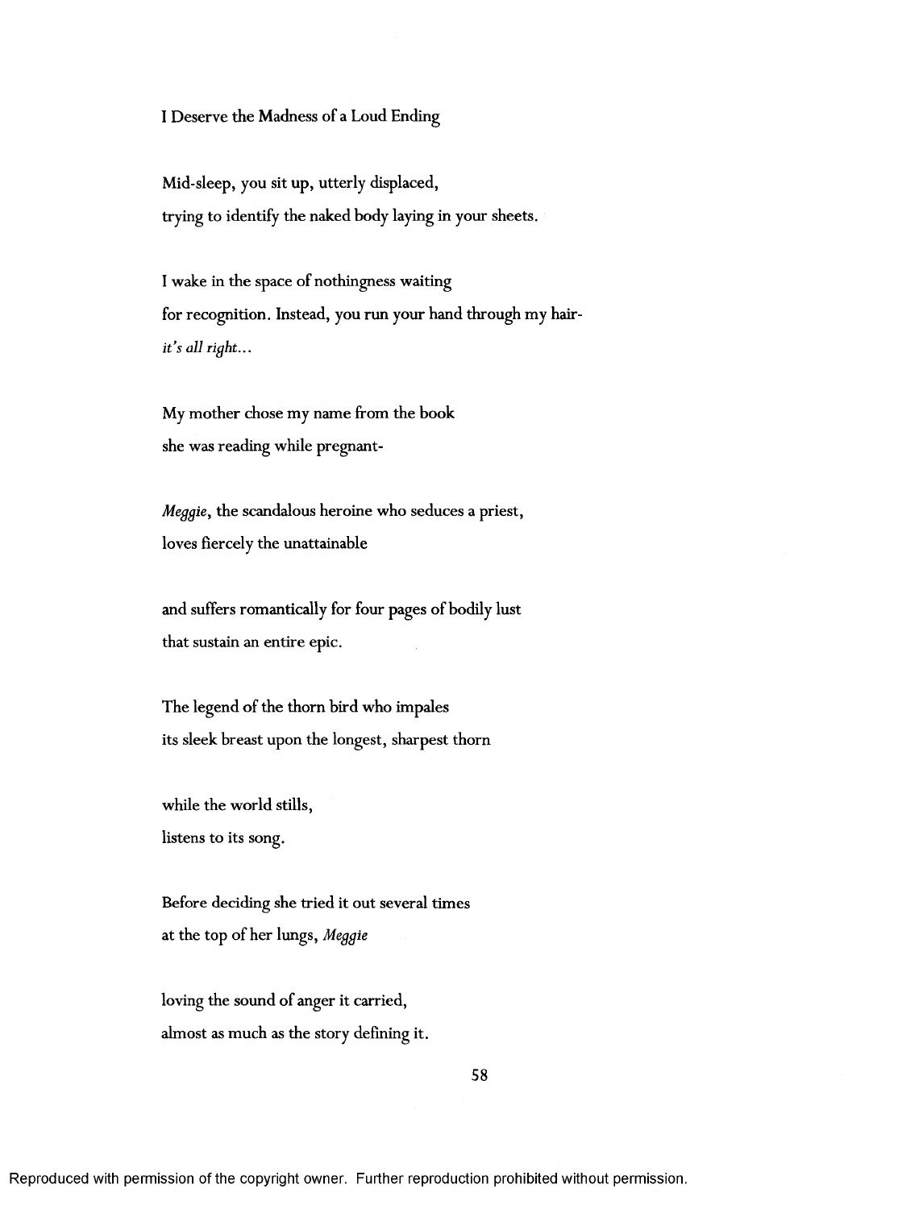I Deserve the Madness of a Loud Ending

Mid-sleep, you sit up, utterly displaced,
trying to identify the naked body laying in your sheets.

I wake in the space of nothingness waiting
for recognition. Instead, you run your hand through my hair-
*it's all right...*

My mother chose my name from the book
she was reading while pregnant-

*Meggie*, the scandalous heroine who seduces a priest,
loves fiercely the unattainable

and suffers romantically for four pages of bodily lust
that sustain an entire epic.

The legend of the thorn bird who impales
its sleek breast upon the longest, sharpest thorn

while the world stills,
listens to its song.

Before deciding she tried it out several times
at the top of her lungs, *Meggie*

loving the sound of anger it carried,
almost as much as the story defining it.

Reproduced with permission of the copyright owner. Further reproduction prohibited without permission.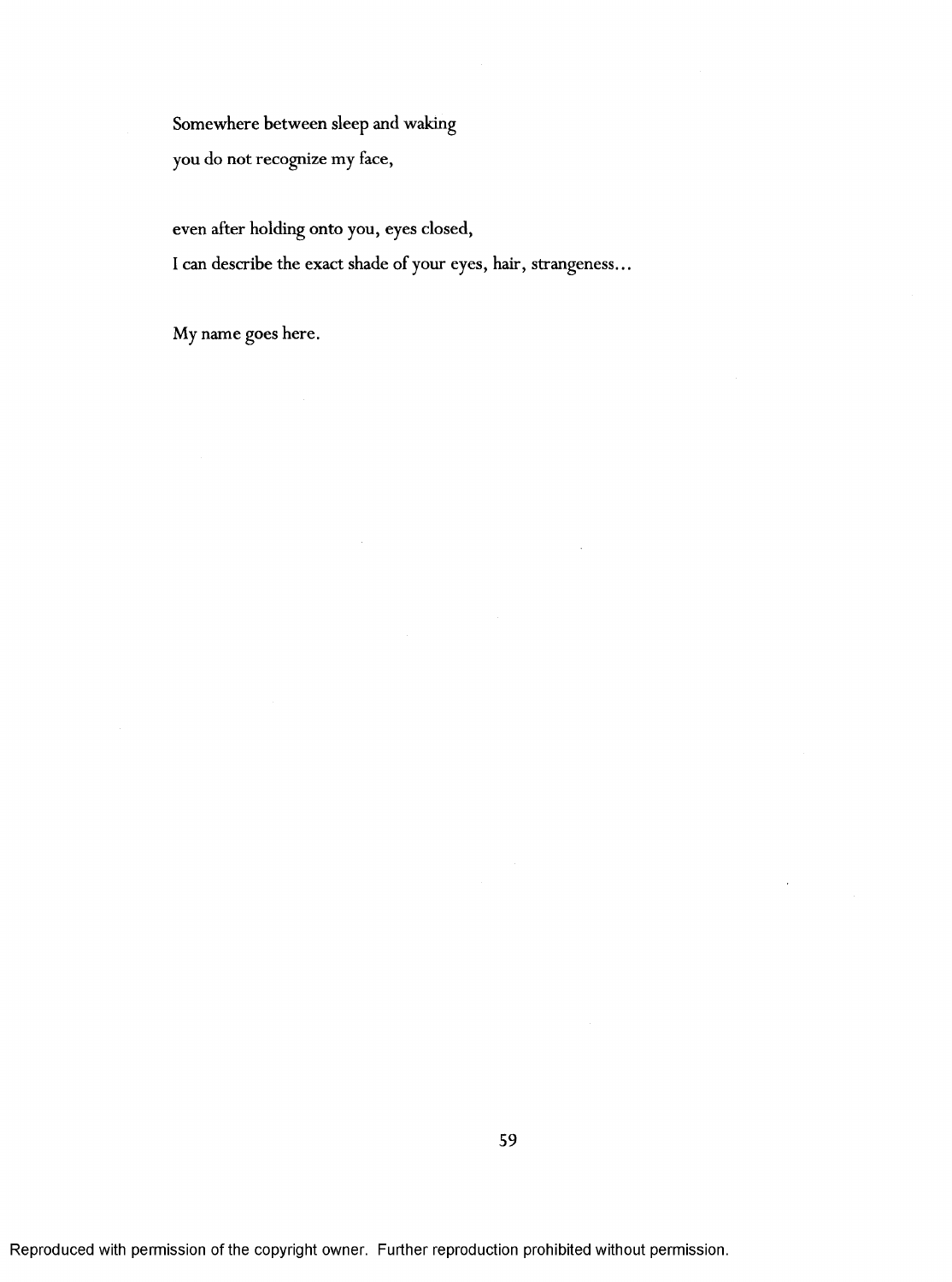Somewhere between sleep and waking

you do not recognize my face,

even after holding onto you, eyes closed,

I can describe the exact shade of your eyes, hair, strangeness...

My name goes here.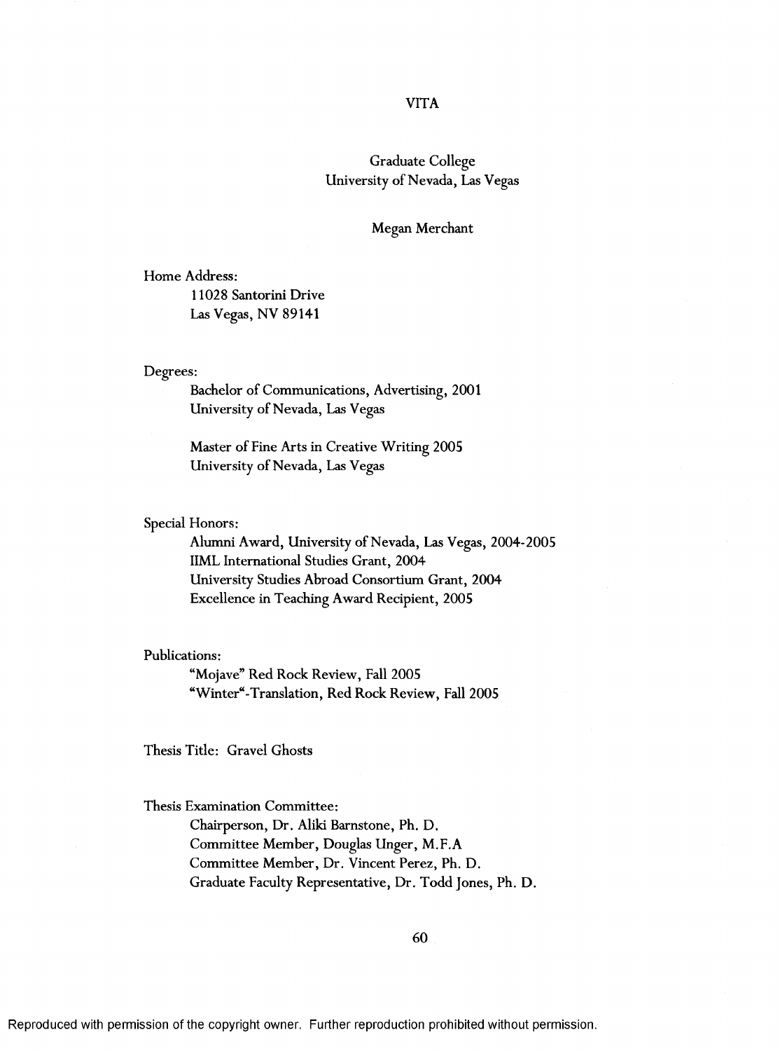# VITA

Graduate College
University of Nevada, Las Vegas

Megan Merchant

Home Address:

11028 Santorini Drive
Las Vegas, NV 89141

Degrees:

Bachelor of Communications, Advertising, 2001
University of Nevada, Las Vegas

Master of Fine Arts in Creative Writing 2005
University of Nevada, Las Vegas

Special Honors:

Alumni Award, University of Nevada, Las Vegas, 2004-2005
IIML International Studies Grant, 2004
University Studies Abroad Consortium Grant, 2004
Excellence in Teaching Award Recipient, 2005

Publications:

"Mojave" Red Rock Review, Fall 2005
"Winter"-Translation, Red Rock Review, Fall 2005

Thesis Title: Gravel Ghosts

Thesis Examination Committee:

Chairperson, Dr. Aliki Barnstone, Ph. D.
Committee Member, Douglas Unger, M.F.A
Committee Member, Dr. Vincent Perez, Ph. D.
Graduate Faculty Representative, Dr. Todd Jones, Ph. D.

Reproduced with permission of the copyright owner. Further reproduction prohibited without permission.